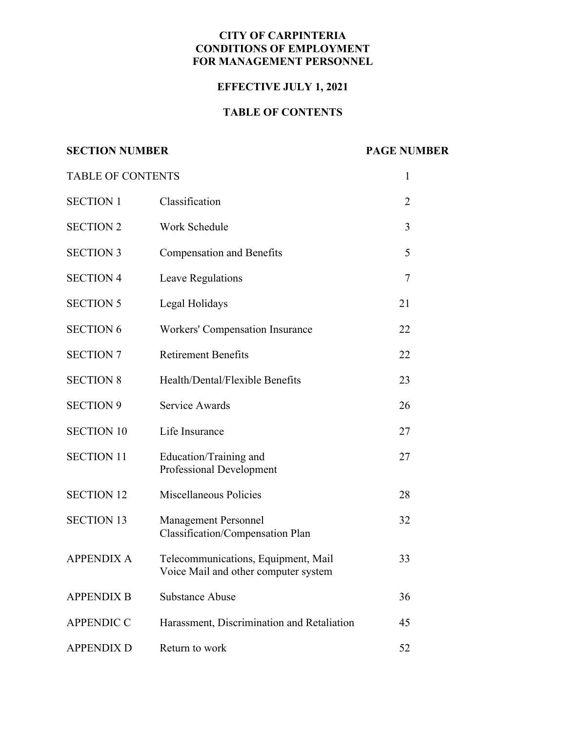# CITY OF CARPINTERIA
# CONDITIONS OF EMPLOYMENT
# FOR MANAGEMENT PERSONNEL

## EFFECTIVE JULY 1, 2021

## TABLE OF CONTENTS

| SECTION NUMBER | | PAGE NUMBER |
|---|---|---|
| TABLE OF CONTENTS | | 1 |
| SECTION 1 | Classification | 2 |
| SECTION 2 | Work Schedule | 3 |
| SECTION 3 | Compensation and Benefits | 5 |
| SECTION 4 | Leave Regulations | 7 |
| SECTION 5 | Legal Holidays | 21 |
| SECTION 6 | Workers' Compensation Insurance | 22 |
| SECTION 7 | Retirement Benefits | 22 |
| SECTION 8 | Health/Dental/Flexible Benefits | 23 |
| SECTION 9 | Service Awards | 26 |
| SECTION 10 | Life Insurance | 27 |
| SECTION 11 | Education/Training and Professional Development | 27 |
| SECTION 12 | Miscellaneous Policies | 28 |
| SECTION 13 | Management Personnel Classification/Compensation Plan | 32 |
| APPENDIX A | Telecommunications, Equipment, Mail Voice Mail and other computer system | 33 |
| APPENDIX B | Substance Abuse | 36 |
| APPENDIC C | Harassment, Discrimination and Retaliation | 45 |
| APPENDIX D | Return to work | 52 |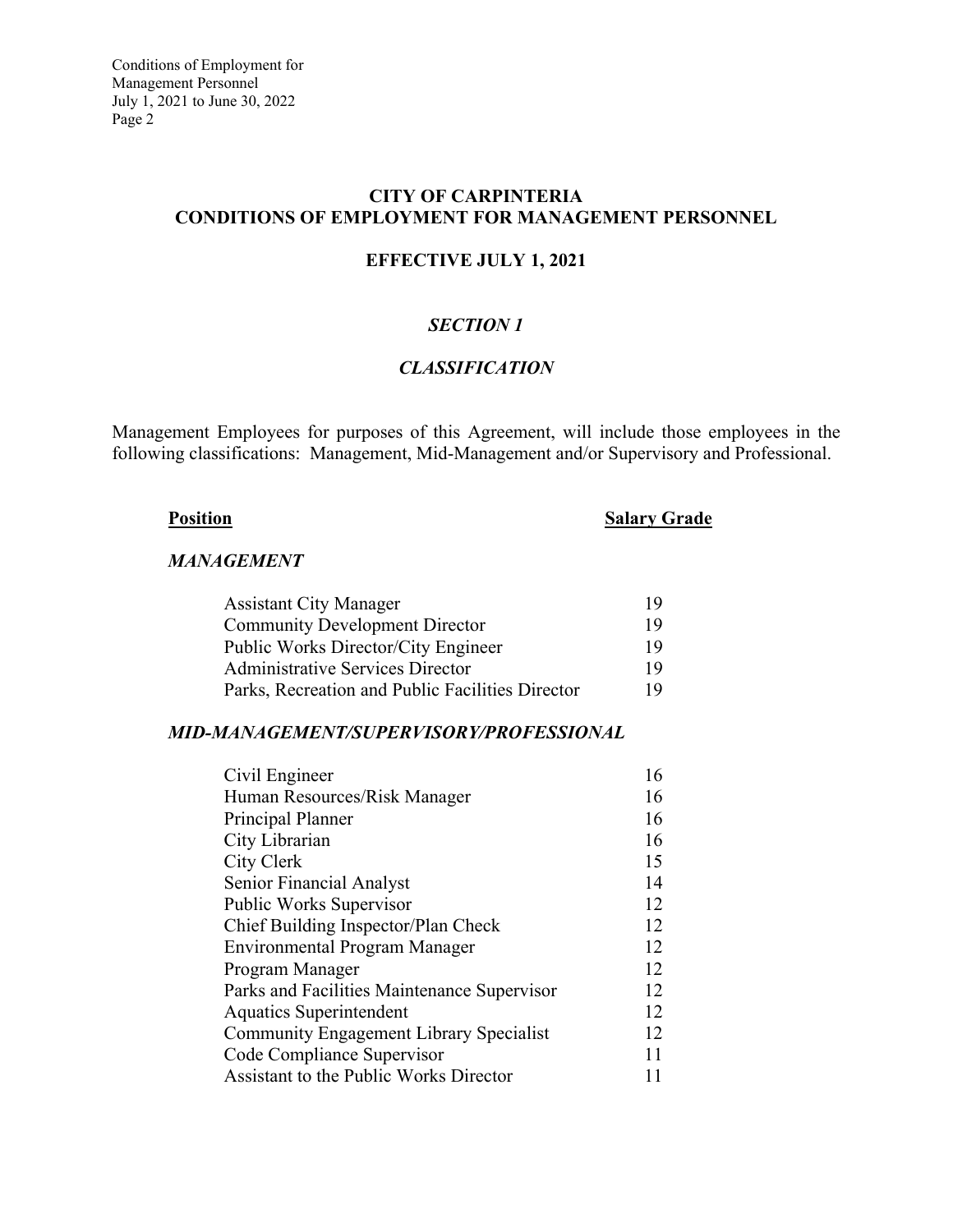# CITY OF CARPINTERIA
# CONDITIONS OF EMPLOYMENT FOR MANAGEMENT PERSONNEL

## EFFECTIVE JULY 1, 2021

### *SECTION 1*

### *CLASSIFICATION*

Management Employees for purposes of this Agreement, will include those employees in the following classifications: Management, Mid-Management and/or Supervisory and Professional.

| Position | Salary Grade |
|---|---|
| ***MANAGEMENT*** | |
| Assistant City Manager | 19 |
| Community Development Director | 19 |
| Public Works Director/City Engineer | 19 |
| Administrative Services Director | 19 |
| Parks, Recreation and Public Facilities Director | 19 |
| ***MID-MANAGEMENT/SUPERVISORY/PROFESSIONAL*** | |
| Civil Engineer | 16 |
| Human Resources/Risk Manager | 16 |
| Principal Planner | 16 |
| City Librarian | 16 |
| City Clerk | 15 |
| Senior Financial Analyst | 14 |
| Public Works Supervisor | 12 |
| Chief Building Inspector/Plan Check | 12 |
| Environmental Program Manager | 12 |
| Program Manager | 12 |
| Parks and Facilities Maintenance Supervisor | 12 |
| Aquatics Superintendent | 12 |
| Community Engagement Library Specialist | 12 |
| Code Compliance Supervisor | 11 |
| Assistant to the Public Works Director | 11 |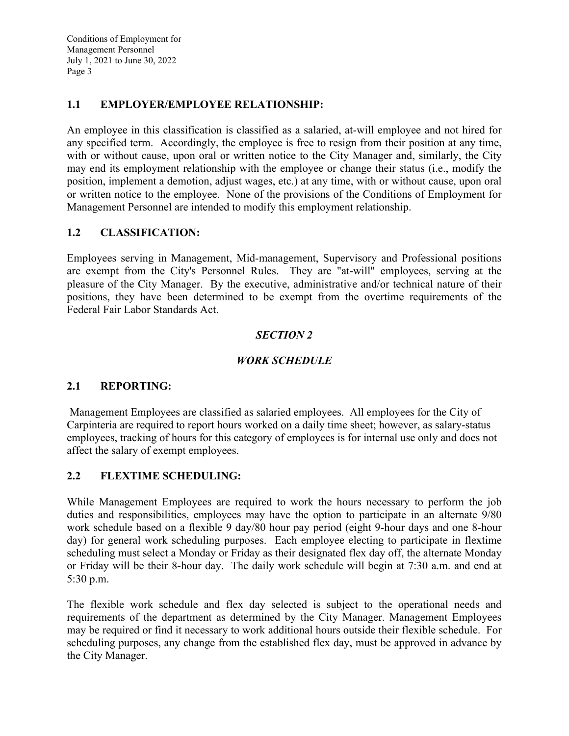### 1.1 EMPLOYER/EMPLOYEE RELATIONSHIP:

An employee in this classification is classified as a salaried, at-will employee and not hired for any specified term. Accordingly, the employee is free to resign from their position at any time, with or without cause, upon oral or written notice to the City Manager and, similarly, the City may end its employment relationship with the employee or change their status (i.e., modify the position, implement a demotion, adjust wages, etc.) at any time, with or without cause, upon oral or written notice to the employee. None of the provisions of the Conditions of Employment for Management Personnel are intended to modify this employment relationship.

### 1.2 CLASSIFICATION:

Employees serving in Management, Mid-management, Supervisory and Professional positions are exempt from the City's Personnel Rules. They are "at-will" employees, serving at the pleasure of the City Manager. By the executive, administrative and/or technical nature of their positions, they have been determined to be exempt from the overtime requirements of the Federal Fair Labor Standards Act.

## *SECTION 2*

## *WORK SCHEDULE*

### 2.1 REPORTING:

Management Employees are classified as salaried employees. All employees for the City of Carpinteria are required to report hours worked on a daily time sheet; however, as salary-status employees, tracking of hours for this category of employees is for internal use only and does not affect the salary of exempt employees.

### 2.2 FLEXTIME SCHEDULING:

While Management Employees are required to work the hours necessary to perform the job duties and responsibilities, employees may have the option to participate in an alternate 9/80 work schedule based on a flexible 9 day/80 hour pay period (eight 9-hour days and one 8-hour day) for general work scheduling purposes. Each employee electing to participate in flextime scheduling must select a Monday or Friday as their designated flex day off, the alternate Monday or Friday will be their 8-hour day. The daily work schedule will begin at 7:30 a.m. and end at 5:30 p.m.

The flexible work schedule and flex day selected is subject to the operational needs and requirements of the department as determined by the City Manager. Management Employees may be required or find it necessary to work additional hours outside their flexible schedule. For scheduling purposes, any change from the established flex day, must be approved in advance by the City Manager.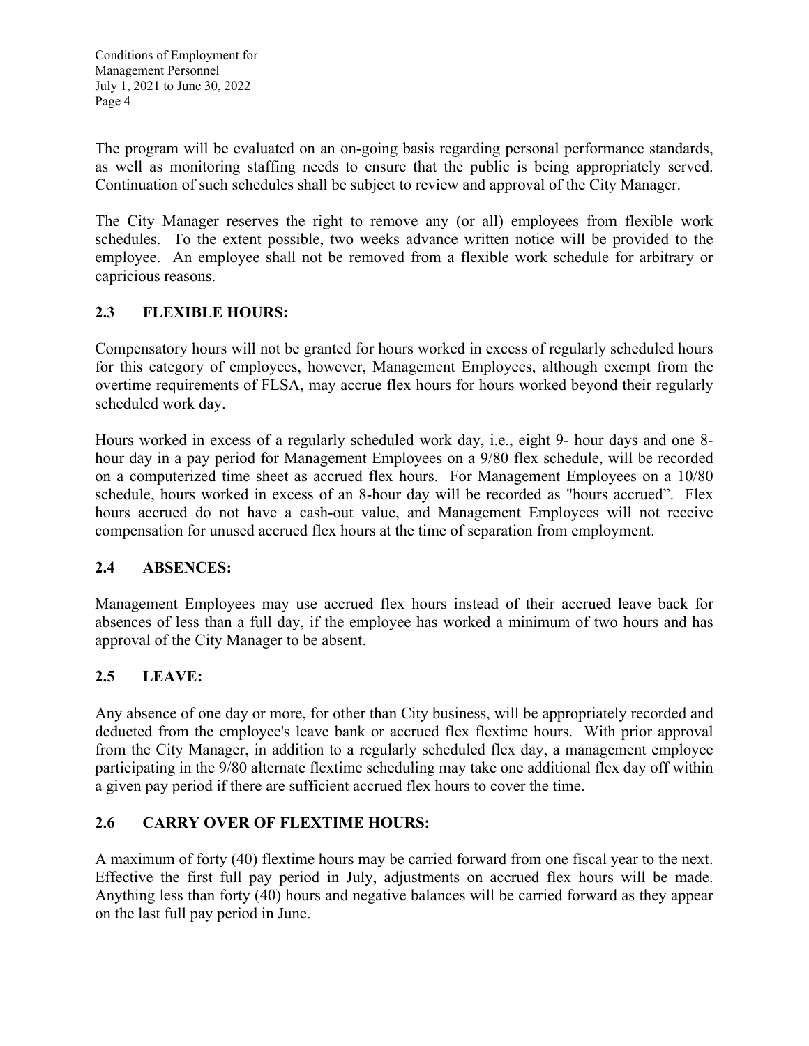The program will be evaluated on an on-going basis regarding personal performance standards, as well as monitoring staffing needs to ensure that the public is being appropriately served. Continuation of such schedules shall be subject to review and approval of the City Manager.

The City Manager reserves the right to remove any (or all) employees from flexible work schedules. To the extent possible, two weeks advance written notice will be provided to the employee. An employee shall not be removed from a flexible work schedule for arbitrary or capricious reasons.

### 2.3 FLEXIBLE HOURS:

Compensatory hours will not be granted for hours worked in excess of regularly scheduled hours for this category of employees, however, Management Employees, although exempt from the overtime requirements of FLSA, may accrue flex hours for hours worked beyond their regularly scheduled work day.

Hours worked in excess of a regularly scheduled work day, i.e., eight 9- hour days and one 8-hour day in a pay period for Management Employees on a 9/80 flex schedule, will be recorded on a computerized time sheet as accrued flex hours. For Management Employees on a 10/80 schedule, hours worked in excess of an 8-hour day will be recorded as "hours accrued". Flex hours accrued do not have a cash-out value, and Management Employees will not receive compensation for unused accrued flex hours at the time of separation from employment.

### 2.4 ABSENCES:

Management Employees may use accrued flex hours instead of their accrued leave back for absences of less than a full day, if the employee has worked a minimum of two hours and has approval of the City Manager to be absent.

### 2.5 LEAVE:

Any absence of one day or more, for other than City business, will be appropriately recorded and deducted from the employee's leave bank or accrued flex flextime hours. With prior approval from the City Manager, in addition to a regularly scheduled flex day, a management employee participating in the 9/80 alternate flextime scheduling may take one additional flex day off within a given pay period if there are sufficient accrued flex hours to cover the time.

### 2.6 CARRY OVER OF FLEXTIME HOURS:

A maximum of forty (40) flextime hours may be carried forward from one fiscal year to the next. Effective the first full pay period in July, adjustments on accrued flex hours will be made. Anything less than forty (40) hours and negative balances will be carried forward as they appear on the last full pay period in June.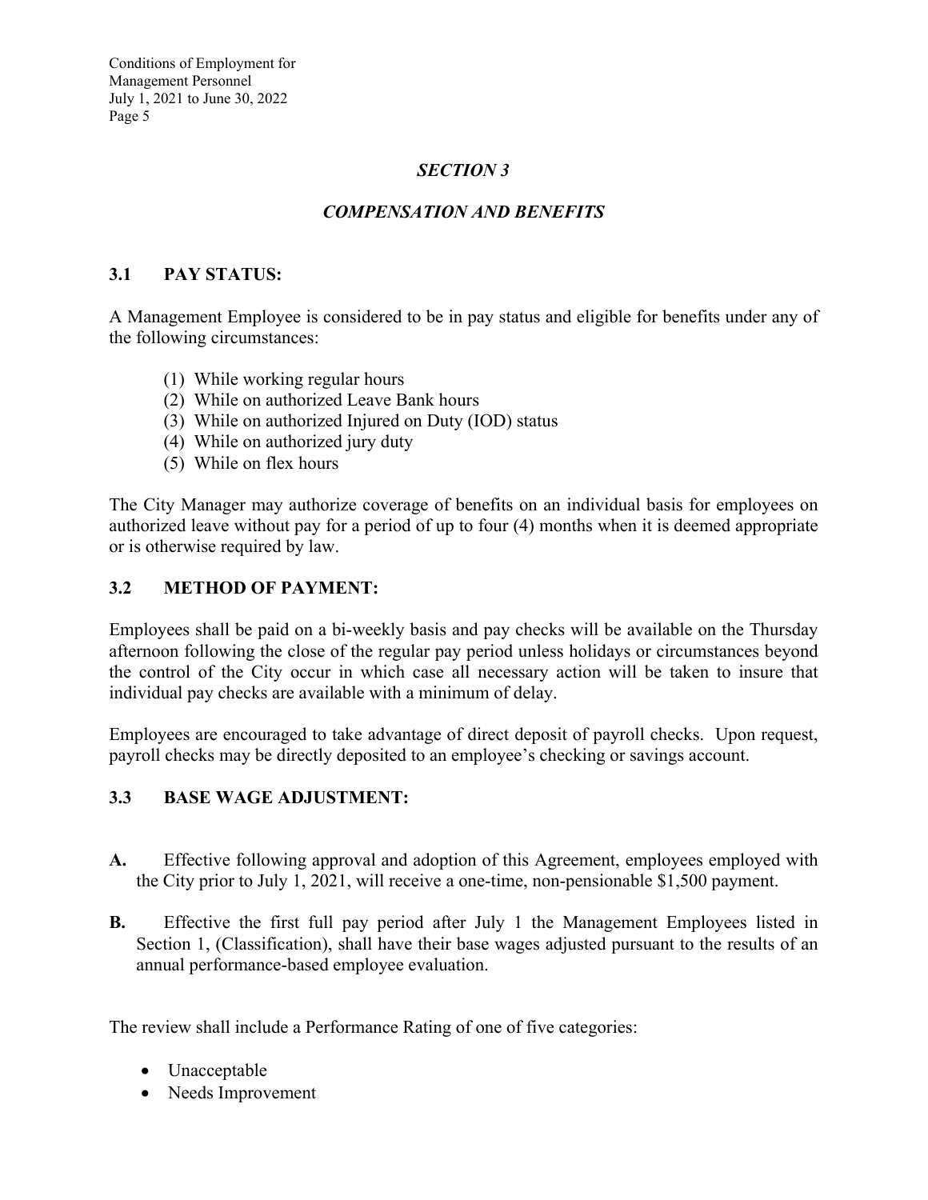## *SECTION 3*

## *COMPENSATION AND BENEFITS*

### 3.1 PAY STATUS:

A Management Employee is considered to be in pay status and eligible for benefits under any of the following circumstances:

(1) While working regular hours
(2) While on authorized Leave Bank hours
(3) While on authorized Injured on Duty (IOD) status
(4) While on authorized jury duty
(5) While on flex hours

The City Manager may authorize coverage of benefits on an individual basis for employees on authorized leave without pay for a period of up to four (4) months when it is deemed appropriate or is otherwise required by law.

### 3.2 METHOD OF PAYMENT:

Employees shall be paid on a bi-weekly basis and pay checks will be available on the Thursday afternoon following the close of the regular pay period unless holidays or circumstances beyond the control of the City occur in which case all necessary action will be taken to insure that individual pay checks are available with a minimum of delay.

Employees are encouraged to take advantage of direct deposit of payroll checks. Upon request, payroll checks may be directly deposited to an employee's checking or savings account.

### 3.3 BASE WAGE ADJUSTMENT:

**A.** Effective following approval and adoption of this Agreement, employees employed with the City prior to July 1, 2021, will receive a one-time, non-pensionable $1,500 payment.

**B.** Effective the first full pay period after July 1 the Management Employees listed in Section 1, (Classification), shall have their base wages adjusted pursuant to the results of an annual performance-based employee evaluation.

The review shall include a Performance Rating of one of five categories:

- Unacceptable
- Needs Improvement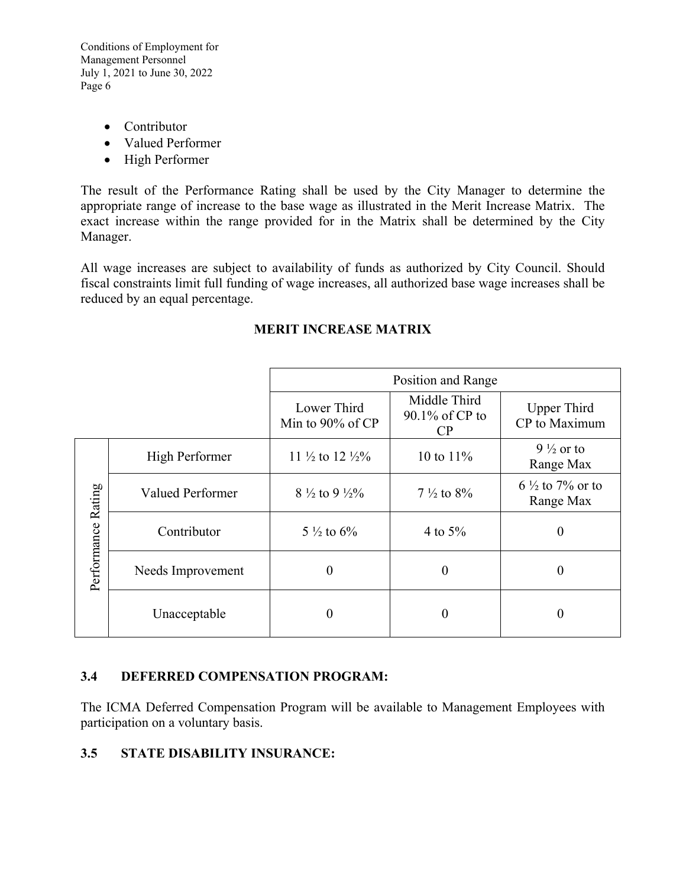- Contributor
- Valued Performer
- High Performer

The result of the Performance Rating shall be used by the City Manager to determine the appropriate range of increase to the base wage as illustrated in the Merit Increase Matrix. The exact increase within the range provided for in the Matrix shall be determined by the City Manager.

All wage increases are subject to availability of funds as authorized by City Council. Should fiscal constraints limit full funding of wage increases, all authorized base wage increases shall be reduced by an equal percentage.

**MERIT INCREASE MATRIX**

| | | Position and Range | | |
|---|---|---|---|---|
| | | Lower Third Min to 90% of CP | Middle Third 90.1% of CP to CP | Upper Third CP to Maximum |
| Performance Rating | High Performer | 11 ½ to 12 ½% | 10 to 11% | 9 ½ or to Range Max |
| | Valued Performer | 8 ½ to 9 ½% | 7 ½ to 8% | 6 ½ to 7% or to Range Max |
| | Contributor | 5 ½ to 6% | 4 to 5% | 0 |
| | Needs Improvement | 0 | 0 | 0 |
| | Unacceptable | 0 | 0 | 0 |

## 3.4 DEFERRED COMPENSATION PROGRAM:

The ICMA Deferred Compensation Program will be available to Management Employees with participation on a voluntary basis.

## 3.5 STATE DISABILITY INSURANCE: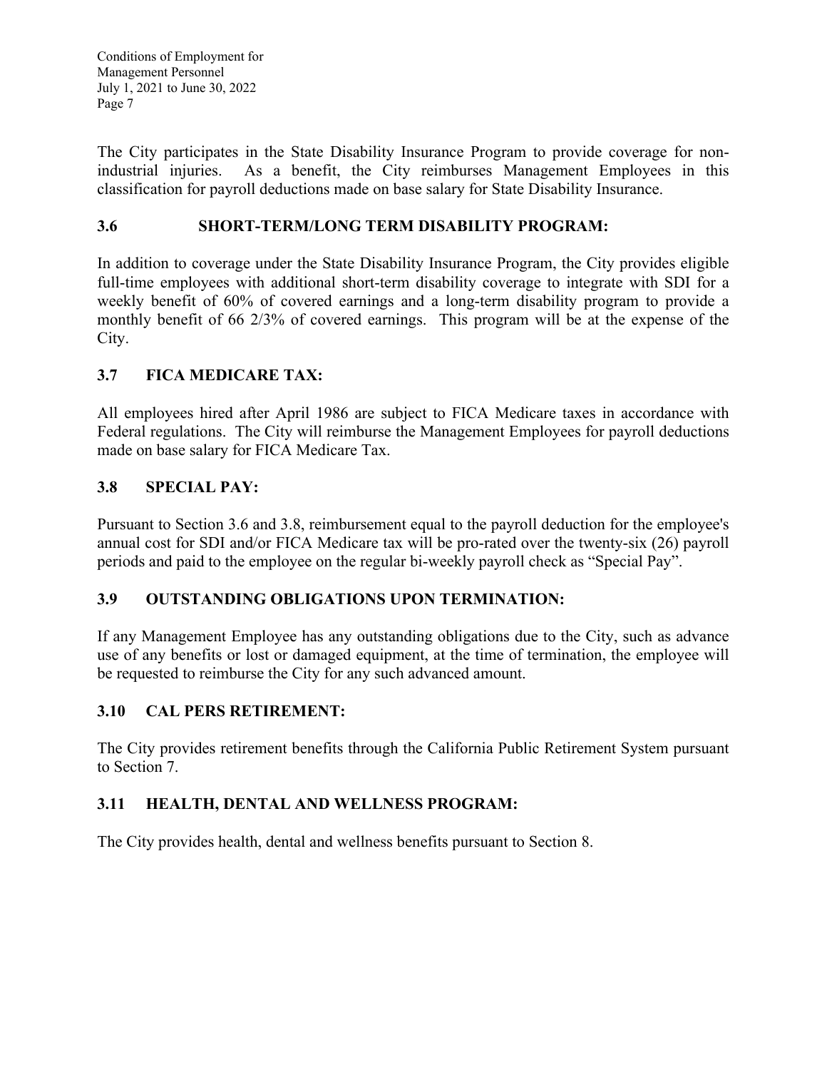The City participates in the State Disability Insurance Program to provide coverage for non-industrial injuries. As a benefit, the City reimburses Management Employees in this classification for payroll deductions made on base salary for State Disability Insurance.

### 3.6 SHORT-TERM/LONG TERM DISABILITY PROGRAM:

In addition to coverage under the State Disability Insurance Program, the City provides eligible full-time employees with additional short-term disability coverage to integrate with SDI for a weekly benefit of 60% of covered earnings and a long-term disability program to provide a monthly benefit of 66 2/3% of covered earnings. This program will be at the expense of the City.

### 3.7 FICA MEDICARE TAX:

All employees hired after April 1986 are subject to FICA Medicare taxes in accordance with Federal regulations. The City will reimburse the Management Employees for payroll deductions made on base salary for FICA Medicare Tax.

### 3.8 SPECIAL PAY:

Pursuant to Section 3.6 and 3.8, reimbursement equal to the payroll deduction for the employee's annual cost for SDI and/or FICA Medicare tax will be pro-rated over the twenty-six (26) payroll periods and paid to the employee on the regular bi-weekly payroll check as "Special Pay".

### 3.9 OUTSTANDING OBLIGATIONS UPON TERMINATION:

If any Management Employee has any outstanding obligations due to the City, such as advance use of any benefits or lost or damaged equipment, at the time of termination, the employee will be requested to reimburse the City for any such advanced amount.

### 3.10 CAL PERS RETIREMENT:

The City provides retirement benefits through the California Public Retirement System pursuant to Section 7.

### 3.11 HEALTH, DENTAL AND WELLNESS PROGRAM:

The City provides health, dental and wellness benefits pursuant to Section 8.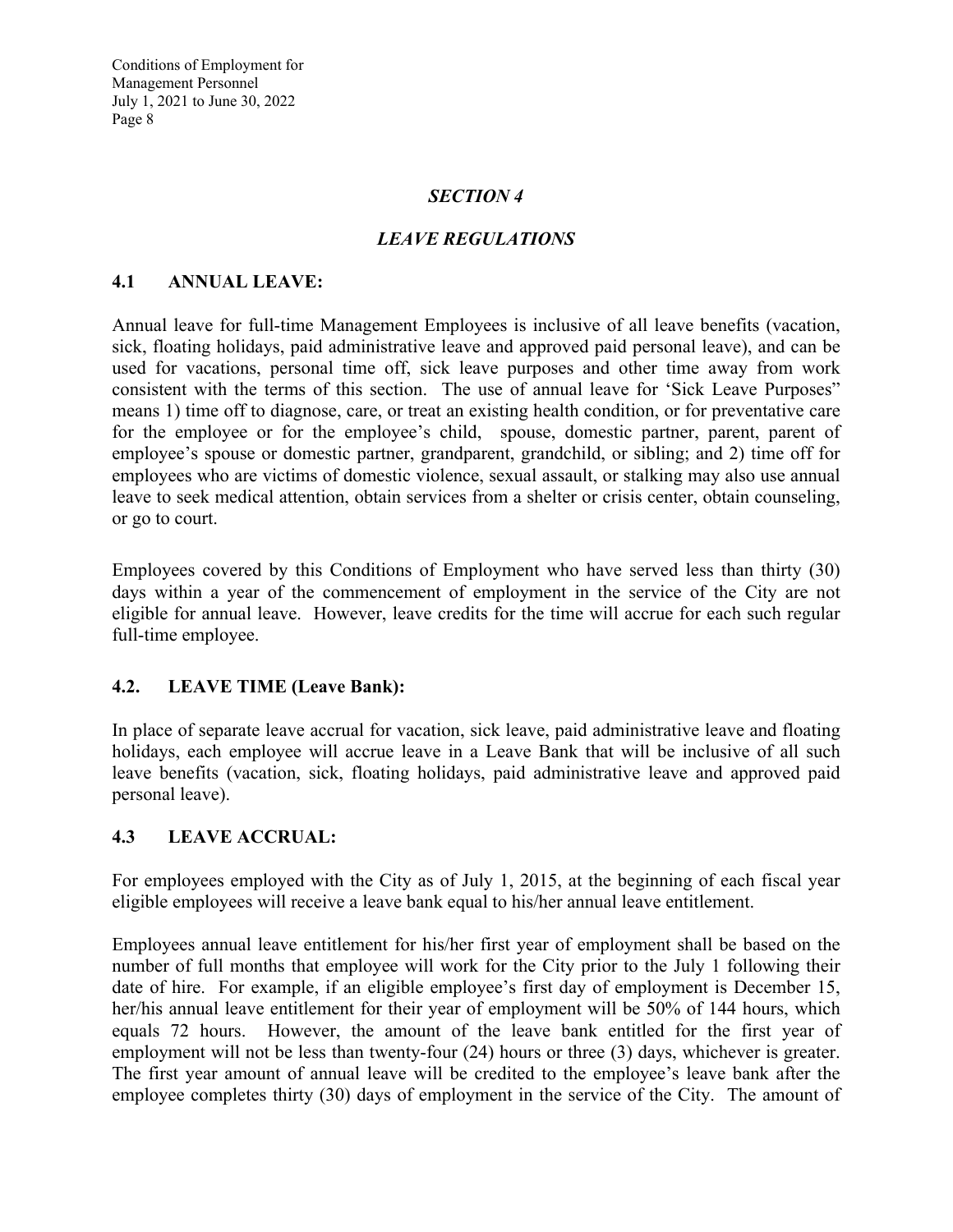## *SECTION 4*

## *LEAVE REGULATIONS*

### 4.1 ANNUAL LEAVE:

Annual leave for full-time Management Employees is inclusive of all leave benefits (vacation, sick, floating holidays, paid administrative leave and approved paid personal leave), and can be used for vacations, personal time off, sick leave purposes and other time away from work consistent with the terms of this section. The use of annual leave for 'Sick Leave Purposes" means 1) time off to diagnose, care, or treat an existing health condition, or for preventative care for the employee or for the employee's child, spouse, domestic partner, parent, parent of employee's spouse or domestic partner, grandparent, grandchild, or sibling; and 2) time off for employees who are victims of domestic violence, sexual assault, or stalking may also use annual leave to seek medical attention, obtain services from a shelter or crisis center, obtain counseling, or go to court.

Employees covered by this Conditions of Employment who have served less than thirty (30) days within a year of the commencement of employment in the service of the City are not eligible for annual leave. However, leave credits for the time will accrue for each such regular full-time employee.

### 4.2. LEAVE TIME (Leave Bank):

In place of separate leave accrual for vacation, sick leave, paid administrative leave and floating holidays, each employee will accrue leave in a Leave Bank that will be inclusive of all such leave benefits (vacation, sick, floating holidays, paid administrative leave and approved paid personal leave).

### 4.3 LEAVE ACCRUAL:

For employees employed with the City as of July 1, 2015, at the beginning of each fiscal year eligible employees will receive a leave bank equal to his/her annual leave entitlement.

Employees annual leave entitlement for his/her first year of employment shall be based on the number of full months that employee will work for the City prior to the July 1 following their date of hire. For example, if an eligible employee's first day of employment is December 15, her/his annual leave entitlement for their year of employment will be 50% of 144 hours, which equals 72 hours. However, the amount of the leave bank entitled for the first year of employment will not be less than twenty-four (24) hours or three (3) days, whichever is greater. The first year amount of annual leave will be credited to the employee's leave bank after the employee completes thirty (30) days of employment in the service of the City. The amount of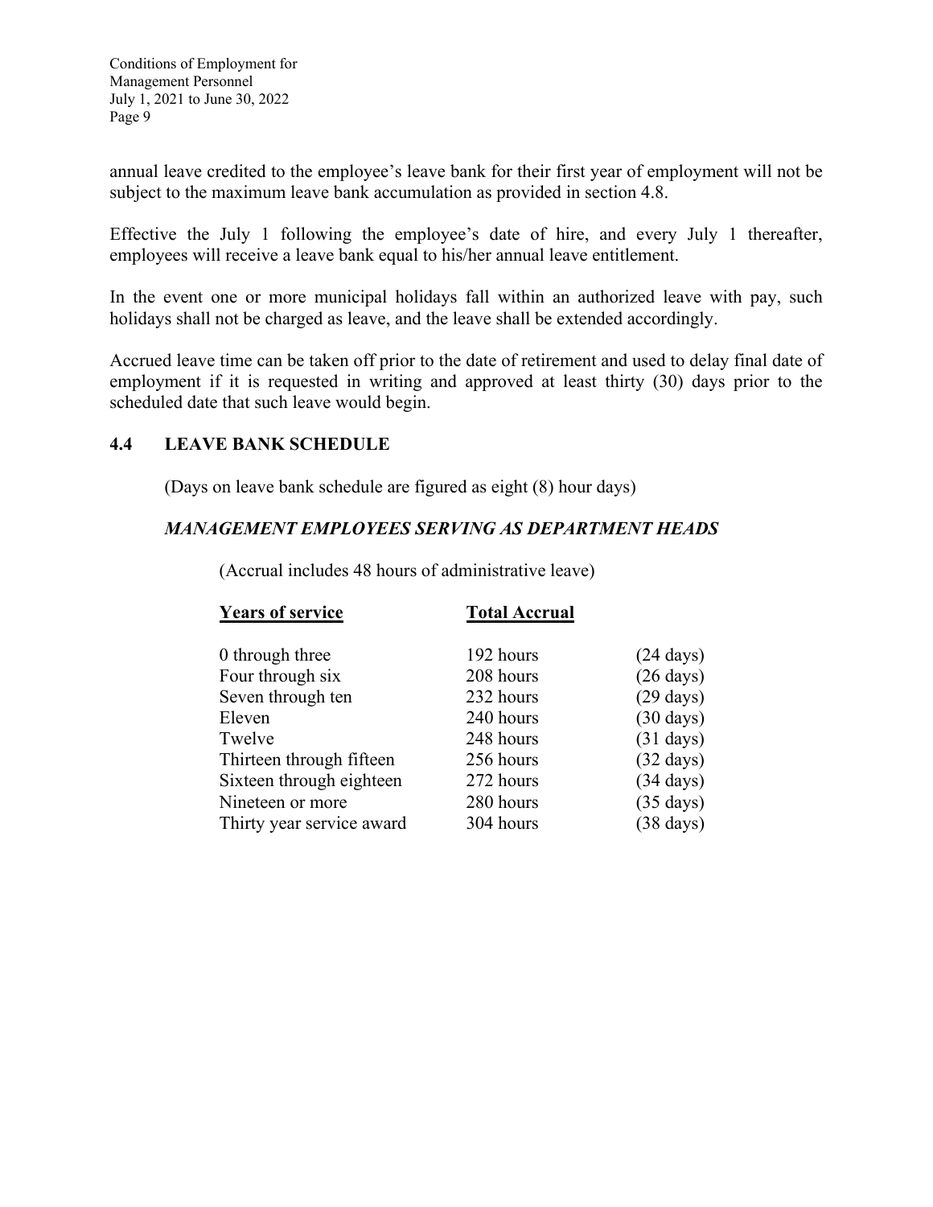annual leave credited to the employee's leave bank for their first year of employment will not be subject to the maximum leave bank accumulation as provided in section 4.8.

Effective the July 1 following the employee's date of hire, and every July 1 thereafter, employees will receive a leave bank equal to his/her annual leave entitlement.

In the event one or more municipal holidays fall within an authorized leave with pay, such holidays shall not be charged as leave, and the leave shall be extended accordingly.

Accrued leave time can be taken off prior to the date of retirement and used to delay final date of employment if it is requested in writing and approved at least thirty (30) days prior to the scheduled date that such leave would begin.

## 4.4 LEAVE BANK SCHEDULE

(Days on leave bank schedule are figured as eight (8) hour days)

***MANAGEMENT EMPLOYEES SERVING AS DEPARTMENT HEADS***

(Accrual includes 48 hours of administrative leave)

| Years of service | Total Accrual | |
|---|---|---|
| 0 through three | 192 hours | (24 days) |
| Four through six | 208 hours | (26 days) |
| Seven through ten | 232 hours | (29 days) |
| Eleven | 240 hours | (30 days) |
| Twelve | 248 hours | (31 days) |
| Thirteen through fifteen | 256 hours | (32 days) |
| Sixteen through eighteen | 272 hours | (34 days) |
| Nineteen or more | 280 hours | (35 days) |
| Thirty year service award | 304 hours | (38 days) |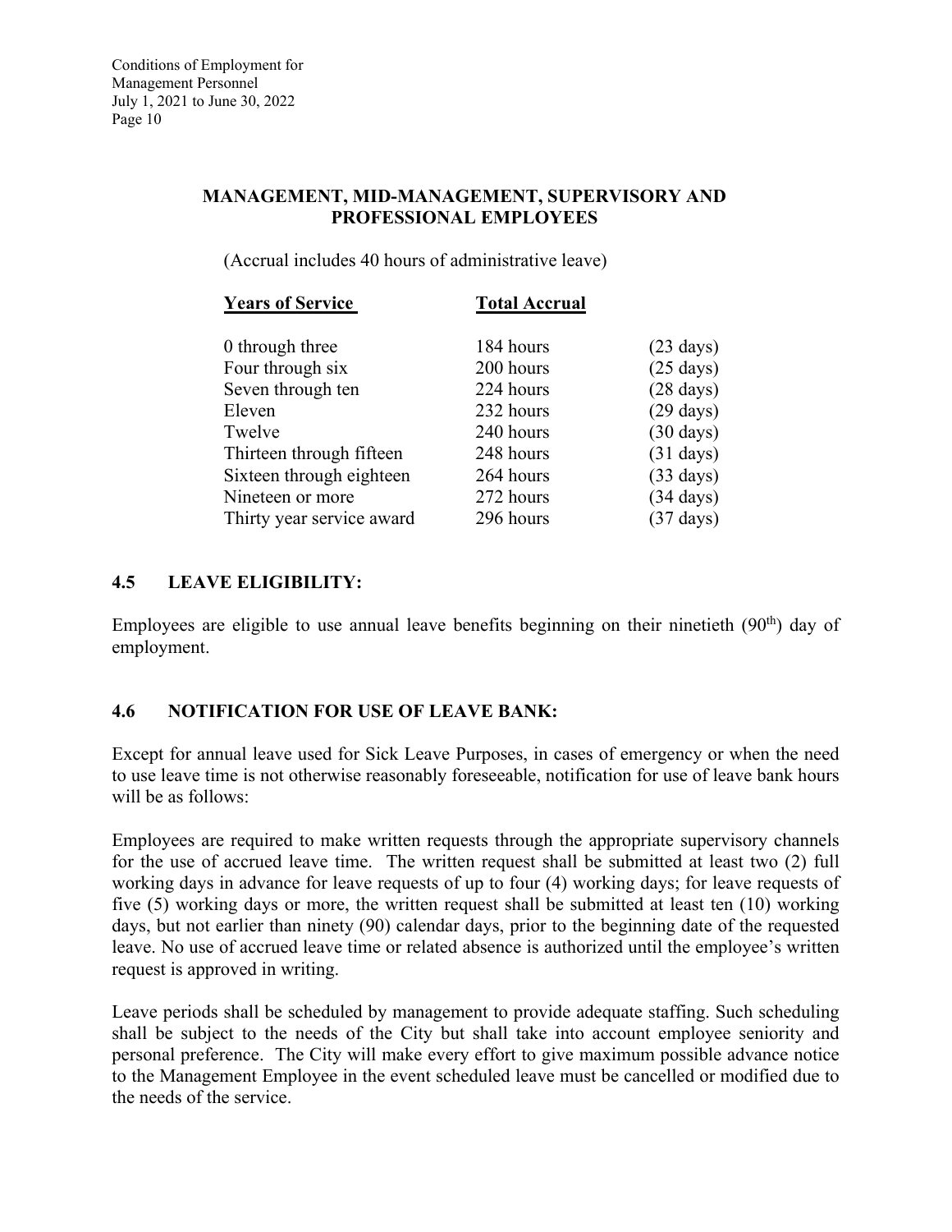**MANAGEMENT, MID-MANAGEMENT, SUPERVISORY AND PROFESSIONAL EMPLOYEES**

(Accrual includes 40 hours of administrative leave)

| Years of Service | Total Accrual | |
|---|---|---|
| 0 through three | 184 hours | (23 days) |
| Four through six | 200 hours | (25 days) |
| Seven through ten | 224 hours | (28 days) |
| Eleven | 232 hours | (29 days) |
| Twelve | 240 hours | (30 days) |
| Thirteen through fifteen | 248 hours | (31 days) |
| Sixteen through eighteen | 264 hours | (33 days) |
| Nineteen or more | 272 hours | (34 days) |
| Thirty year service award | 296 hours | (37 days) |

## 4.5 LEAVE ELIGIBILITY:

Employees are eligible to use annual leave benefits beginning on their ninetieth (90th) day of employment.

## 4.6 NOTIFICATION FOR USE OF LEAVE BANK:

Except for annual leave used for Sick Leave Purposes, in cases of emergency or when the need to use leave time is not otherwise reasonably foreseeable, notification for use of leave bank hours will be as follows:

Employees are required to make written requests through the appropriate supervisory channels for the use of accrued leave time. The written request shall be submitted at least two (2) full working days in advance for leave requests of up to four (4) working days; for leave requests of five (5) working days or more, the written request shall be submitted at least ten (10) working days, but not earlier than ninety (90) calendar days, prior to the beginning date of the requested leave. No use of accrued leave time or related absence is authorized until the employee's written request is approved in writing.

Leave periods shall be scheduled by management to provide adequate staffing. Such scheduling shall be subject to the needs of the City but shall take into account employee seniority and personal preference. The City will make every effort to give maximum possible advance notice to the Management Employee in the event scheduled leave must be cancelled or modified due to the needs of the service.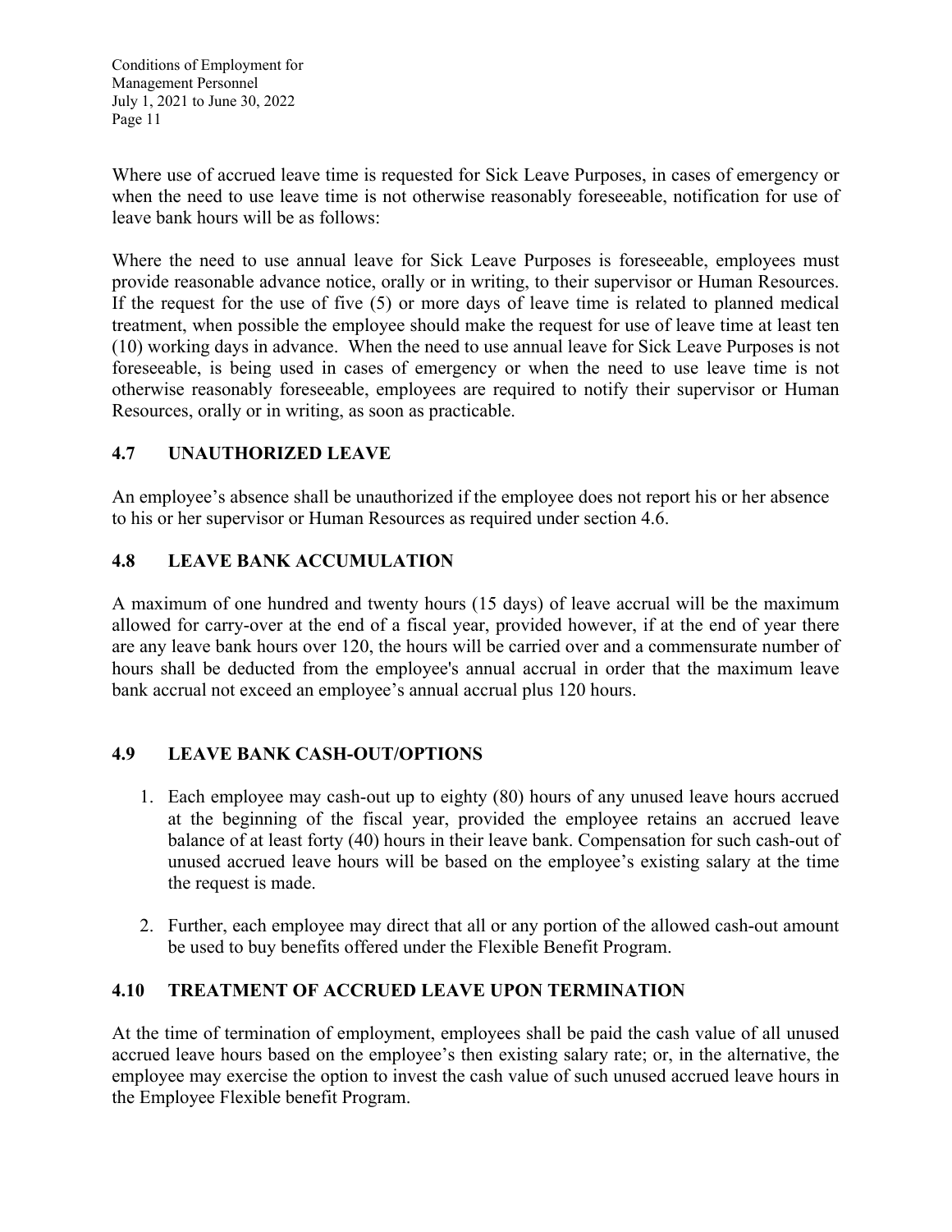Where use of accrued leave time is requested for Sick Leave Purposes, in cases of emergency or when the need to use leave time is not otherwise reasonably foreseeable, notification for use of leave bank hours will be as follows:

Where the need to use annual leave for Sick Leave Purposes is foreseeable, employees must provide reasonable advance notice, orally or in writing, to their supervisor or Human Resources. If the request for the use of five (5) or more days of leave time is related to planned medical treatment, when possible the employee should make the request for use of leave time at least ten (10) working days in advance. When the need to use annual leave for Sick Leave Purposes is not foreseeable, is being used in cases of emergency or when the need to use leave time is not otherwise reasonably foreseeable, employees are required to notify their supervisor or Human Resources, orally or in writing, as soon as practicable.

## 4.7 UNAUTHORIZED LEAVE

An employee's absence shall be unauthorized if the employee does not report his or her absence to his or her supervisor or Human Resources as required under section 4.6.

## 4.8 LEAVE BANK ACCUMULATION

A maximum of one hundred and twenty hours (15 days) of leave accrual will be the maximum allowed for carry-over at the end of a fiscal year, provided however, if at the end of year there are any leave bank hours over 120, the hours will be carried over and a commensurate number of hours shall be deducted from the employee's annual accrual in order that the maximum leave bank accrual not exceed an employee's annual accrual plus 120 hours.

## 4.9 LEAVE BANK CASH-OUT/OPTIONS

1. Each employee may cash-out up to eighty (80) hours of any unused leave hours accrued at the beginning of the fiscal year, provided the employee retains an accrued leave balance of at least forty (40) hours in their leave bank. Compensation for such cash-out of unused accrued leave hours will be based on the employee's existing salary at the time the request is made.

2. Further, each employee may direct that all or any portion of the allowed cash-out amount be used to buy benefits offered under the Flexible Benefit Program.

## 4.10 TREATMENT OF ACCRUED LEAVE UPON TERMINATION

At the time of termination of employment, employees shall be paid the cash value of all unused accrued leave hours based on the employee's then existing salary rate; or, in the alternative, the employee may exercise the option to invest the cash value of such unused accrued leave hours in the Employee Flexible benefit Program.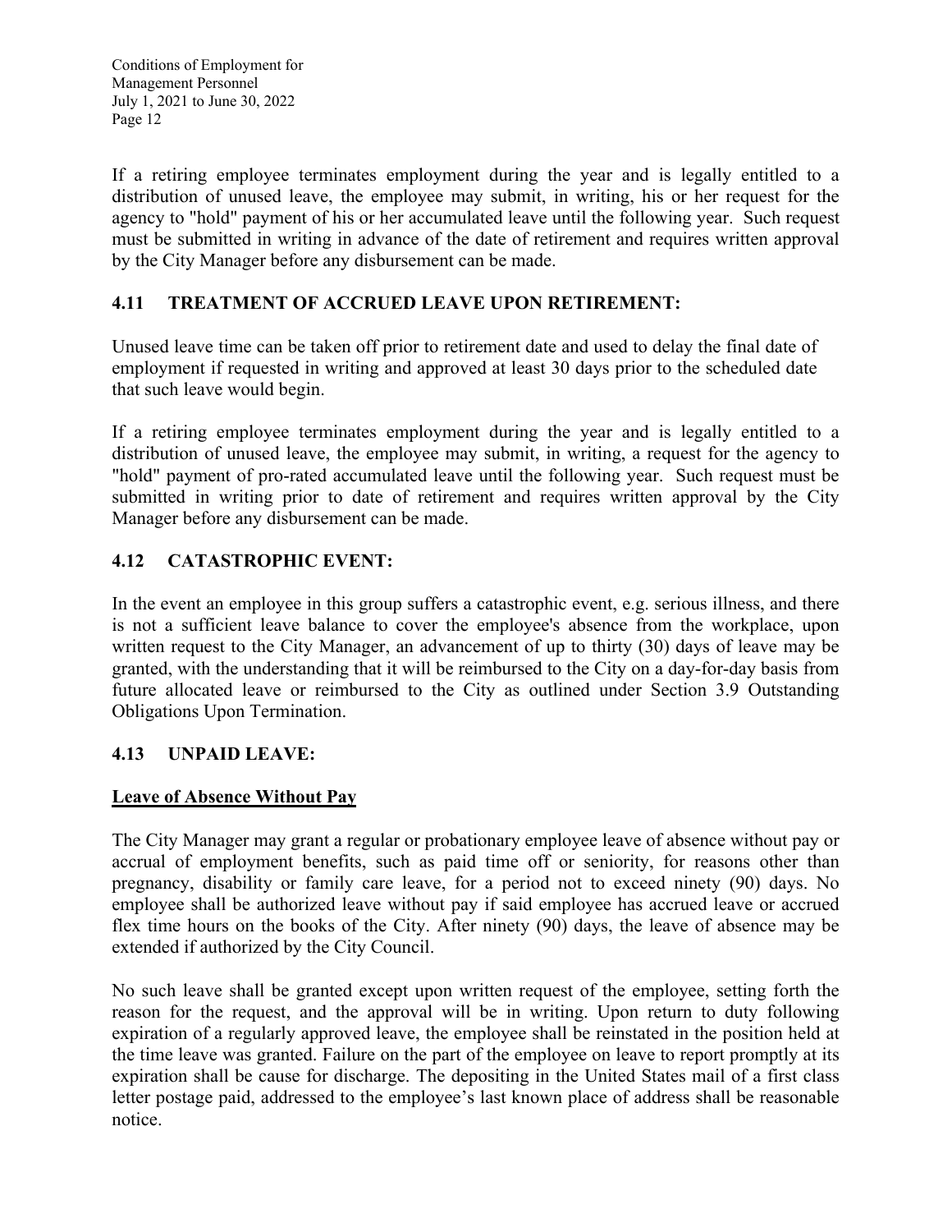If a retiring employee terminates employment during the year and is legally entitled to a distribution of unused leave, the employee may submit, in writing, his or her request for the agency to "hold" payment of his or her accumulated leave until the following year. Such request must be submitted in writing in advance of the date of retirement and requires written approval by the City Manager before any disbursement can be made.

## 4.11 TREATMENT OF ACCRUED LEAVE UPON RETIREMENT:

Unused leave time can be taken off prior to retirement date and used to delay the final date of employment if requested in writing and approved at least 30 days prior to the scheduled date that such leave would begin.

If a retiring employee terminates employment during the year and is legally entitled to a distribution of unused leave, the employee may submit, in writing, a request for the agency to "hold" payment of pro-rated accumulated leave until the following year. Such request must be submitted in writing prior to date of retirement and requires written approval by the City Manager before any disbursement can be made.

## 4.12 CATASTROPHIC EVENT:

In the event an employee in this group suffers a catastrophic event, e.g. serious illness, and there is not a sufficient leave balance to cover the employee's absence from the workplace, upon written request to the City Manager, an advancement of up to thirty (30) days of leave may be granted, with the understanding that it will be reimbursed to the City on a day-for-day basis from future allocated leave or reimbursed to the City as outlined under Section 3.9 Outstanding Obligations Upon Termination.

## 4.13 UNPAID LEAVE:

**<u>Leave of Absence Without Pay</u>**

The City Manager may grant a regular or probationary employee leave of absence without pay or accrual of employment benefits, such as paid time off or seniority, for reasons other than pregnancy, disability or family care leave, for a period not to exceed ninety (90) days. No employee shall be authorized leave without pay if said employee has accrued leave or accrued flex time hours on the books of the City. After ninety (90) days, the leave of absence may be extended if authorized by the City Council.

No such leave shall be granted except upon written request of the employee, setting forth the reason for the request, and the approval will be in writing. Upon return to duty following expiration of a regularly approved leave, the employee shall be reinstated in the position held at the time leave was granted. Failure on the part of the employee on leave to report promptly at its expiration shall be cause for discharge. The depositing in the United States mail of a first class letter postage paid, addressed to the employee's last known place of address shall be reasonable notice.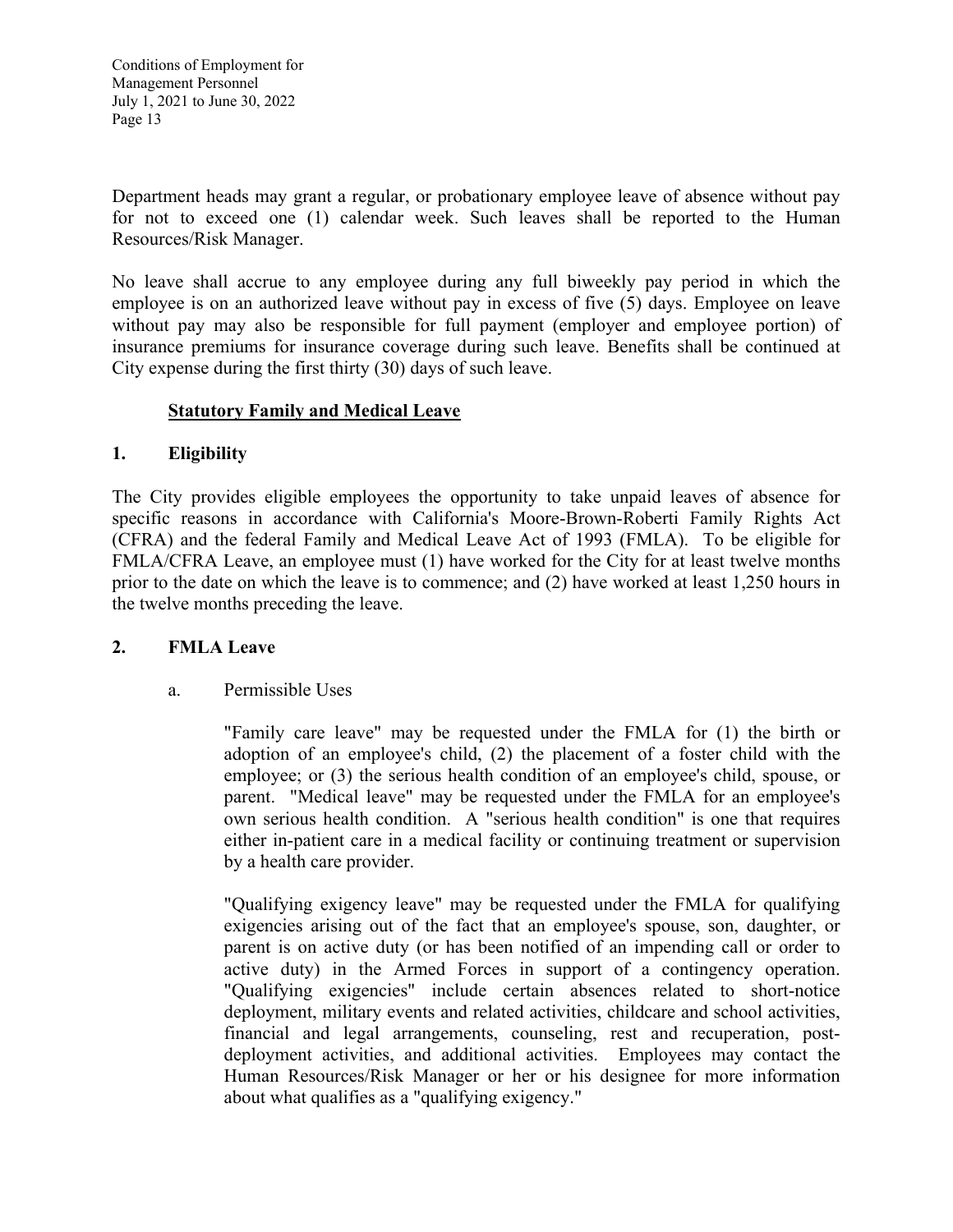Department heads may grant a regular, or probationary employee leave of absence without pay for not to exceed one (1) calendar week. Such leaves shall be reported to the Human Resources/Risk Manager.

No leave shall accrue to any employee during any full biweekly pay period in which the employee is on an authorized leave without pay in excess of five (5) days. Employee on leave without pay may also be responsible for full payment (employer and employee portion) of insurance premiums for insurance coverage during such leave. Benefits shall be continued at City expense during the first thirty (30) days of such leave.

**Statutory Family and Medical Leave**

**1. Eligibility**

The City provides eligible employees the opportunity to take unpaid leaves of absence for specific reasons in accordance with California's Moore-Brown-Roberti Family Rights Act (CFRA) and the federal Family and Medical Leave Act of 1993 (FMLA). To be eligible for FMLA/CFRA Leave, an employee must (1) have worked for the City for at least twelve months prior to the date on which the leave is to commence; and (2) have worked at least 1,250 hours in the twelve months preceding the leave.

**2. FMLA Leave**

a. Permissible Uses

"Family care leave" may be requested under the FMLA for (1) the birth or adoption of an employee's child, (2) the placement of a foster child with the employee; or (3) the serious health condition of an employee's child, spouse, or parent. "Medical leave" may be requested under the FMLA for an employee's own serious health condition. A "serious health condition" is one that requires either in-patient care in a medical facility or continuing treatment or supervision by a health care provider.

"Qualifying exigency leave" may be requested under the FMLA for qualifying exigencies arising out of the fact that an employee's spouse, son, daughter, or parent is on active duty (or has been notified of an impending call or order to active duty) in the Armed Forces in support of a contingency operation. "Qualifying exigencies" include certain absences related to short-notice deployment, military events and related activities, childcare and school activities, financial and legal arrangements, counseling, rest and recuperation, post-deployment activities, and additional activities. Employees may contact the Human Resources/Risk Manager or her or his designee for more information about what qualifies as a "qualifying exigency."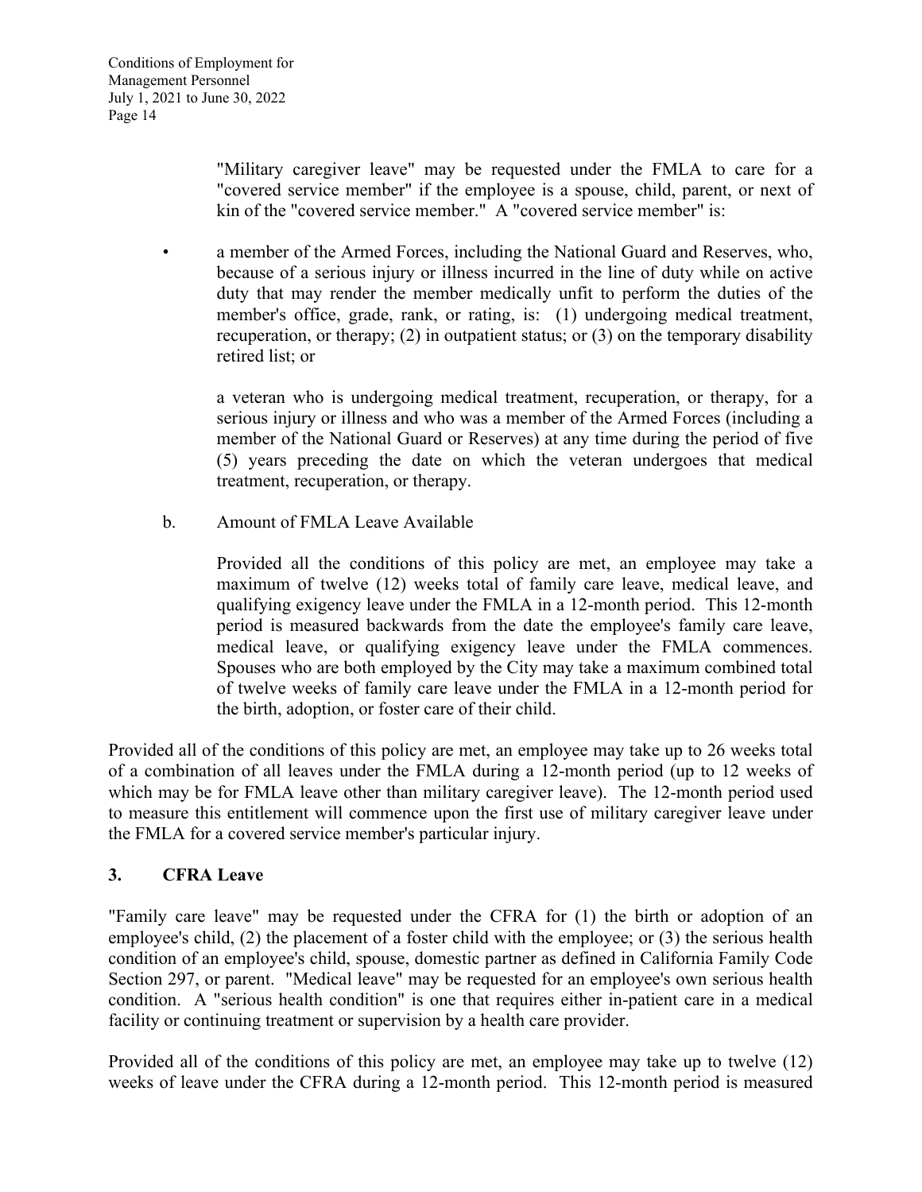"Military caregiver leave" may be requested under the FMLA to care for a "covered service member" if the employee is a spouse, child, parent, or next of kin of the "covered service member." A "covered service member" is:

- a member of the Armed Forces, including the National Guard and Reserves, who, because of a serious injury or illness incurred in the line of duty while on active duty that may render the member medically unfit to perform the duties of the member's office, grade, rank, or rating, is: (1) undergoing medical treatment, recuperation, or therapy; (2) in outpatient status; or (3) on the temporary disability retired list; or

  a veteran who is undergoing medical treatment, recuperation, or therapy, for a serious injury or illness and who was a member of the Armed Forces (including a member of the National Guard or Reserves) at any time during the period of five (5) years preceding the date on which the veteran undergoes that medical treatment, recuperation, or therapy.

b. Amount of FMLA Leave Available

Provided all the conditions of this policy are met, an employee may take a maximum of twelve (12) weeks total of family care leave, medical leave, and qualifying exigency leave under the FMLA in a 12-month period. This 12-month period is measured backwards from the date the employee's family care leave, medical leave, or qualifying exigency leave under the FMLA commences. Spouses who are both employed by the City may take a maximum combined total of twelve weeks of family care leave under the FMLA in a 12-month period for the birth, adoption, or foster care of their child.

Provided all of the conditions of this policy are met, an employee may take up to 26 weeks total of a combination of all leaves under the FMLA during a 12-month period (up to 12 weeks of which may be for FMLA leave other than military caregiver leave). The 12-month period used to measure this entitlement will commence upon the first use of military caregiver leave under the FMLA for a covered service member's particular injury.

### 3. CFRA Leave

"Family care leave" may be requested under the CFRA for (1) the birth or adoption of an employee's child, (2) the placement of a foster child with the employee; or (3) the serious health condition of an employee's child, spouse, domestic partner as defined in California Family Code Section 297, or parent. "Medical leave" may be requested for an employee's own serious health condition. A "serious health condition" is one that requires either in-patient care in a medical facility or continuing treatment or supervision by a health care provider.

Provided all of the conditions of this policy are met, an employee may take up to twelve (12) weeks of leave under the CFRA during a 12-month period. This 12-month period is measured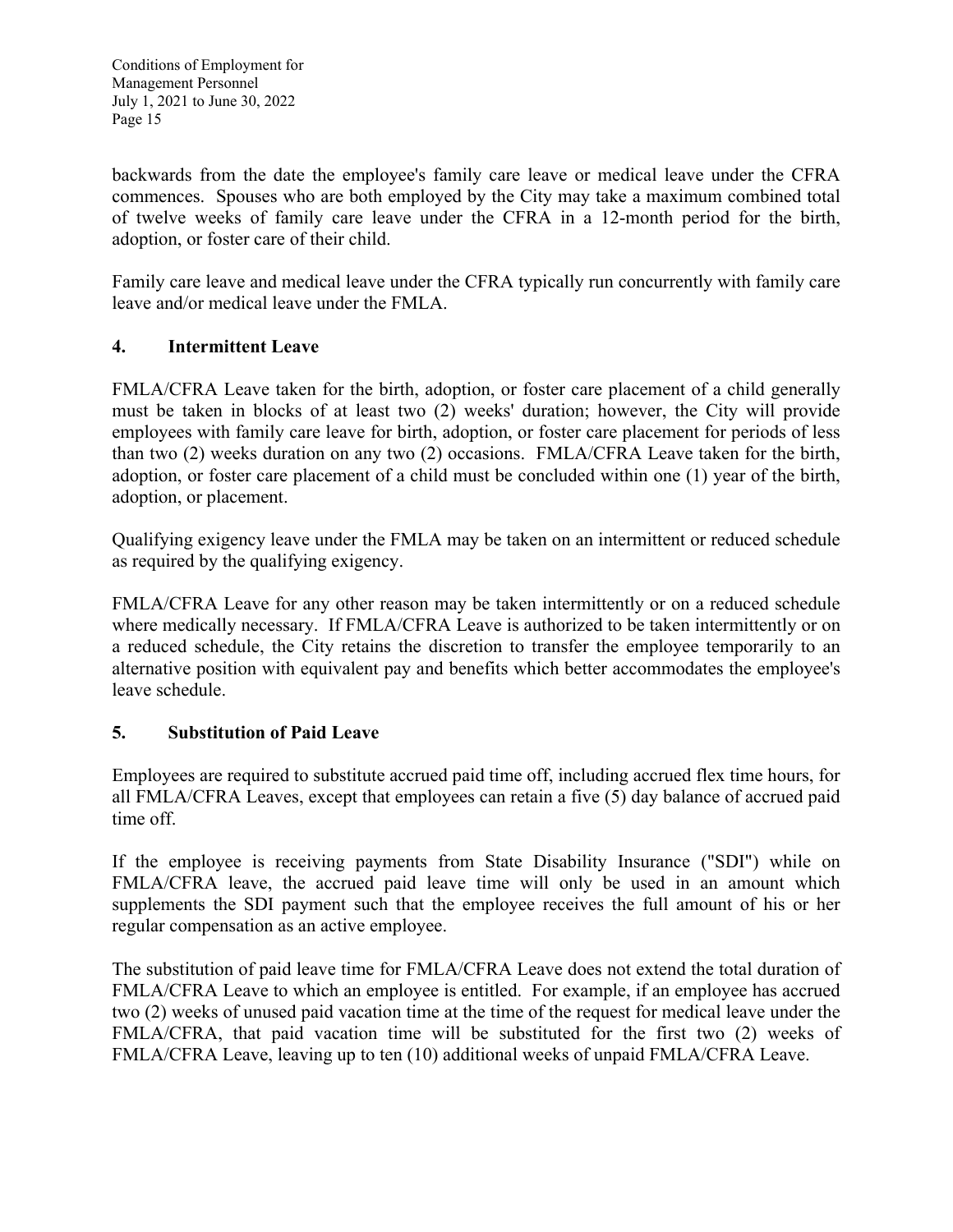backwards from the date the employee's family care leave or medical leave under the CFRA commences. Spouses who are both employed by the City may take a maximum combined total of twelve weeks of family care leave under the CFRA in a 12-month period for the birth, adoption, or foster care of their child.

Family care leave and medical leave under the CFRA typically run concurrently with family care leave and/or medical leave under the FMLA.

### 4. Intermittent Leave

FMLA/CFRA Leave taken for the birth, adoption, or foster care placement of a child generally must be taken in blocks of at least two (2) weeks' duration; however, the City will provide employees with family care leave for birth, adoption, or foster care placement for periods of less than two (2) weeks duration on any two (2) occasions. FMLA/CFRA Leave taken for the birth, adoption, or foster care placement of a child must be concluded within one (1) year of the birth, adoption, or placement.

Qualifying exigency leave under the FMLA may be taken on an intermittent or reduced schedule as required by the qualifying exigency.

FMLA/CFRA Leave for any other reason may be taken intermittently or on a reduced schedule where medically necessary. If FMLA/CFRA Leave is authorized to be taken intermittently or on a reduced schedule, the City retains the discretion to transfer the employee temporarily to an alternative position with equivalent pay and benefits which better accommodates the employee's leave schedule.

### 5. Substitution of Paid Leave

Employees are required to substitute accrued paid time off, including accrued flex time hours, for all FMLA/CFRA Leaves, except that employees can retain a five (5) day balance of accrued paid time off.

If the employee is receiving payments from State Disability Insurance ("SDI") while on FMLA/CFRA leave, the accrued paid leave time will only be used in an amount which supplements the SDI payment such that the employee receives the full amount of his or her regular compensation as an active employee.

The substitution of paid leave time for FMLA/CFRA Leave does not extend the total duration of FMLA/CFRA Leave to which an employee is entitled. For example, if an employee has accrued two (2) weeks of unused paid vacation time at the time of the request for medical leave under the FMLA/CFRA, that paid vacation time will be substituted for the first two (2) weeks of FMLA/CFRA Leave, leaving up to ten (10) additional weeks of unpaid FMLA/CFRA Leave.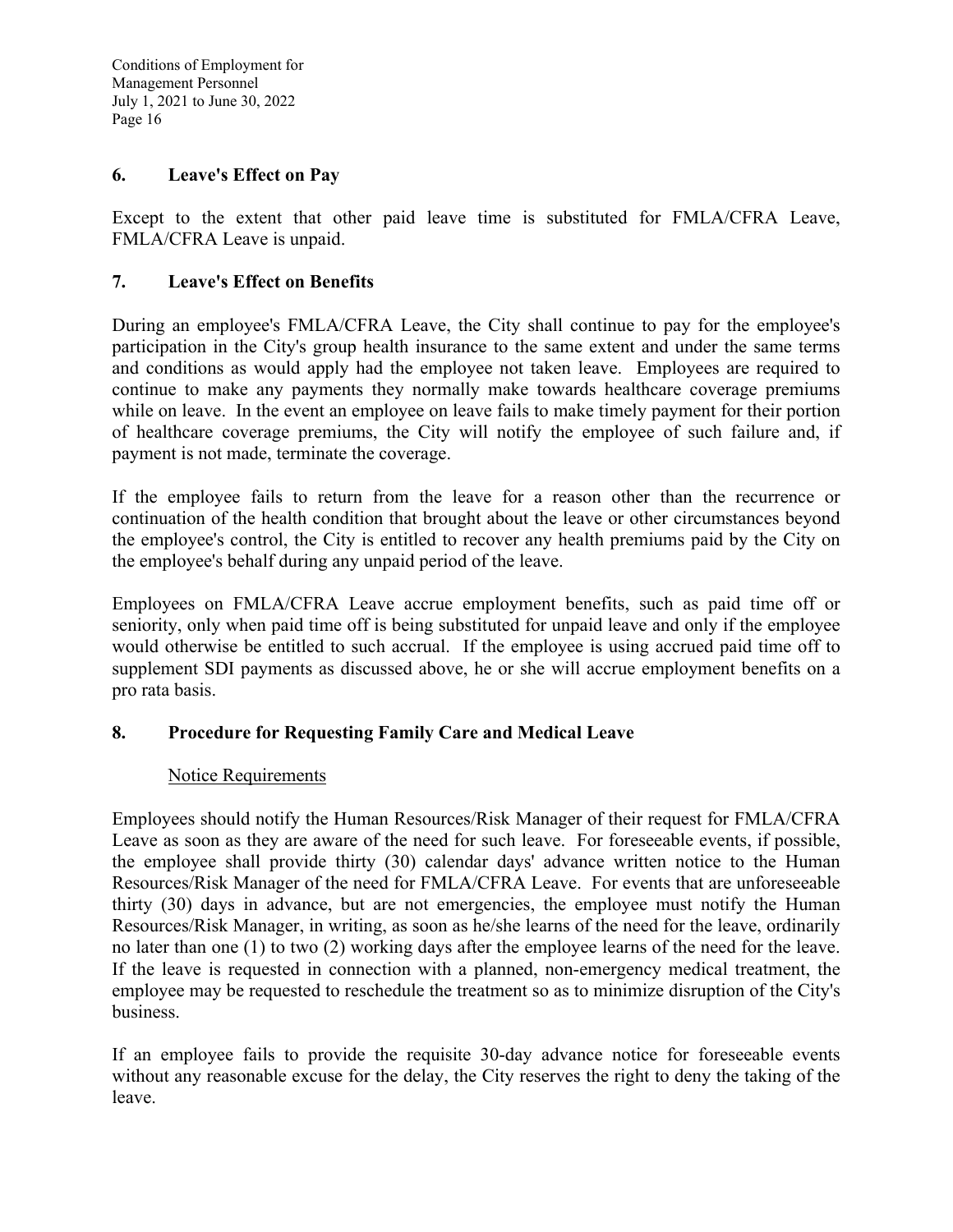### 6. Leave's Effect on Pay

Except to the extent that other paid leave time is substituted for FMLA/CFRA Leave, FMLA/CFRA Leave is unpaid.

### 7. Leave's Effect on Benefits

During an employee's FMLA/CFRA Leave, the City shall continue to pay for the employee's participation in the City's group health insurance to the same extent and under the same terms and conditions as would apply had the employee not taken leave. Employees are required to continue to make any payments they normally make towards healthcare coverage premiums while on leave. In the event an employee on leave fails to make timely payment for their portion of healthcare coverage premiums, the City will notify the employee of such failure and, if payment is not made, terminate the coverage.

If the employee fails to return from the leave for a reason other than the recurrence or continuation of the health condition that brought about the leave or other circumstances beyond the employee's control, the City is entitled to recover any health premiums paid by the City on the employee's behalf during any unpaid period of the leave.

Employees on FMLA/CFRA Leave accrue employment benefits, such as paid time off or seniority, only when paid time off is being substituted for unpaid leave and only if the employee would otherwise be entitled to such accrual. If the employee is using accrued paid time off to supplement SDI payments as discussed above, he or she will accrue employment benefits on a pro rata basis.

### 8. Procedure for Requesting Family Care and Medical Leave

<u>Notice Requirements</u>

Employees should notify the Human Resources/Risk Manager of their request for FMLA/CFRA Leave as soon as they are aware of the need for such leave. For foreseeable events, if possible, the employee shall provide thirty (30) calendar days' advance written notice to the Human Resources/Risk Manager of the need for FMLA/CFRA Leave. For events that are unforeseeable thirty (30) days in advance, but are not emergencies, the employee must notify the Human Resources/Risk Manager, in writing, as soon as he/she learns of the need for the leave, ordinarily no later than one (1) to two (2) working days after the employee learns of the need for the leave. If the leave is requested in connection with a planned, non-emergency medical treatment, the employee may be requested to reschedule the treatment so as to minimize disruption of the City's business.

If an employee fails to provide the requisite 30-day advance notice for foreseeable events without any reasonable excuse for the delay, the City reserves the right to deny the taking of the leave.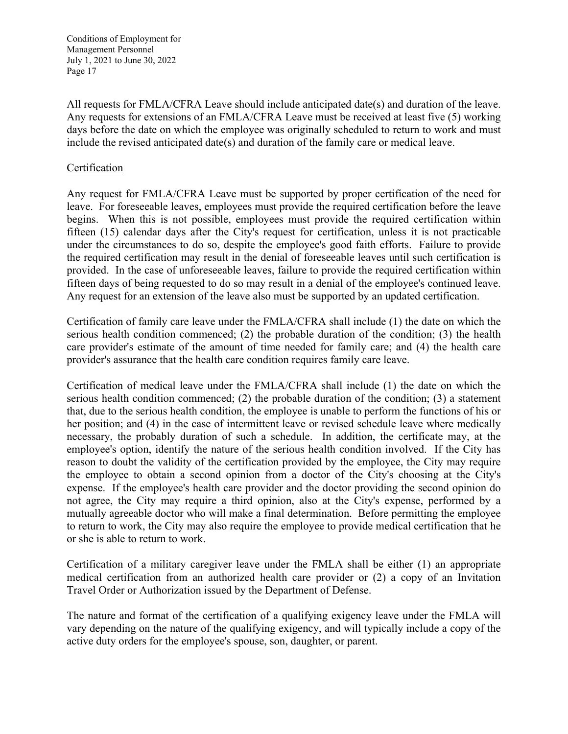All requests for FMLA/CFRA Leave should include anticipated date(s) and duration of the leave. Any requests for extensions of an FMLA/CFRA Leave must be received at least five (5) working days before the date on which the employee was originally scheduled to return to work and must include the revised anticipated date(s) and duration of the family care or medical leave.

Certification

Any request for FMLA/CFRA Leave must be supported by proper certification of the need for leave. For foreseeable leaves, employees must provide the required certification before the leave begins. When this is not possible, employees must provide the required certification within fifteen (15) calendar days after the City's request for certification, unless it is not practicable under the circumstances to do so, despite the employee's good faith efforts. Failure to provide the required certification may result in the denial of foreseeable leaves until such certification is provided. In the case of unforeseeable leaves, failure to provide the required certification within fifteen days of being requested to do so may result in a denial of the employee's continued leave. Any request for an extension of the leave also must be supported by an updated certification.

Certification of family care leave under the FMLA/CFRA shall include (1) the date on which the serious health condition commenced; (2) the probable duration of the condition; (3) the health care provider's estimate of the amount of time needed for family care; and (4) the health care provider's assurance that the health care condition requires family care leave.

Certification of medical leave under the FMLA/CFRA shall include (1) the date on which the serious health condition commenced; (2) the probable duration of the condition; (3) a statement that, due to the serious health condition, the employee is unable to perform the functions of his or her position; and (4) in the case of intermittent leave or revised schedule leave where medically necessary, the probably duration of such a schedule. In addition, the certificate may, at the employee's option, identify the nature of the serious health condition involved. If the City has reason to doubt the validity of the certification provided by the employee, the City may require the employee to obtain a second opinion from a doctor of the City's choosing at the City's expense. If the employee's health care provider and the doctor providing the second opinion do not agree, the City may require a third opinion, also at the City's expense, performed by a mutually agreeable doctor who will make a final determination. Before permitting the employee to return to work, the City may also require the employee to provide medical certification that he or she is able to return to work.

Certification of a military caregiver leave under the FMLA shall be either (1) an appropriate medical certification from an authorized health care provider or (2) a copy of an Invitation Travel Order or Authorization issued by the Department of Defense.

The nature and format of the certification of a qualifying exigency leave under the FMLA will vary depending on the nature of the qualifying exigency, and will typically include a copy of the active duty orders for the employee's spouse, son, daughter, or parent.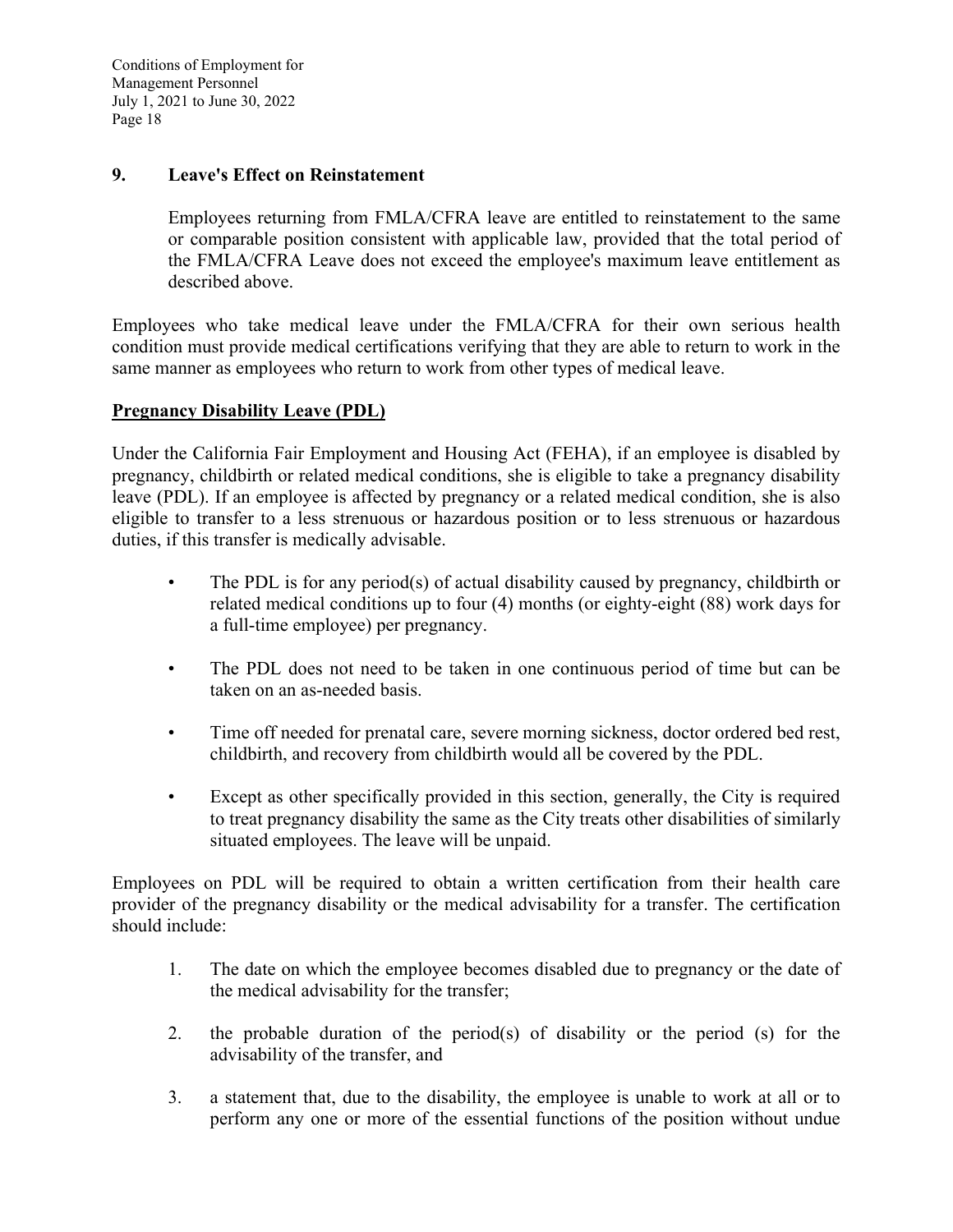**9. Leave's Effect on Reinstatement**

Employees returning from FMLA/CFRA leave are entitled to reinstatement to the same or comparable position consistent with applicable law, provided that the total period of the FMLA/CFRA Leave does not exceed the employee's maximum leave entitlement as described above.

Employees who take medical leave under the FMLA/CFRA for their own serious health condition must provide medical certifications verifying that they are able to return to work in the same manner as employees who return to work from other types of medical leave.

**Pregnancy Disability Leave (PDL)**

Under the California Fair Employment and Housing Act (FEHA), if an employee is disabled by pregnancy, childbirth or related medical conditions, she is eligible to take a pregnancy disability leave (PDL). If an employee is affected by pregnancy or a related medical condition, she is also eligible to transfer to a less strenuous or hazardous position or to less strenuous or hazardous duties, if this transfer is medically advisable.

- The PDL is for any period(s) of actual disability caused by pregnancy, childbirth or related medical conditions up to four (4) months (or eighty-eight (88) work days for a full-time employee) per pregnancy.
- The PDL does not need to be taken in one continuous period of time but can be taken on an as-needed basis.
- Time off needed for prenatal care, severe morning sickness, doctor ordered bed rest, childbirth, and recovery from childbirth would all be covered by the PDL.
- Except as other specifically provided in this section, generally, the City is required to treat pregnancy disability the same as the City treats other disabilities of similarly situated employees. The leave will be unpaid.

Employees on PDL will be required to obtain a written certification from their health care provider of the pregnancy disability or the medical advisability for a transfer. The certification should include:

1. The date on which the employee becomes disabled due to pregnancy or the date of the medical advisability for the transfer;
2. the probable duration of the period(s) of disability or the period (s) for the advisability of the transfer, and
3. a statement that, due to the disability, the employee is unable to work at all or to perform any one or more of the essential functions of the position without undue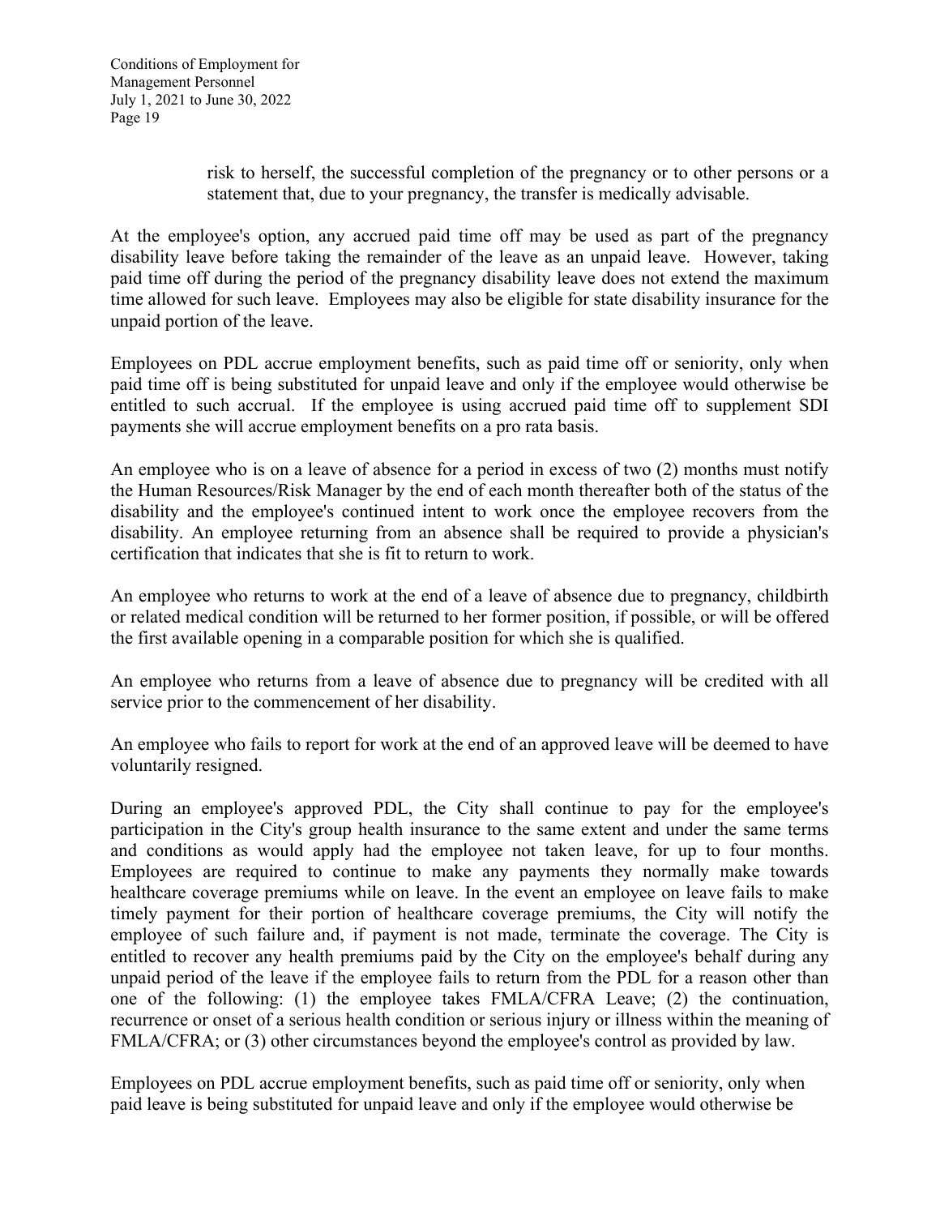risk to herself, the successful completion of the pregnancy or to other persons or a statement that, due to your pregnancy, the transfer is medically advisable.

At the employee's option, any accrued paid time off may be used as part of the pregnancy disability leave before taking the remainder of the leave as an unpaid leave. However, taking paid time off during the period of the pregnancy disability leave does not extend the maximum time allowed for such leave. Employees may also be eligible for state disability insurance for the unpaid portion of the leave.

Employees on PDL accrue employment benefits, such as paid time off or seniority, only when paid time off is being substituted for unpaid leave and only if the employee would otherwise be entitled to such accrual. If the employee is using accrued paid time off to supplement SDI payments she will accrue employment benefits on a pro rata basis.

An employee who is on a leave of absence for a period in excess of two (2) months must notify the Human Resources/Risk Manager by the end of each month thereafter both of the status of the disability and the employee's continued intent to work once the employee recovers from the disability. An employee returning from an absence shall be required to provide a physician's certification that indicates that she is fit to return to work.

An employee who returns to work at the end of a leave of absence due to pregnancy, childbirth or related medical condition will be returned to her former position, if possible, or will be offered the first available opening in a comparable position for which she is qualified.

An employee who returns from a leave of absence due to pregnancy will be credited with all service prior to the commencement of her disability.

An employee who fails to report for work at the end of an approved leave will be deemed to have voluntarily resigned.

During an employee's approved PDL, the City shall continue to pay for the employee's participation in the City's group health insurance to the same extent and under the same terms and conditions as would apply had the employee not taken leave, for up to four months. Employees are required to continue to make any payments they normally make towards healthcare coverage premiums while on leave. In the event an employee on leave fails to make timely payment for their portion of healthcare coverage premiums, the City will notify the employee of such failure and, if payment is not made, terminate the coverage. The City is entitled to recover any health premiums paid by the City on the employee's behalf during any unpaid period of the leave if the employee fails to return from the PDL for a reason other than one of the following: (1) the employee takes FMLA/CFRA Leave; (2) the continuation, recurrence or onset of a serious health condition or serious injury or illness within the meaning of FMLA/CFRA; or (3) other circumstances beyond the employee's control as provided by law.

Employees on PDL accrue employment benefits, such as paid time off or seniority, only when paid leave is being substituted for unpaid leave and only if the employee would otherwise be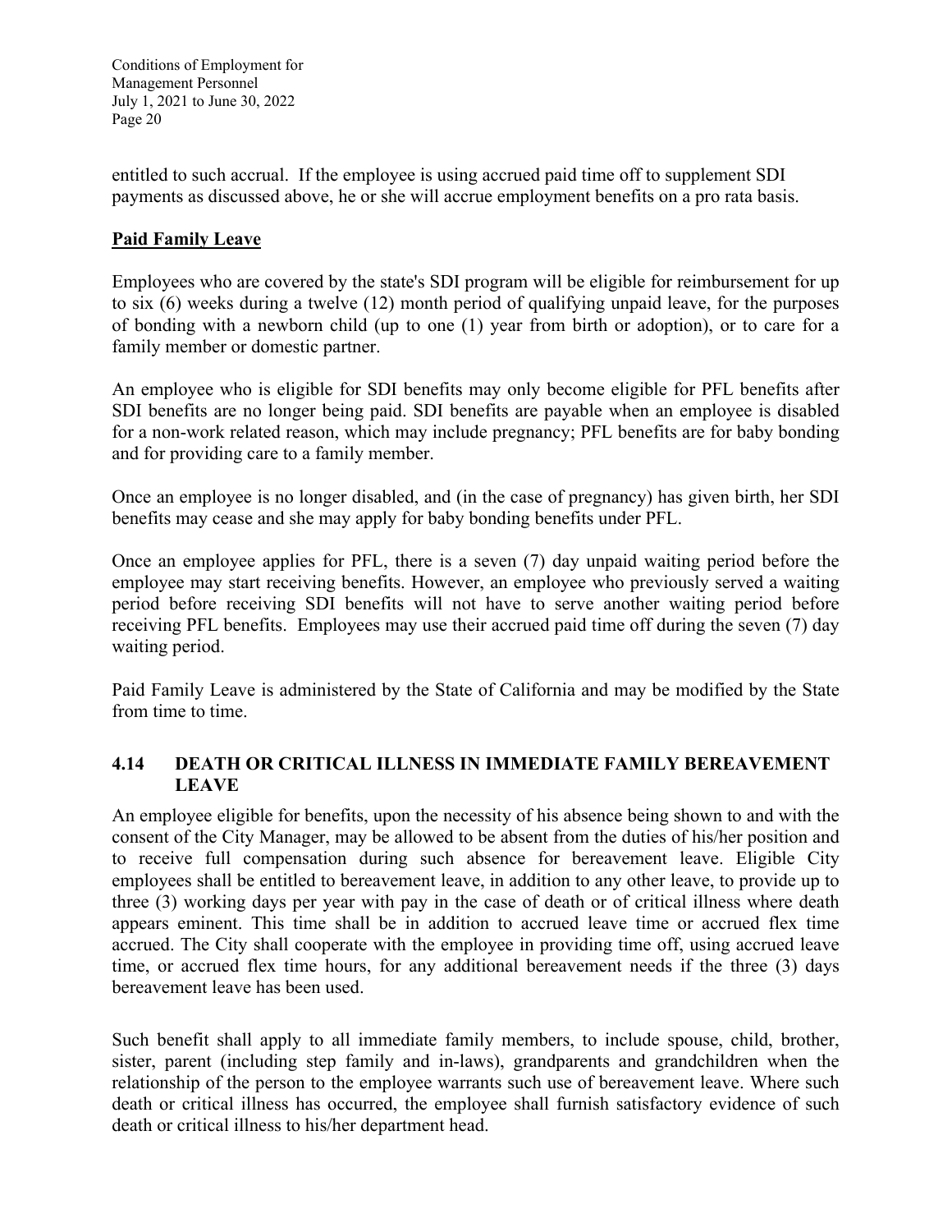entitled to such accrual. If the employee is using accrued paid time off to supplement SDI payments as discussed above, he or she will accrue employment benefits on a pro rata basis.

**Paid Family Leave**

Employees who are covered by the state's SDI program will be eligible for reimbursement for up to six (6) weeks during a twelve (12) month period of qualifying unpaid leave, for the purposes of bonding with a newborn child (up to one (1) year from birth or adoption), or to care for a family member or domestic partner.

An employee who is eligible for SDI benefits may only become eligible for PFL benefits after SDI benefits are no longer being paid. SDI benefits are payable when an employee is disabled for a non-work related reason, which may include pregnancy; PFL benefits are for baby bonding and for providing care to a family member.

Once an employee is no longer disabled, and (in the case of pregnancy) has given birth, her SDI benefits may cease and she may apply for baby bonding benefits under PFL.

Once an employee applies for PFL, there is a seven (7) day unpaid waiting period before the employee may start receiving benefits. However, an employee who previously served a waiting period before receiving SDI benefits will not have to serve another waiting period before receiving PFL benefits. Employees may use their accrued paid time off during the seven (7) day waiting period.

Paid Family Leave is administered by the State of California and may be modified by the State from time to time.

## 4.14 DEATH OR CRITICAL ILLNESS IN IMMEDIATE FAMILY BEREAVEMENT LEAVE

An employee eligible for benefits, upon the necessity of his absence being shown to and with the consent of the City Manager, may be allowed to be absent from the duties of his/her position and to receive full compensation during such absence for bereavement leave. Eligible City employees shall be entitled to bereavement leave, in addition to any other leave, to provide up to three (3) working days per year with pay in the case of death or of critical illness where death appears eminent. This time shall be in addition to accrued leave time or accrued flex time accrued. The City shall cooperate with the employee in providing time off, using accrued leave time, or accrued flex time hours, for any additional bereavement needs if the three (3) days bereavement leave has been used.

Such benefit shall apply to all immediate family members, to include spouse, child, brother, sister, parent (including step family and in-laws), grandparents and grandchildren when the relationship of the person to the employee warrants such use of bereavement leave. Where such death or critical illness has occurred, the employee shall furnish satisfactory evidence of such death or critical illness to his/her department head.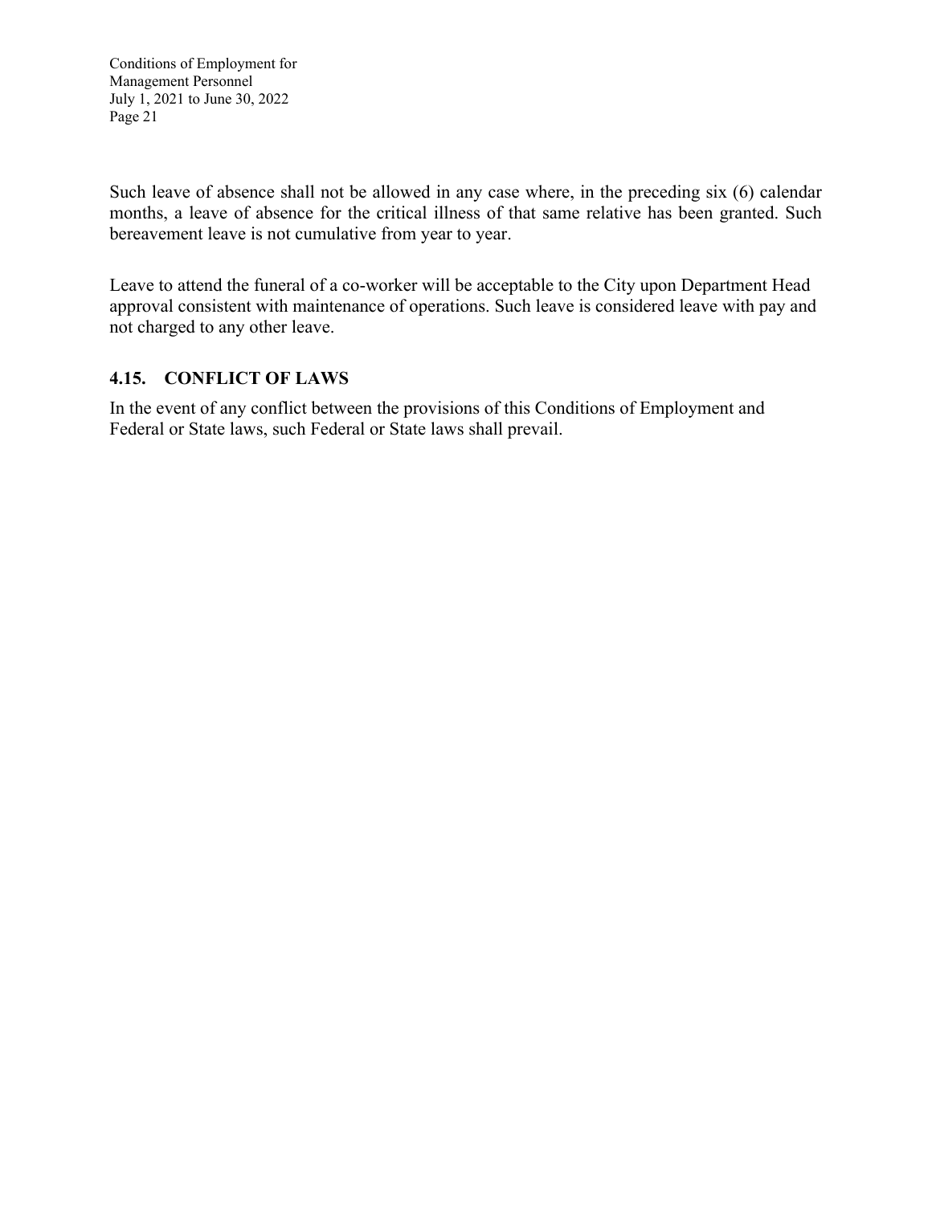Such leave of absence shall not be allowed in any case where, in the preceding six (6) calendar months, a leave of absence for the critical illness of that same relative has been granted. Such bereavement leave is not cumulative from year to year.

Leave to attend the funeral of a co-worker will be acceptable to the City upon Department Head approval consistent with maintenance of operations. Such leave is considered leave with pay and not charged to any other leave.

### 4.15. CONFLICT OF LAWS

In the event of any conflict between the provisions of this Conditions of Employment and Federal or State laws, such Federal or State laws shall prevail.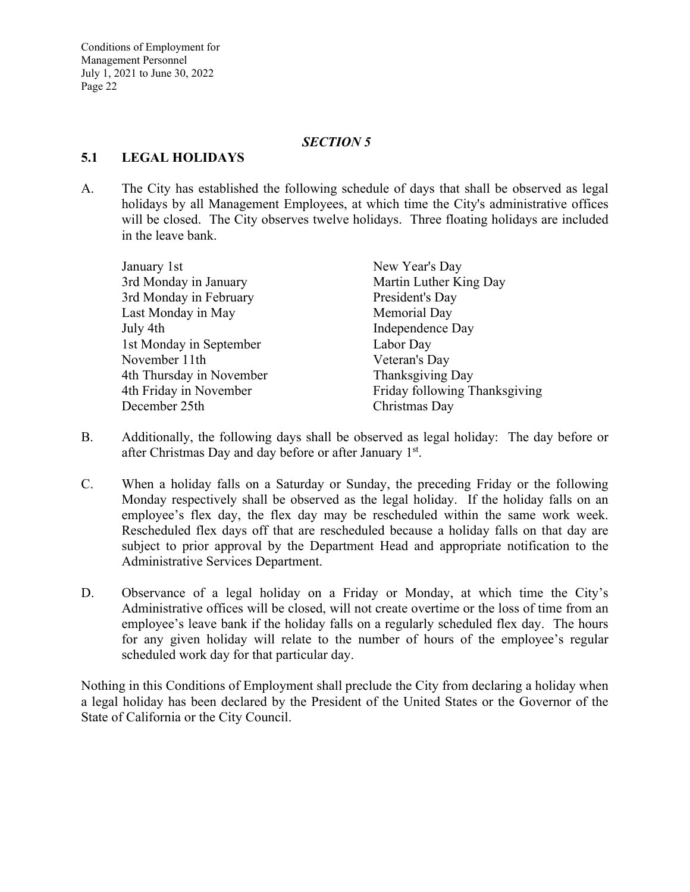## *SECTION 5*

### 5.1 LEGAL HOLIDAYS

A. The City has established the following schedule of days that shall be observed as legal holidays by all Management Employees, at which time the City's administrative offices will be closed. The City observes twelve holidays. Three floating holidays are included in the leave bank.

| | |
|---|---|
| January 1st | New Year's Day |
| 3rd Monday in January | Martin Luther King Day |
| 3rd Monday in February | President's Day |
| Last Monday in May | Memorial Day |
| July 4th | Independence Day |
| 1st Monday in September | Labor Day |
| November 11th | Veteran's Day |
| 4th Thursday in November | Thanksgiving Day |
| 4th Friday in November | Friday following Thanksgiving |
| December 25th | Christmas Day |

B. Additionally, the following days shall be observed as legal holiday: The day before or after Christmas Day and day before or after January 1st.

C. When a holiday falls on a Saturday or Sunday, the preceding Friday or the following Monday respectively shall be observed as the legal holiday. If the holiday falls on an employee's flex day, the flex day may be rescheduled within the same work week. Rescheduled flex days off that are rescheduled because a holiday falls on that day are subject to prior approval by the Department Head and appropriate notification to the Administrative Services Department.

D. Observance of a legal holiday on a Friday or Monday, at which time the City's Administrative offices will be closed, will not create overtime or the loss of time from an employee's leave bank if the holiday falls on a regularly scheduled flex day. The hours for any given holiday will relate to the number of hours of the employee's regular scheduled work day for that particular day.

Nothing in this Conditions of Employment shall preclude the City from declaring a holiday when a legal holiday has been declared by the President of the United States or the Governor of the State of California or the City Council.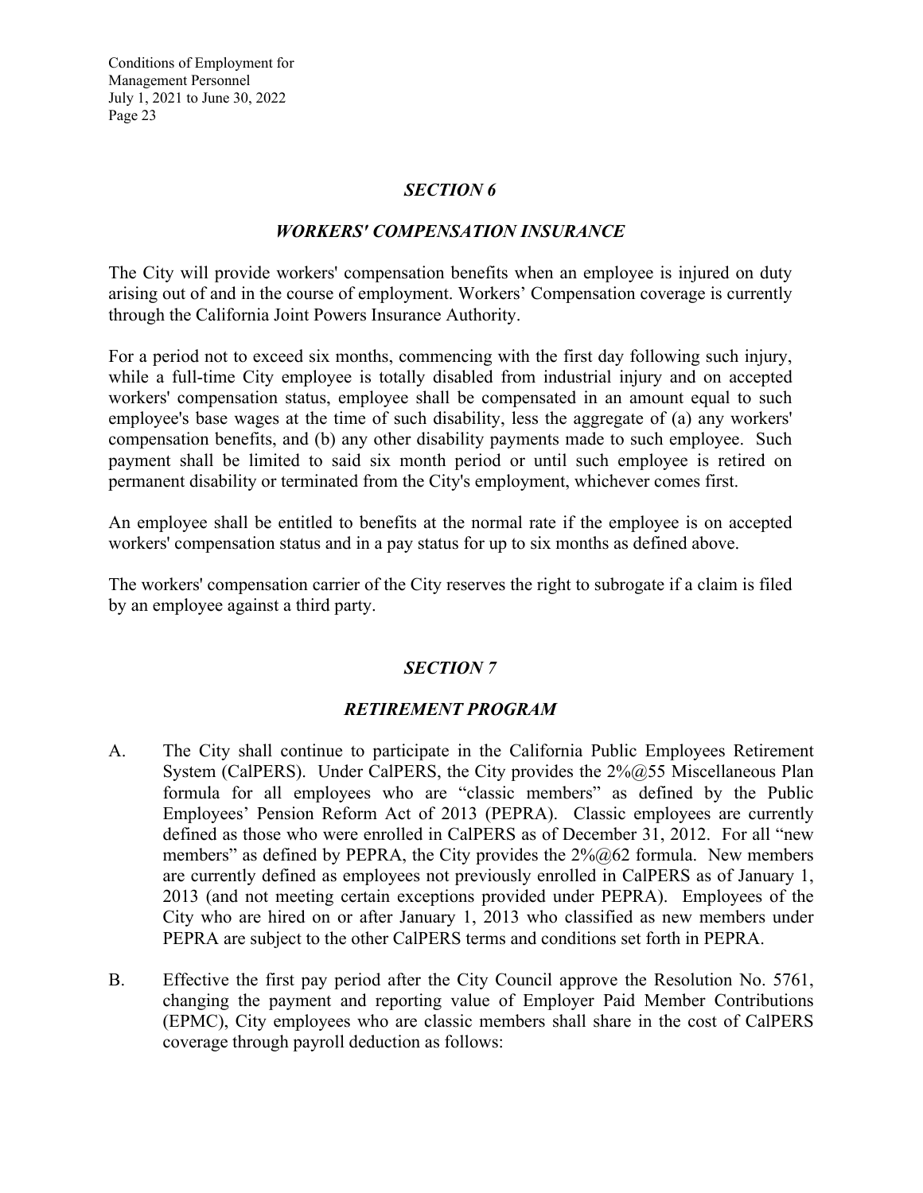## *SECTION 6*

## *WORKERS' COMPENSATION INSURANCE*

The City will provide workers' compensation benefits when an employee is injured on duty arising out of and in the course of employment. Workers' Compensation coverage is currently through the California Joint Powers Insurance Authority.

For a period not to exceed six months, commencing with the first day following such injury, while a full-time City employee is totally disabled from industrial injury and on accepted workers' compensation status, employee shall be compensated in an amount equal to such employee's base wages at the time of such disability, less the aggregate of (a) any workers' compensation benefits, and (b) any other disability payments made to such employee. Such payment shall be limited to said six month period or until such employee is retired on permanent disability or terminated from the City's employment, whichever comes first.

An employee shall be entitled to benefits at the normal rate if the employee is on accepted workers' compensation status and in a pay status for up to six months as defined above.

The workers' compensation carrier of the City reserves the right to subrogate if a claim is filed by an employee against a third party.

## *SECTION 7*

## *RETIREMENT PROGRAM*

A. The City shall continue to participate in the California Public Employees Retirement System (CalPERS). Under CalPERS, the City provides the 2%@55 Miscellaneous Plan formula for all employees who are "classic members" as defined by the Public Employees' Pension Reform Act of 2013 (PEPRA). Classic employees are currently defined as those who were enrolled in CalPERS as of December 31, 2012. For all "new members" as defined by PEPRA, the City provides the 2%@62 formula. New members are currently defined as employees not previously enrolled in CalPERS as of January 1, 2013 (and not meeting certain exceptions provided under PEPRA). Employees of the City who are hired on or after January 1, 2013 who classified as new members under PEPRA are subject to the other CalPERS terms and conditions set forth in PEPRA.

B. Effective the first pay period after the City Council approve the Resolution No. 5761, changing the payment and reporting value of Employer Paid Member Contributions (EPMC), City employees who are classic members shall share in the cost of CalPERS coverage through payroll deduction as follows: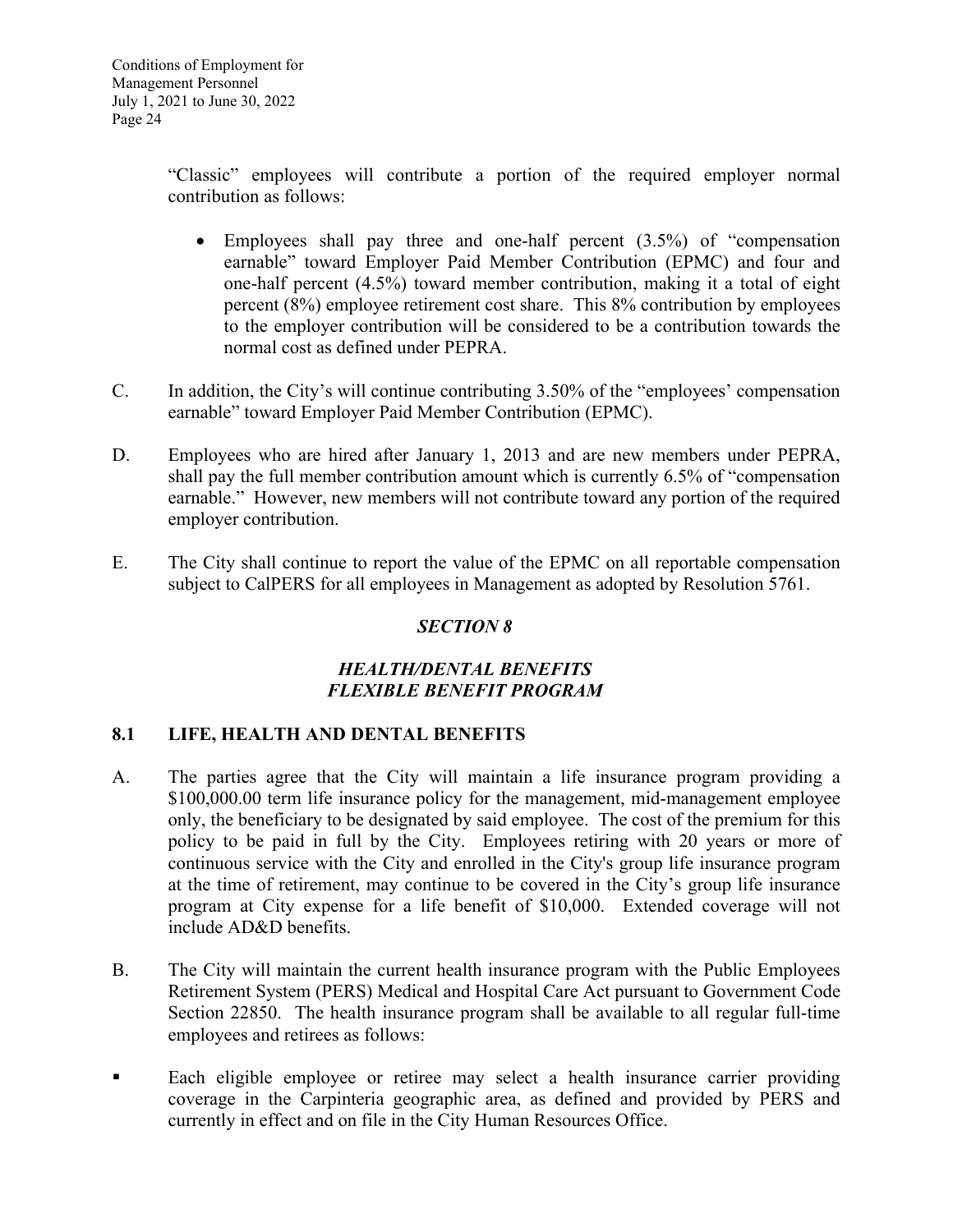"Classic" employees will contribute a portion of the required employer normal contribution as follows:

- Employees shall pay three and one-half percent (3.5%) of "compensation earnable" toward Employer Paid Member Contribution (EPMC) and four and one-half percent (4.5%) toward member contribution, making it a total of eight percent (8%) employee retirement cost share. This 8% contribution by employees to the employer contribution will be considered to be a contribution towards the normal cost as defined under PEPRA.

C. In addition, the City's will continue contributing 3.50% of the "employees' compensation earnable" toward Employer Paid Member Contribution (EPMC).

D. Employees who are hired after January 1, 2013 and are new members under PEPRA, shall pay the full member contribution amount which is currently 6.5% of "compensation earnable." However, new members will not contribute toward any portion of the required employer contribution.

E. The City shall continue to report the value of the EPMC on all reportable compensation subject to CalPERS for all employees in Management as adopted by Resolution 5761.

## *SECTION 8*

## *HEALTH/DENTAL BENEFITS FLEXIBLE BENEFIT PROGRAM*

### 8.1 LIFE, HEALTH AND DENTAL BENEFITS

A. The parties agree that the City will maintain a life insurance program providing a $100,000.00 term life insurance policy for the management, mid-management employee only, the beneficiary to be designated by said employee. The cost of the premium for this policy to be paid in full by the City. Employees retiring with 20 years or more of continuous service with the City and enrolled in the City's group life insurance program at the time of retirement, may continue to be covered in the City's group life insurance program at City expense for a life benefit of $10,000. Extended coverage will not include AD&D benefits.

B. The City will maintain the current health insurance program with the Public Employees Retirement System (PERS) Medical and Hospital Care Act pursuant to Government Code Section 22850. The health insurance program shall be available to all regular full-time employees and retirees as follows:

- Each eligible employee or retiree may select a health insurance carrier providing coverage in the Carpinteria geographic area, as defined and provided by PERS and currently in effect and on file in the City Human Resources Office.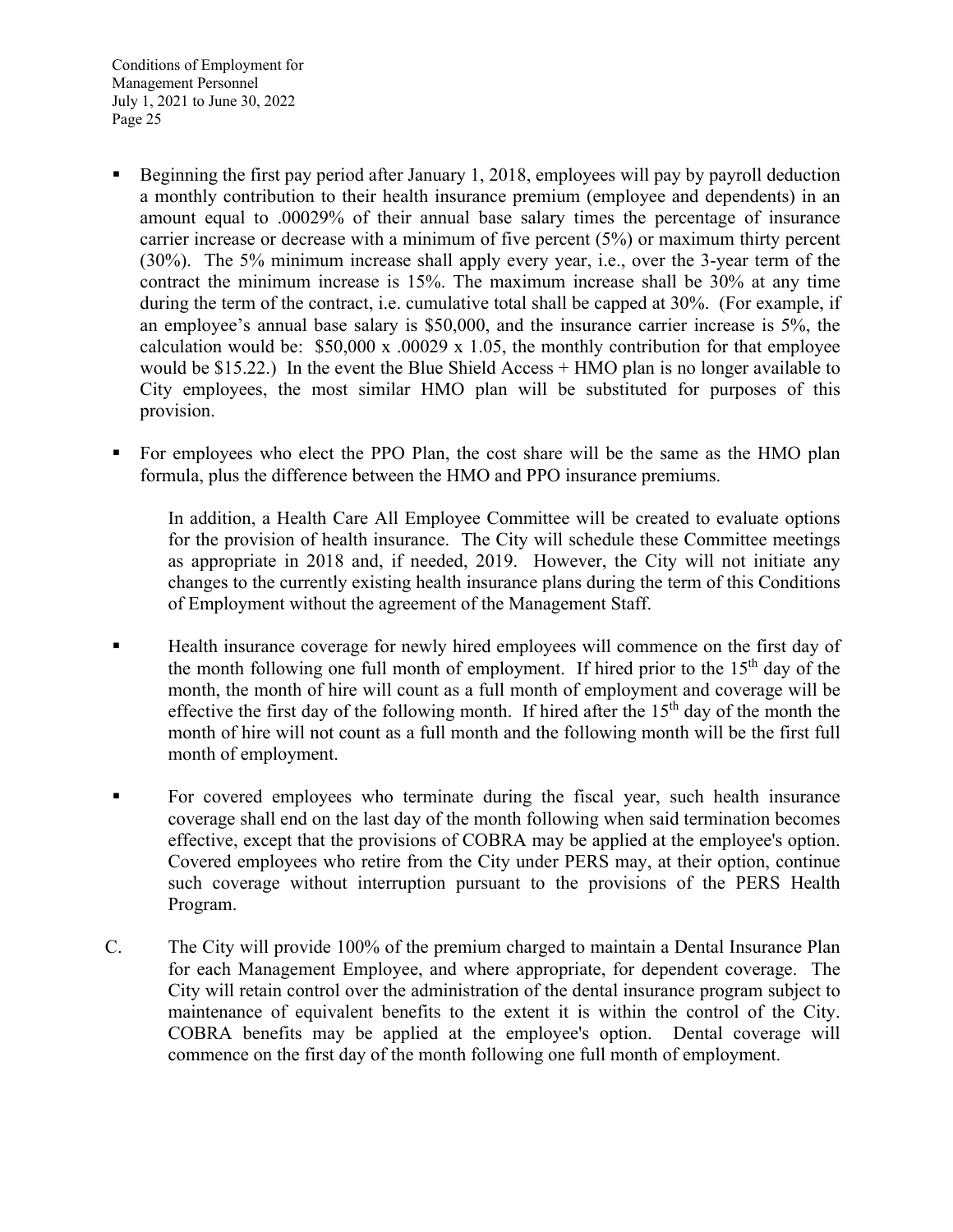- Beginning the first pay period after January 1, 2018, employees will pay by payroll deduction a monthly contribution to their health insurance premium (employee and dependents) in an amount equal to .00029% of their annual base salary times the percentage of insurance carrier increase or decrease with a minimum of five percent (5%) or maximum thirty percent (30%). The 5% minimum increase shall apply every year, i.e., over the 3-year term of the contract the minimum increase is 15%. The maximum increase shall be 30% at any time during the term of the contract, i.e. cumulative total shall be capped at 30%. (For example, if an employee's annual base salary is $50,000, and the insurance carrier increase is 5%, the calculation would be: $50,000 x .00029 x 1.05, the monthly contribution for that employee would be $15.22.) In the event the Blue Shield Access + HMO plan is no longer available to City employees, the most similar HMO plan will be substituted for purposes of this provision.

- For employees who elect the PPO Plan, the cost share will be the same as the HMO plan formula, plus the difference between the HMO and PPO insurance premiums.

  In addition, a Health Care All Employee Committee will be created to evaluate options for the provision of health insurance. The City will schedule these Committee meetings as appropriate in 2018 and, if needed, 2019. However, the City will not initiate any changes to the currently existing health insurance plans during the term of this Conditions of Employment without the agreement of the Management Staff.

- Health insurance coverage for newly hired employees will commence on the first day of the month following one full month of employment. If hired prior to the 15th day of the month, the month of hire will count as a full month of employment and coverage will be effective the first day of the following month. If hired after the 15th day of the month the month of hire will not count as a full month and the following month will be the first full month of employment.

- For covered employees who terminate during the fiscal year, such health insurance coverage shall end on the last day of the month following when said termination becomes effective, except that the provisions of COBRA may be applied at the employee's option. Covered employees who retire from the City under PERS may, at their option, continue such coverage without interruption pursuant to the provisions of the PERS Health Program.

C. The City will provide 100% of the premium charged to maintain a Dental Insurance Plan for each Management Employee, and where appropriate, for dependent coverage. The City will retain control over the administration of the dental insurance program subject to maintenance of equivalent benefits to the extent it is within the control of the City. COBRA benefits may be applied at the employee's option. Dental coverage will commence on the first day of the month following one full month of employment.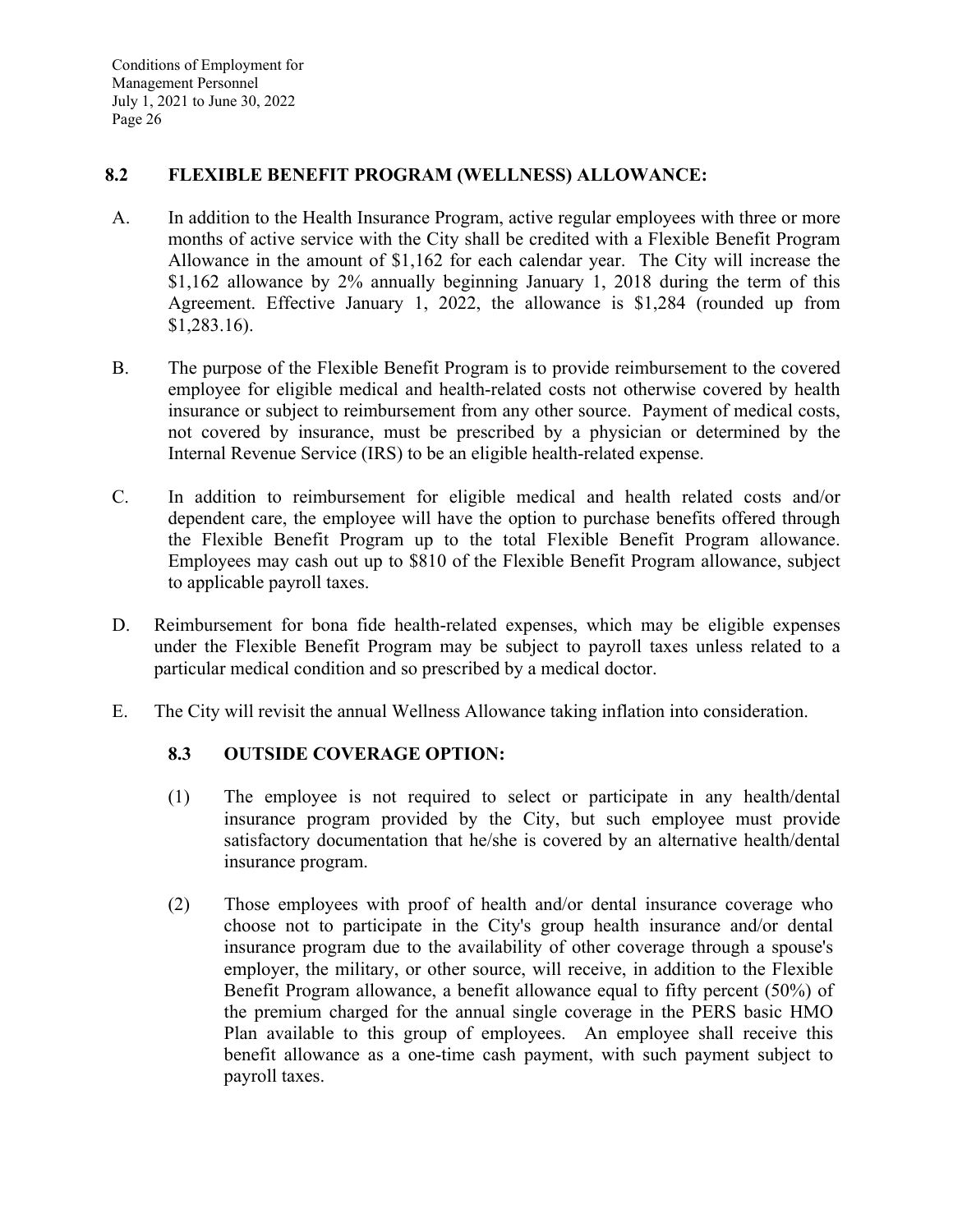## 8.2 FLEXIBLE BENEFIT PROGRAM (WELLNESS) ALLOWANCE:

A. In addition to the Health Insurance Program, active regular employees with three or more months of active service with the City shall be credited with a Flexible Benefit Program Allowance in the amount of $1,162 for each calendar year. The City will increase the $1,162 allowance by 2% annually beginning January 1, 2018 during the term of this Agreement. Effective January 1, 2022, the allowance is $1,284 (rounded up from $1,283.16).

B. The purpose of the Flexible Benefit Program is to provide reimbursement to the covered employee for eligible medical and health-related costs not otherwise covered by health insurance or subject to reimbursement from any other source. Payment of medical costs, not covered by insurance, must be prescribed by a physician or determined by the Internal Revenue Service (IRS) to be an eligible health-related expense.

C. In addition to reimbursement for eligible medical and health related costs and/or dependent care, the employee will have the option to purchase benefits offered through the Flexible Benefit Program up to the total Flexible Benefit Program allowance. Employees may cash out up to $810 of the Flexible Benefit Program allowance, subject to applicable payroll taxes.

D. Reimbursement for bona fide health-related expenses, which may be eligible expenses under the Flexible Benefit Program may be subject to payroll taxes unless related to a particular medical condition and so prescribed by a medical doctor.

E. The City will revisit the annual Wellness Allowance taking inflation into consideration.

### 8.3 OUTSIDE COVERAGE OPTION:

(1) The employee is not required to select or participate in any health/dental insurance program provided by the City, but such employee must provide satisfactory documentation that he/she is covered by an alternative health/dental insurance program.

(2) Those employees with proof of health and/or dental insurance coverage who choose not to participate in the City's group health insurance and/or dental insurance program due to the availability of other coverage through a spouse's employer, the military, or other source, will receive, in addition to the Flexible Benefit Program allowance, a benefit allowance equal to fifty percent (50%) of the premium charged for the annual single coverage in the PERS basic HMO Plan available to this group of employees. An employee shall receive this benefit allowance as a one-time cash payment, with such payment subject to payroll taxes.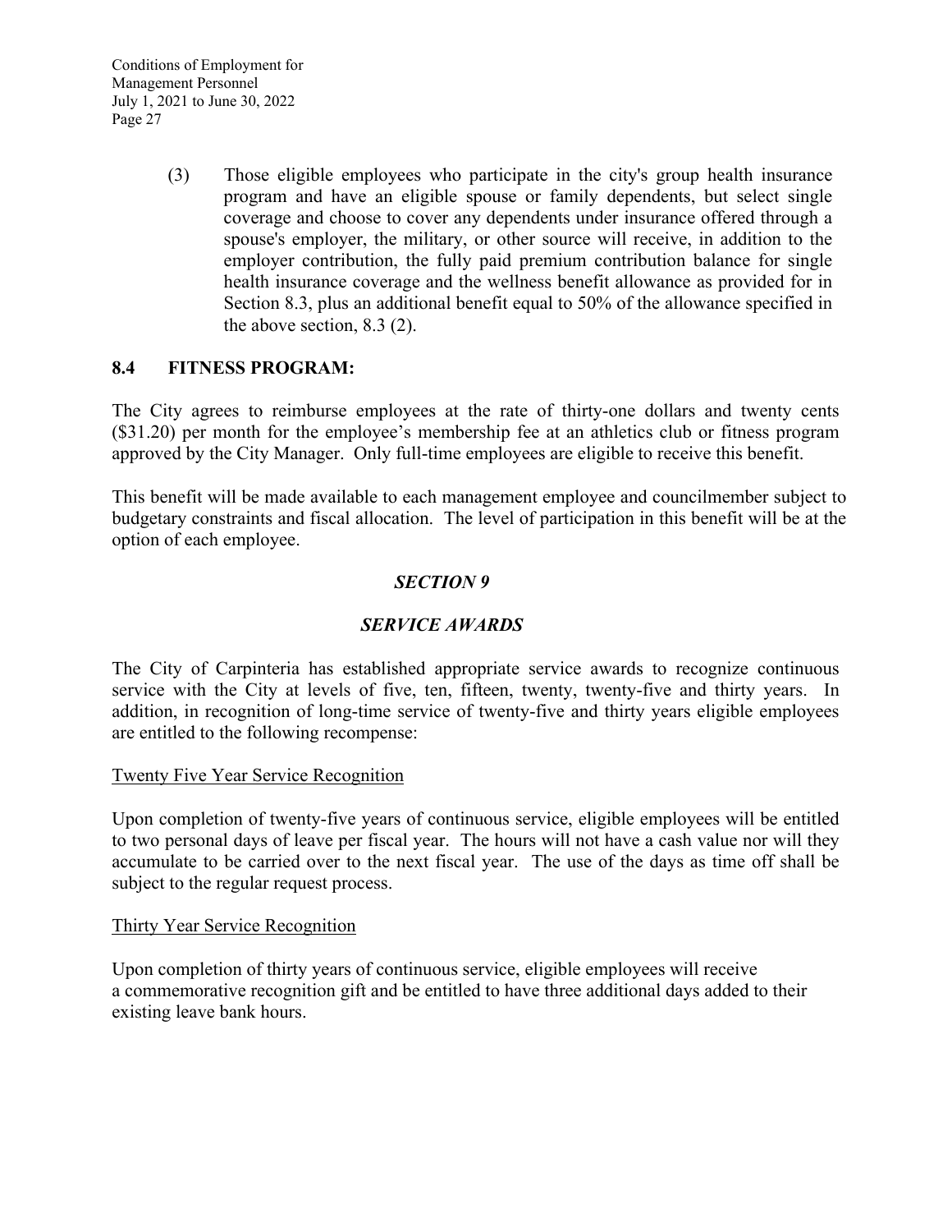(3) Those eligible employees who participate in the city's group health insurance program and have an eligible spouse or family dependents, but select single coverage and choose to cover any dependents under insurance offered through a spouse's employer, the military, or other source will receive, in addition to the employer contribution, the fully paid premium contribution balance for single health insurance coverage and the wellness benefit allowance as provided for in Section 8.3, plus an additional benefit equal to 50% of the allowance specified in the above section, 8.3 (2).

## 8.4 FITNESS PROGRAM:

The City agrees to reimburse employees at the rate of thirty-one dollars and twenty cents ($31.20) per month for the employee's membership fee at an athletics club or fitness program approved by the City Manager. Only full-time employees are eligible to receive this benefit.

This benefit will be made available to each management employee and councilmember subject to budgetary constraints and fiscal allocation. The level of participation in this benefit will be at the option of each employee.

# *SECTION 9*

# *SERVICE AWARDS*

The City of Carpinteria has established appropriate service awards to recognize continuous service with the City at levels of five, ten, fifteen, twenty, twenty-five and thirty years. In addition, in recognition of long-time service of twenty-five and thirty years eligible employees are entitled to the following recompense:

<u>Twenty Five Year Service Recognition</u>

Upon completion of twenty-five years of continuous service, eligible employees will be entitled to two personal days of leave per fiscal year. The hours will not have a cash value nor will they accumulate to be carried over to the next fiscal year. The use of the days as time off shall be subject to the regular request process.

<u>Thirty Year Service Recognition</u>

Upon completion of thirty years of continuous service, eligible employees will receive a commemorative recognition gift and be entitled to have three additional days added to their existing leave bank hours.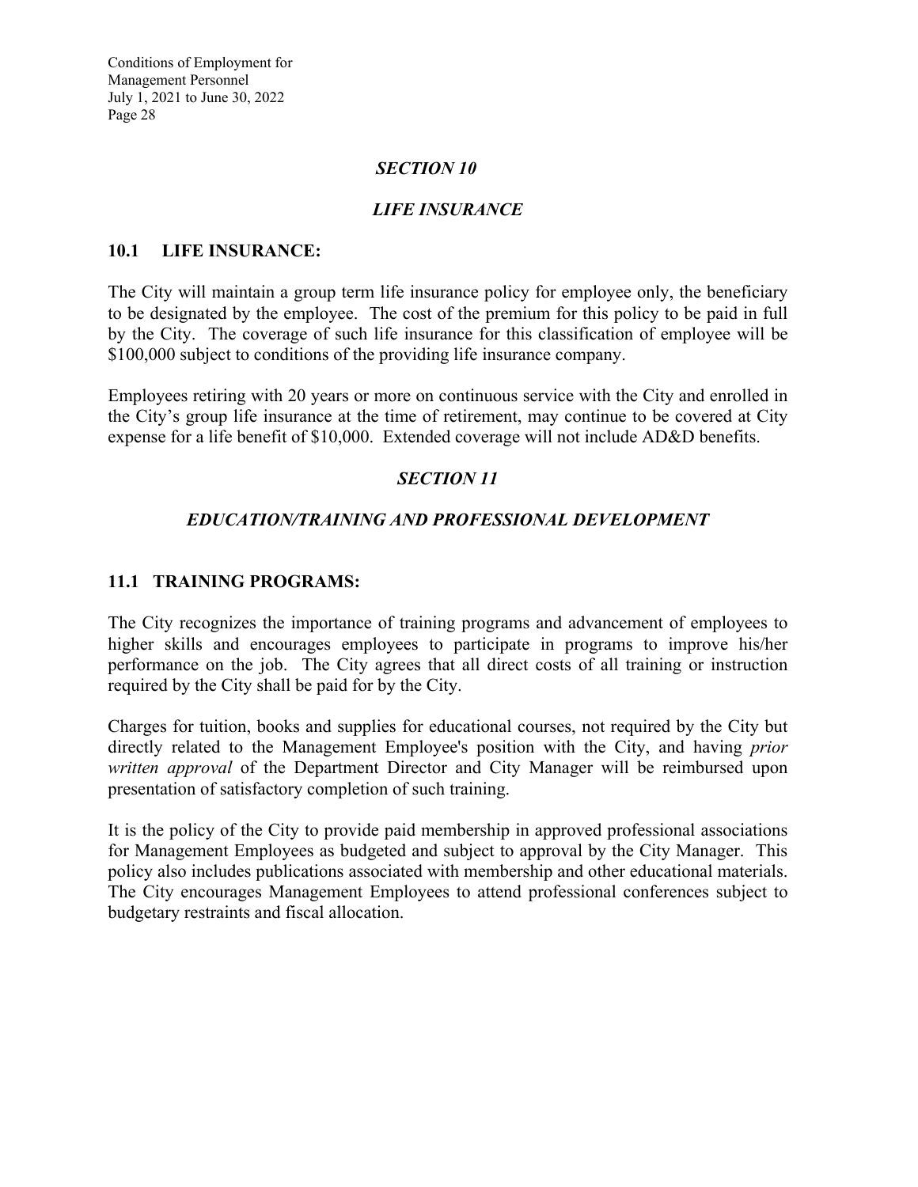## *SECTION 10*

## *LIFE INSURANCE*

### 10.1 LIFE INSURANCE:

The City will maintain a group term life insurance policy for employee only, the beneficiary to be designated by the employee. The cost of the premium for this policy to be paid in full by the City. The coverage of such life insurance for this classification of employee will be $100,000 subject to conditions of the providing life insurance company.

Employees retiring with 20 years or more on continuous service with the City and enrolled in the City's group life insurance at the time of retirement, may continue to be covered at City expense for a life benefit of $10,000. Extended coverage will not include AD&D benefits.

## *SECTION 11*

## *EDUCATION/TRAINING AND PROFESSIONAL DEVELOPMENT*

### 11.1 TRAINING PROGRAMS:

The City recognizes the importance of training programs and advancement of employees to higher skills and encourages employees to participate in programs to improve his/her performance on the job. The City agrees that all direct costs of all training or instruction required by the City shall be paid for by the City.

Charges for tuition, books and supplies for educational courses, not required by the City but directly related to the Management Employee's position with the City, and having *prior written approval* of the Department Director and City Manager will be reimbursed upon presentation of satisfactory completion of such training.

It is the policy of the City to provide paid membership in approved professional associations for Management Employees as budgeted and subject to approval by the City Manager. This policy also includes publications associated with membership and other educational materials. The City encourages Management Employees to attend professional conferences subject to budgetary restraints and fiscal allocation.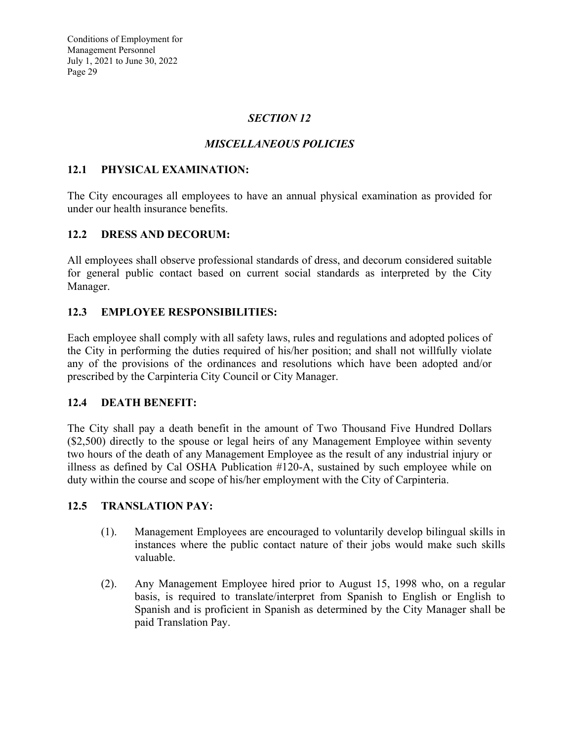## *SECTION 12*

## *MISCELLANEOUS POLICIES*

### 12.1 PHYSICAL EXAMINATION:

The City encourages all employees to have an annual physical examination as provided for under our health insurance benefits.

### 12.2 DRESS AND DECORUM:

All employees shall observe professional standards of dress, and decorum considered suitable for general public contact based on current social standards as interpreted by the City Manager.

### 12.3 EMPLOYEE RESPONSIBILITIES:

Each employee shall comply with all safety laws, rules and regulations and adopted polices of the City in performing the duties required of his/her position; and shall not willfully violate any of the provisions of the ordinances and resolutions which have been adopted and/or prescribed by the Carpinteria City Council or City Manager.

### 12.4 DEATH BENEFIT:

The City shall pay a death benefit in the amount of Two Thousand Five Hundred Dollars ($2,500) directly to the spouse or legal heirs of any Management Employee within seventy two hours of the death of any Management Employee as the result of any industrial injury or illness as defined by Cal OSHA Publication #120-A, sustained by such employee while on duty within the course and scope of his/her employment with the City of Carpinteria.

### 12.5 TRANSLATION PAY:

(1). Management Employees are encouraged to voluntarily develop bilingual skills in instances where the public contact nature of their jobs would make such skills valuable.

(2). Any Management Employee hired prior to August 15, 1998 who, on a regular basis, is required to translate/interpret from Spanish to English or English to Spanish and is proficient in Spanish as determined by the City Manager shall be paid Translation Pay.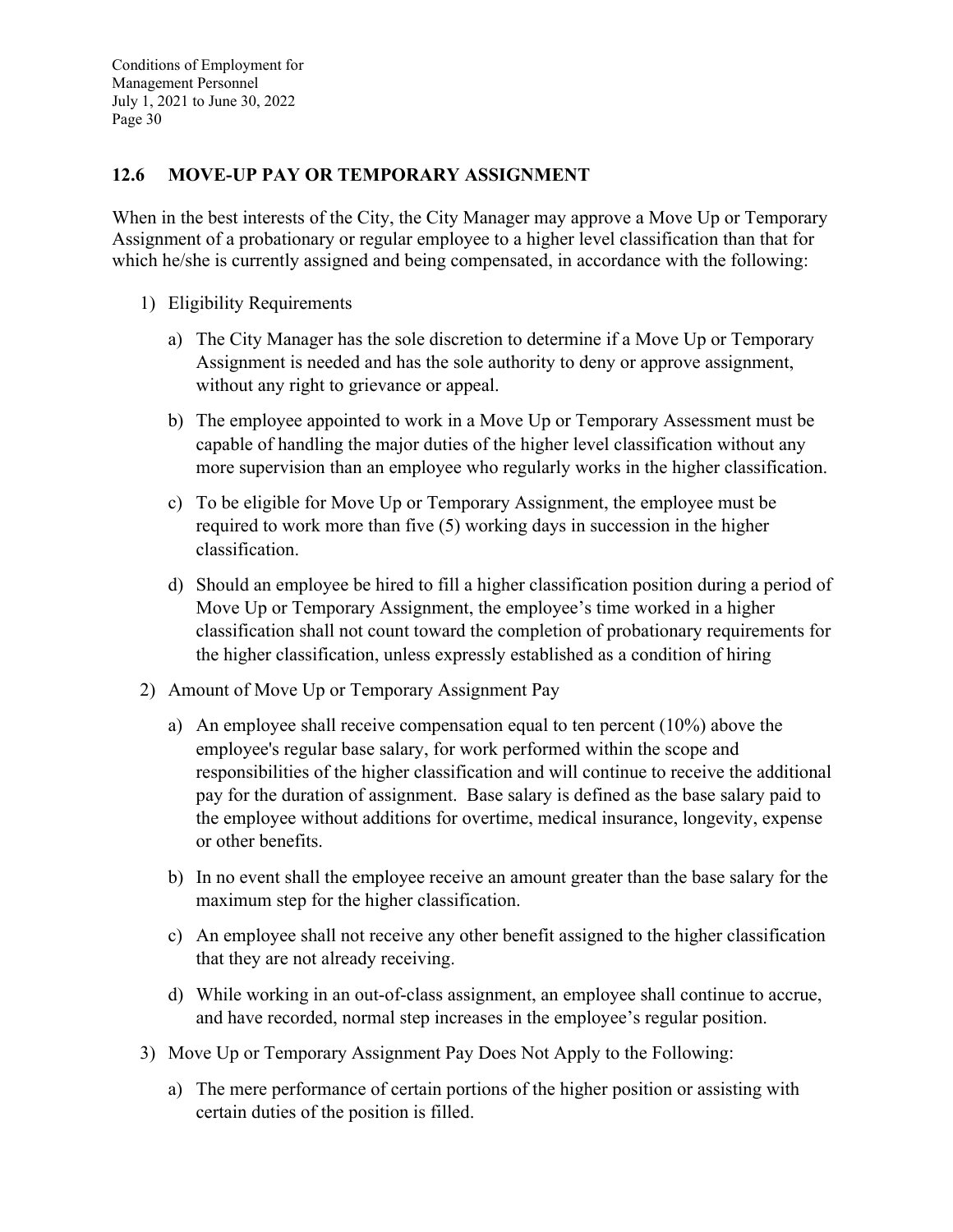## 12.6 MOVE-UP PAY OR TEMPORARY ASSIGNMENT

When in the best interests of the City, the City Manager may approve a Move Up or Temporary Assignment of a probationary or regular employee to a higher level classification than that for which he/she is currently assigned and being compensated, in accordance with the following:

1) Eligibility Requirements

   a) The City Manager has the sole discretion to determine if a Move Up or Temporary Assignment is needed and has the sole authority to deny or approve assignment, without any right to grievance or appeal.

   b) The employee appointed to work in a Move Up or Temporary Assessment must be capable of handling the major duties of the higher level classification without any more supervision than an employee who regularly works in the higher classification.

   c) To be eligible for Move Up or Temporary Assignment, the employee must be required to work more than five (5) working days in succession in the higher classification.

   d) Should an employee be hired to fill a higher classification position during a period of Move Up or Temporary Assignment, the employee's time worked in a higher classification shall not count toward the completion of probationary requirements for the higher classification, unless expressly established as a condition of hiring

2) Amount of Move Up or Temporary Assignment Pay

   a) An employee shall receive compensation equal to ten percent (10%) above the employee's regular base salary, for work performed within the scope and responsibilities of the higher classification and will continue to receive the additional pay for the duration of assignment. Base salary is defined as the base salary paid to the employee without additions for overtime, medical insurance, longevity, expense or other benefits.

   b) In no event shall the employee receive an amount greater than the base salary for the maximum step for the higher classification.

   c) An employee shall not receive any other benefit assigned to the higher classification that they are not already receiving.

   d) While working in an out-of-class assignment, an employee shall continue to accrue, and have recorded, normal step increases in the employee's regular position.

3) Move Up or Temporary Assignment Pay Does Not Apply to the Following:

   a) The mere performance of certain portions of the higher position or assisting with certain duties of the position is filled.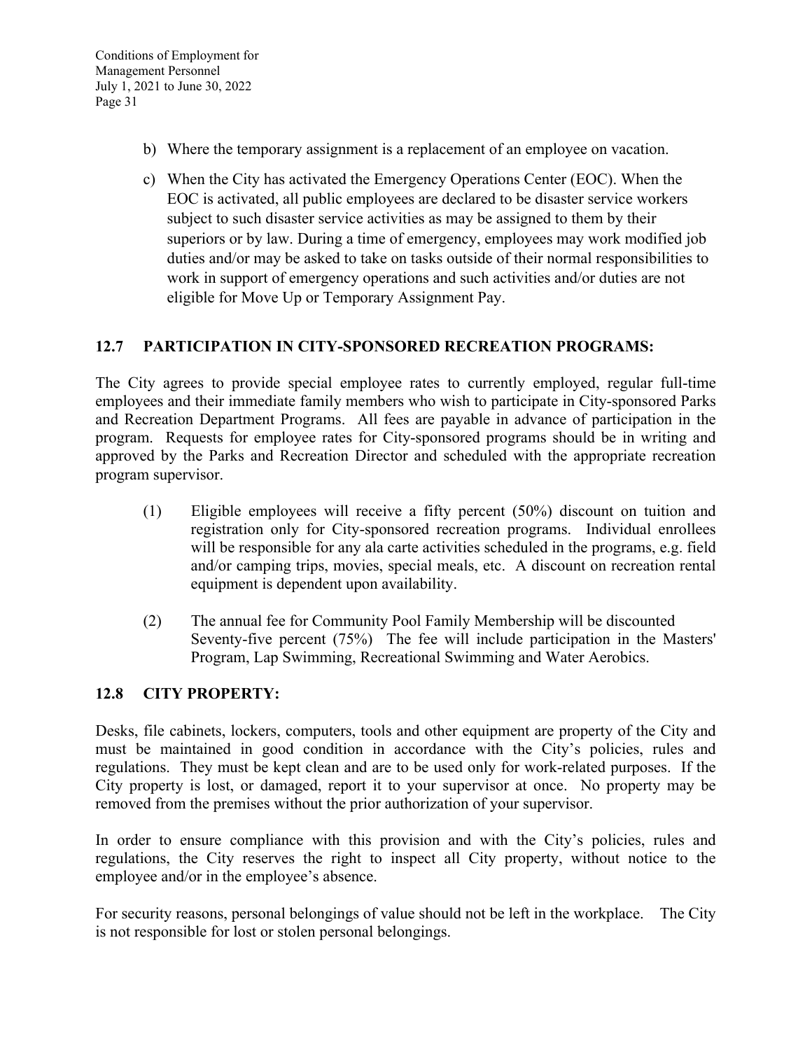b) Where the temporary assignment is a replacement of an employee on vacation.

c) When the City has activated the Emergency Operations Center (EOC). When the EOC is activated, all public employees are declared to be disaster service workers subject to such disaster service activities as may be assigned to them by their superiors or by law. During a time of emergency, employees may work modified job duties and/or may be asked to take on tasks outside of their normal responsibilities to work in support of emergency operations and such activities and/or duties are not eligible for Move Up or Temporary Assignment Pay.

## 12.7 PARTICIPATION IN CITY-SPONSORED RECREATION PROGRAMS:

The City agrees to provide special employee rates to currently employed, regular full-time employees and their immediate family members who wish to participate in City-sponsored Parks and Recreation Department Programs. All fees are payable in advance of participation in the program. Requests for employee rates for City-sponsored programs should be in writing and approved by the Parks and Recreation Director and scheduled with the appropriate recreation program supervisor.

(1) Eligible employees will receive a fifty percent (50%) discount on tuition and registration only for City-sponsored recreation programs. Individual enrollees will be responsible for any ala carte activities scheduled in the programs, e.g. field and/or camping trips, movies, special meals, etc. A discount on recreation rental equipment is dependent upon availability.

(2) The annual fee for Community Pool Family Membership will be discounted Seventy-five percent (75%) The fee will include participation in the Masters' Program, Lap Swimming, Recreational Swimming and Water Aerobics.

## 12.8 CITY PROPERTY:

Desks, file cabinets, lockers, computers, tools and other equipment are property of the City and must be maintained in good condition in accordance with the City's policies, rules and regulations. They must be kept clean and are to be used only for work-related purposes. If the City property is lost, or damaged, report it to your supervisor at once. No property may be removed from the premises without the prior authorization of your supervisor.

In order to ensure compliance with this provision and with the City's policies, rules and regulations, the City reserves the right to inspect all City property, without notice to the employee and/or in the employee's absence.

For security reasons, personal belongings of value should not be left in the workplace. The City is not responsible for lost or stolen personal belongings.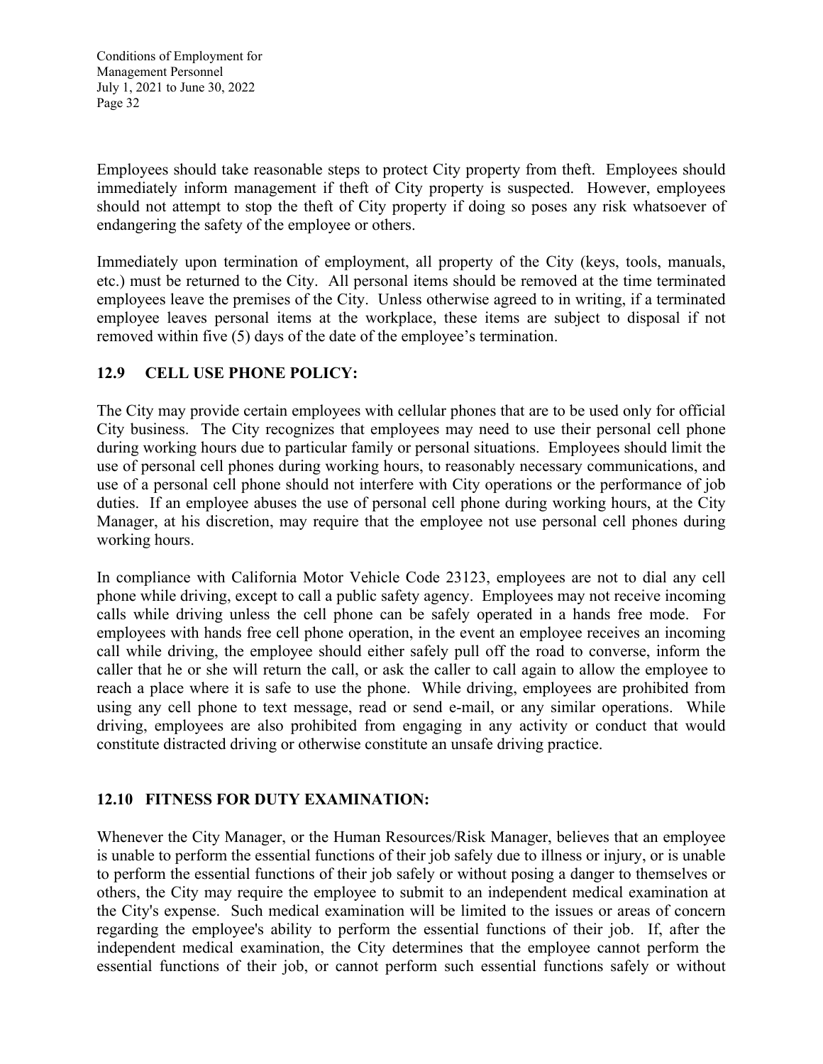Employees should take reasonable steps to protect City property from theft. Employees should immediately inform management if theft of City property is suspected. However, employees should not attempt to stop the theft of City property if doing so poses any risk whatsoever of endangering the safety of the employee or others.

Immediately upon termination of employment, all property of the City (keys, tools, manuals, etc.) must be returned to the City. All personal items should be removed at the time terminated employees leave the premises of the City. Unless otherwise agreed to in writing, if a terminated employee leaves personal items at the workplace, these items are subject to disposal if not removed within five (5) days of the date of the employee's termination.

## 12.9 CELL USE PHONE POLICY:

The City may provide certain employees with cellular phones that are to be used only for official City business. The City recognizes that employees may need to use their personal cell phone during working hours due to particular family or personal situations. Employees should limit the use of personal cell phones during working hours, to reasonably necessary communications, and use of a personal cell phone should not interfere with City operations or the performance of job duties. If an employee abuses the use of personal cell phone during working hours, at the City Manager, at his discretion, may require that the employee not use personal cell phones during working hours.

In compliance with California Motor Vehicle Code 23123, employees are not to dial any cell phone while driving, except to call a public safety agency. Employees may not receive incoming calls while driving unless the cell phone can be safely operated in a hands free mode. For employees with hands free cell phone operation, in the event an employee receives an incoming call while driving, the employee should either safely pull off the road to converse, inform the caller that he or she will return the call, or ask the caller to call again to allow the employee to reach a place where it is safe to use the phone. While driving, employees are prohibited from using any cell phone to text message, read or send e-mail, or any similar operations. While driving, employees are also prohibited from engaging in any activity or conduct that would constitute distracted driving or otherwise constitute an unsafe driving practice.

## 12.10 FITNESS FOR DUTY EXAMINATION:

Whenever the City Manager, or the Human Resources/Risk Manager, believes that an employee is unable to perform the essential functions of their job safely due to illness or injury, or is unable to perform the essential functions of their job safely or without posing a danger to themselves or others, the City may require the employee to submit to an independent medical examination at the City's expense. Such medical examination will be limited to the issues or areas of concern regarding the employee's ability to perform the essential functions of their job. If, after the independent medical examination, the City determines that the employee cannot perform the essential functions of their job, or cannot perform such essential functions safely or without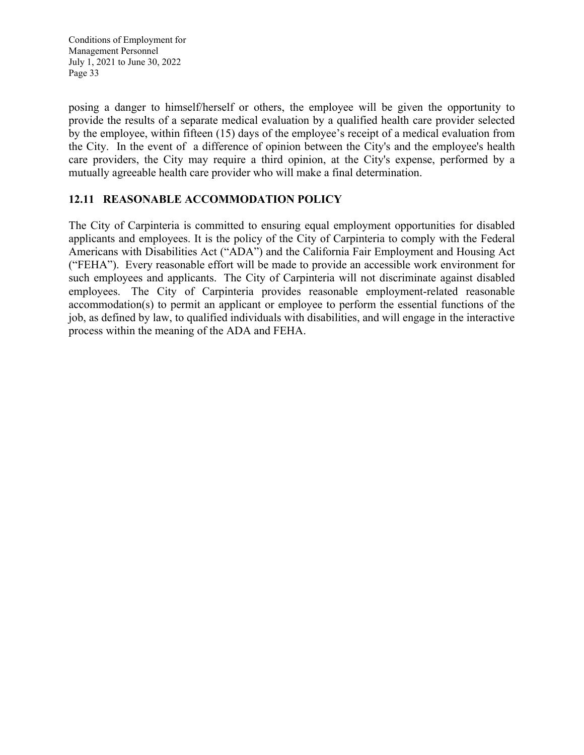posing a danger to himself/herself or others, the employee will be given the opportunity to provide the results of a separate medical evaluation by a qualified health care provider selected by the employee, within fifteen (15) days of the employee's receipt of a medical evaluation from the City. In the event of a difference of opinion between the City's and the employee's health care providers, the City may require a third opinion, at the City's expense, performed by a mutually agreeable health care provider who will make a final determination.

## 12.11 REASONABLE ACCOMMODATION POLICY

The City of Carpinteria is committed to ensuring equal employment opportunities for disabled applicants and employees. It is the policy of the City of Carpinteria to comply with the Federal Americans with Disabilities Act ("ADA") and the California Fair Employment and Housing Act ("FEHA"). Every reasonable effort will be made to provide an accessible work environment for such employees and applicants. The City of Carpinteria will not discriminate against disabled employees. The City of Carpinteria provides reasonable employment-related reasonable accommodation(s) to permit an applicant or employee to perform the essential functions of the job, as defined by law, to qualified individuals with disabilities, and will engage in the interactive process within the meaning of the ADA and FEHA.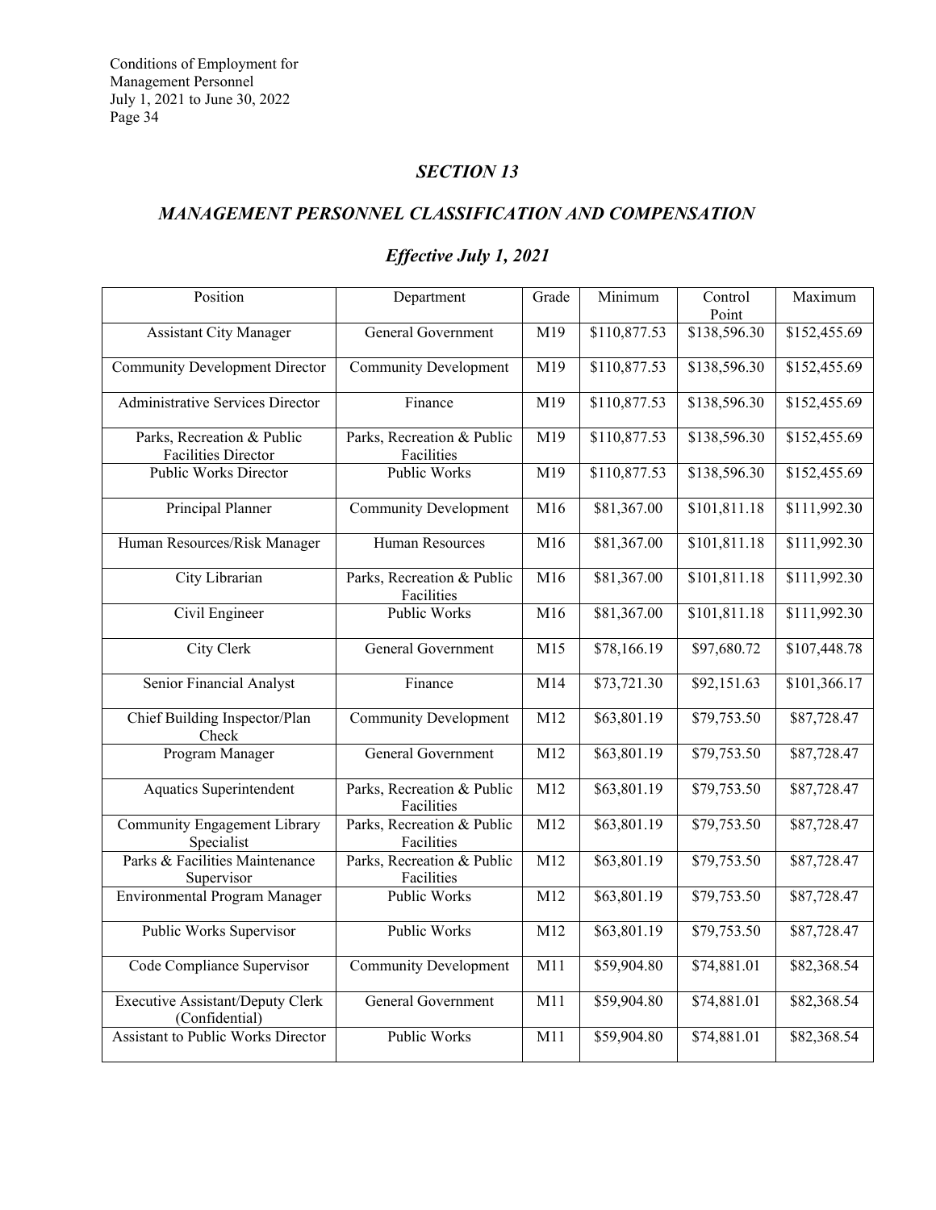## *SECTION 13*

## *MANAGEMENT PERSONNEL CLASSIFICATION AND COMPENSATION*

### *Effective July 1, 2021*

| Position | Department | Grade | Minimum | Control Point | Maximum |
|---|---|---|---|---|---|
| Assistant City Manager | General Government | M19 | $110,877.53 | $138,596.30 | $152,455.69 |
| Community Development Director | Community Development | M19 | $110,877.53 | $138,596.30 | $152,455.69 |
| Administrative Services Director | Finance | M19 | $110,877.53 | $138,596.30 | $152,455.69 |
| Parks, Recreation & Public Facilities Director | Parks, Recreation & Public Facilities | M19 | $110,877.53 | $138,596.30 | $152,455.69 |
| Public Works Director | Public Works | M19 | $110,877.53 | $138,596.30 | $152,455.69 |
| Principal Planner | Community Development | M16 | $81,367.00 | $101,811.18 | $111,992.30 |
| Human Resources/Risk Manager | Human Resources | M16 | $81,367.00 | $101,811.18 | $111,992.30 |
| City Librarian | Parks, Recreation & Public Facilities | M16 | $81,367.00 | $101,811.18 | $111,992.30 |
| Civil Engineer | Public Works | M16 | $81,367.00 | $101,811.18 | $111,992.30 |
| City Clerk | General Government | M15 | $78,166.19 | $97,680.72 | $107,448.78 |
| Senior Financial Analyst | Finance | M14 | $73,721.30 | $92,151.63 | $101,366.17 |
| Chief Building Inspector/Plan Check | Community Development | M12 | $63,801.19 | $79,753.50 | $87,728.47 |
| Program Manager | General Government | M12 | $63,801.19 | $79,753.50 | $87,728.47 |
| Aquatics Superintendent | Parks, Recreation & Public Facilities | M12 | $63,801.19 | $79,753.50 | $87,728.47 |
| Community Engagement Library Specialist | Parks, Recreation & Public Facilities | M12 | $63,801.19 | $79,753.50 | $87,728.47 |
| Parks & Facilities Maintenance Supervisor | Parks, Recreation & Public Facilities | M12 | $63,801.19 | $79,753.50 | $87,728.47 |
| Environmental Program Manager | Public Works | M12 | $63,801.19 | $79,753.50 | $87,728.47 |
| Public Works Supervisor | Public Works | M12 | $63,801.19 | $79,753.50 | $87,728.47 |
| Code Compliance Supervisor | Community Development | M11 | $59,904.80 | $74,881.01 | $82,368.54 |
| Executive Assistant/Deputy Clerk (Confidential) | General Government | M11 | $59,904.80 | $74,881.01 | $82,368.54 |
| Assistant to Public Works Director | Public Works | M11 | $59,904.80 | $74,881.01 | $82,368.54 |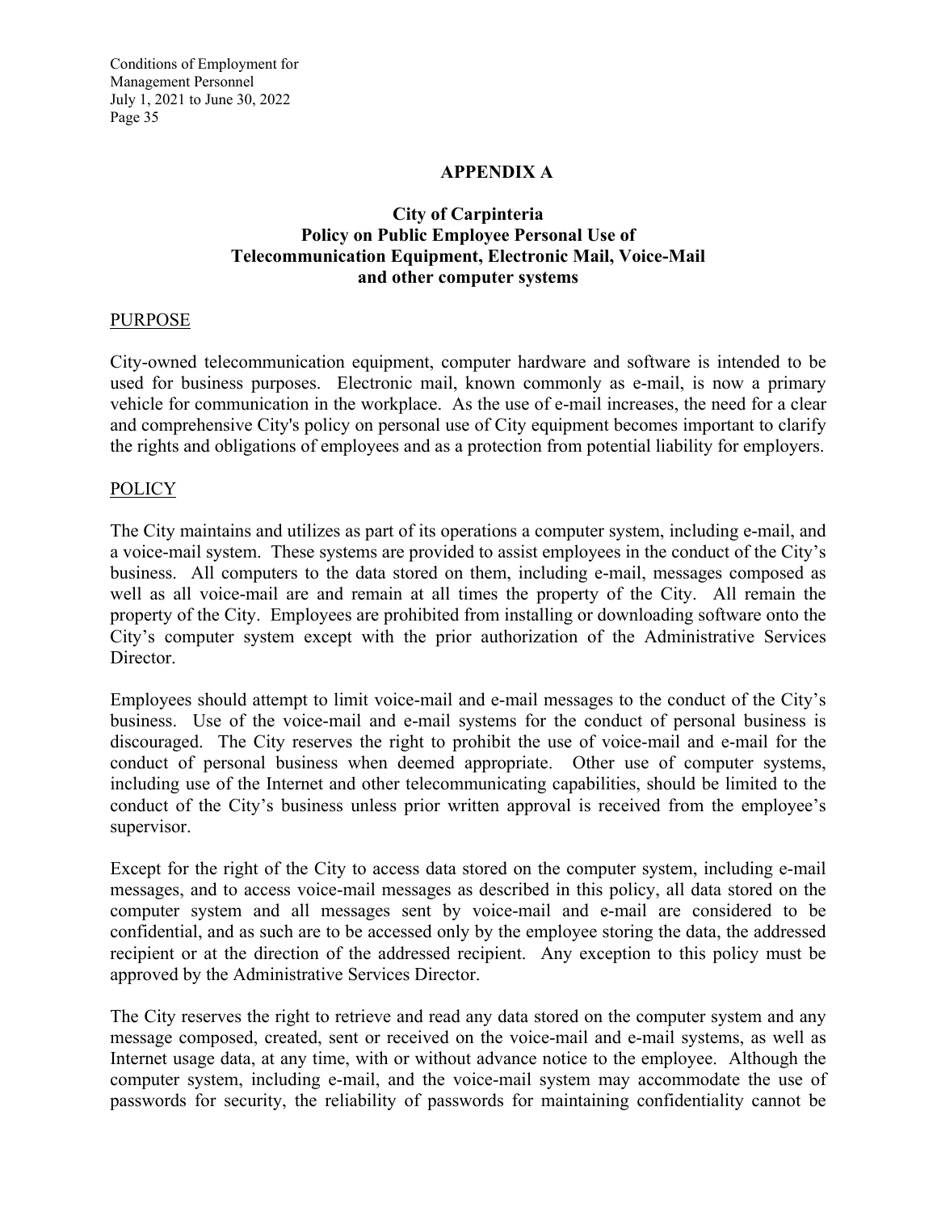# APPENDIX A

## City of Carpinteria
## Policy on Public Employee Personal Use of Telecommunication Equipment, Electronic Mail, Voice-Mail and other computer systems

PURPOSE

City-owned telecommunication equipment, computer hardware and software is intended to be used for business purposes. Electronic mail, known commonly as e-mail, is now a primary vehicle for communication in the workplace. As the use of e-mail increases, the need for a clear and comprehensive City's policy on personal use of City equipment becomes important to clarify the rights and obligations of employees and as a protection from potential liability for employers.

POLICY

The City maintains and utilizes as part of its operations a computer system, including e-mail, and a voice-mail system. These systems are provided to assist employees in the conduct of the City's business. All computers to the data stored on them, including e-mail, messages composed as well as all voice-mail are and remain at all times the property of the City. All remain the property of the City. Employees are prohibited from installing or downloading software onto the City's computer system except with the prior authorization of the Administrative Services Director.

Employees should attempt to limit voice-mail and e-mail messages to the conduct of the City's business. Use of the voice-mail and e-mail systems for the conduct of personal business is discouraged. The City reserves the right to prohibit the use of voice-mail and e-mail for the conduct of personal business when deemed appropriate. Other use of computer systems, including use of the Internet and other telecommunicating capabilities, should be limited to the conduct of the City's business unless prior written approval is received from the employee's supervisor.

Except for the right of the City to access data stored on the computer system, including e-mail messages, and to access voice-mail messages as described in this policy, all data stored on the computer system and all messages sent by voice-mail and e-mail are considered to be confidential, and as such are to be accessed only by the employee storing the data, the addressed recipient or at the direction of the addressed recipient. Any exception to this policy must be approved by the Administrative Services Director.

The City reserves the right to retrieve and read any data stored on the computer system and any message composed, created, sent or received on the voice-mail and e-mail systems, as well as Internet usage data, at any time, with or without advance notice to the employee. Although the computer system, including e-mail, and the voice-mail system may accommodate the use of passwords for security, the reliability of passwords for maintaining confidentiality cannot be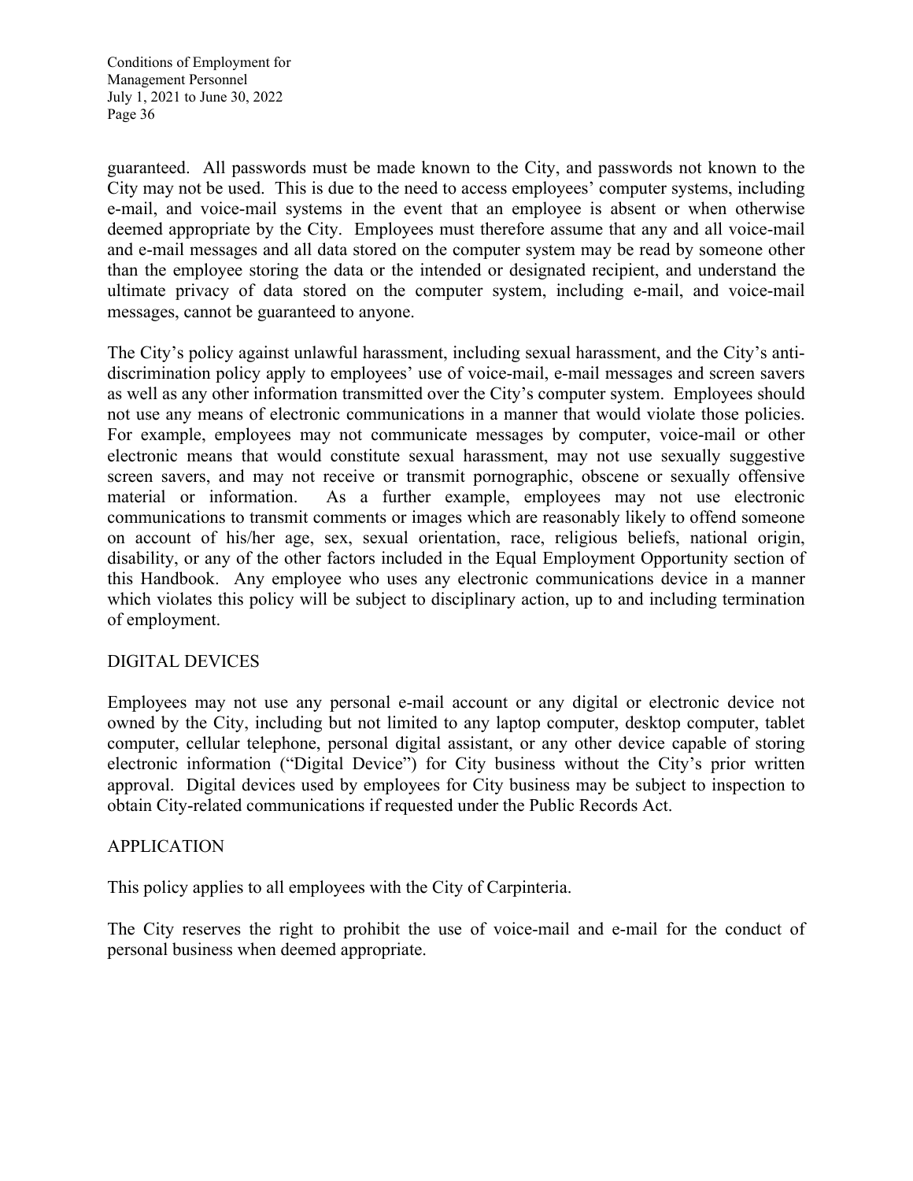guaranteed. All passwords must be made known to the City, and passwords not known to the City may not be used. This is due to the need to access employees' computer systems, including e-mail, and voice-mail systems in the event that an employee is absent or when otherwise deemed appropriate by the City. Employees must therefore assume that any and all voice-mail and e-mail messages and all data stored on the computer system may be read by someone other than the employee storing the data or the intended or designated recipient, and understand the ultimate privacy of data stored on the computer system, including e-mail, and voice-mail messages, cannot be guaranteed to anyone.

The City's policy against unlawful harassment, including sexual harassment, and the City's anti-discrimination policy apply to employees' use of voice-mail, e-mail messages and screen savers as well as any other information transmitted over the City's computer system. Employees should not use any means of electronic communications in a manner that would violate those policies. For example, employees may not communicate messages by computer, voice-mail or other electronic means that would constitute sexual harassment, may not use sexually suggestive screen savers, and may not receive or transmit pornographic, obscene or sexually offensive material or information. As a further example, employees may not use electronic communications to transmit comments or images which are reasonably likely to offend someone on account of his/her age, sex, sexual orientation, race, religious beliefs, national origin, disability, or any of the other factors included in the Equal Employment Opportunity section of this Handbook. Any employee who uses any electronic communications device in a manner which violates this policy will be subject to disciplinary action, up to and including termination of employment.

## DIGITAL DEVICES

Employees may not use any personal e-mail account or any digital or electronic device not owned by the City, including but not limited to any laptop computer, desktop computer, tablet computer, cellular telephone, personal digital assistant, or any other device capable of storing electronic information ("Digital Device") for City business without the City's prior written approval. Digital devices used by employees for City business may be subject to inspection to obtain City-related communications if requested under the Public Records Act.

## APPLICATION

This policy applies to all employees with the City of Carpinteria.

The City reserves the right to prohibit the use of voice-mail and e-mail for the conduct of personal business when deemed appropriate.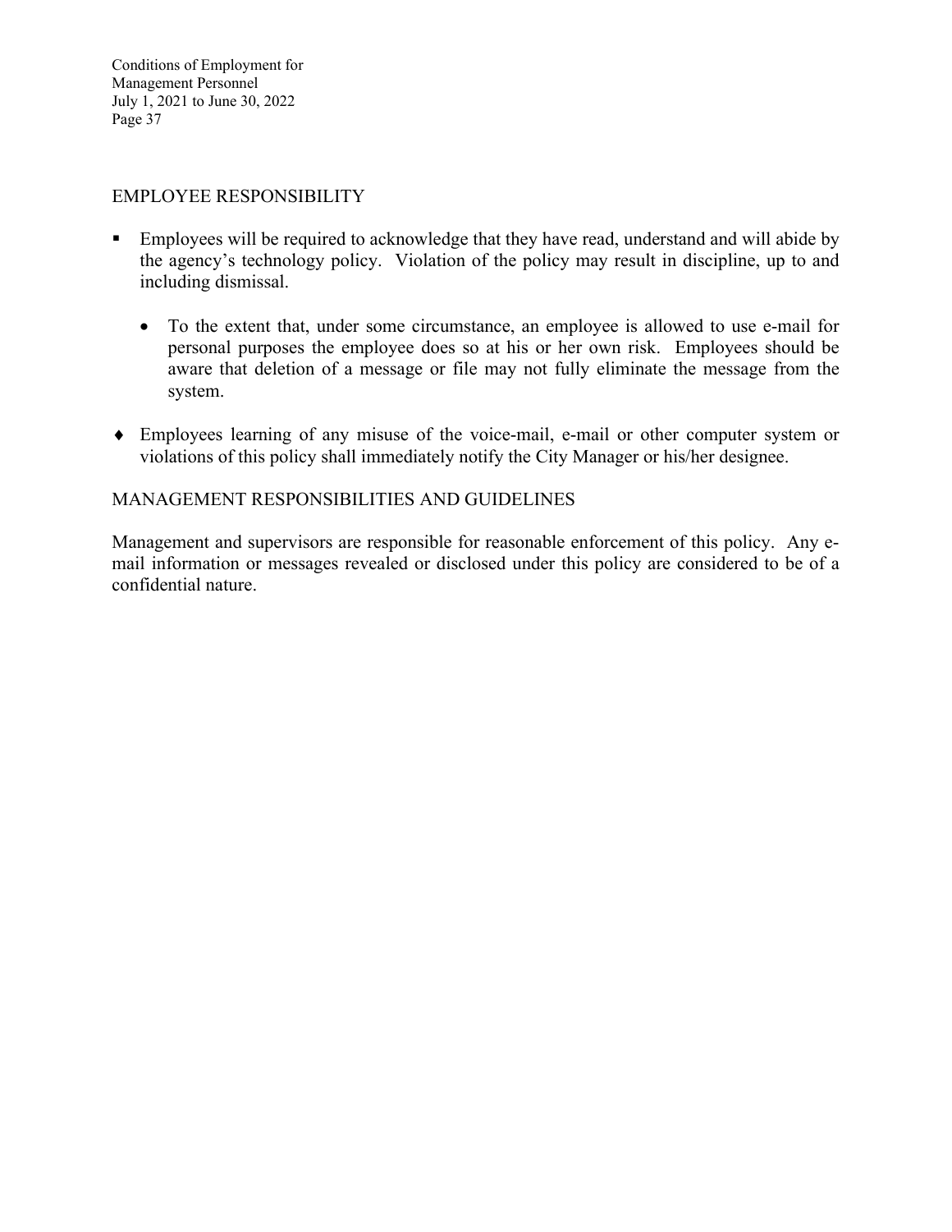## EMPLOYEE RESPONSIBILITY

- Employees will be required to acknowledge that they have read, understand and will abide by the agency's technology policy. Violation of the policy may result in discipline, up to and including dismissal.

  - To the extent that, under some circumstance, an employee is allowed to use e-mail for personal purposes the employee does so at his or her own risk. Employees should be aware that deletion of a message or file may not fully eliminate the message from the system.

- Employees learning of any misuse of the voice-mail, e-mail or other computer system or violations of this policy shall immediately notify the City Manager or his/her designee.

## MANAGEMENT RESPONSIBILITIES AND GUIDELINES

Management and supervisors are responsible for reasonable enforcement of this policy. Any e-mail information or messages revealed or disclosed under this policy are considered to be of a confidential nature.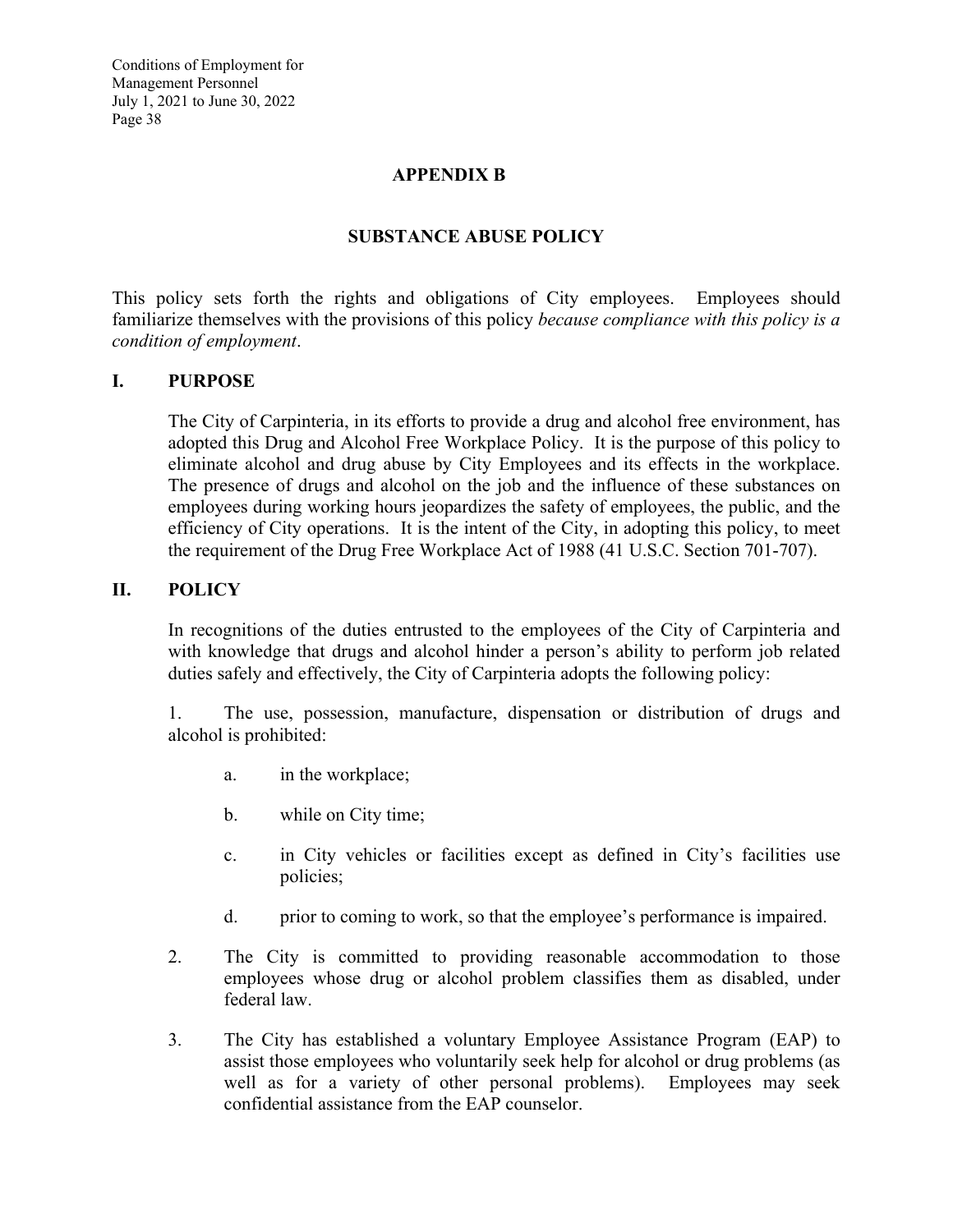# APPENDIX B

## SUBSTANCE ABUSE POLICY

This policy sets forth the rights and obligations of City employees. Employees should familiarize themselves with the provisions of this policy *because compliance with this policy is a condition of employment*.

### I. PURPOSE

The City of Carpinteria, in its efforts to provide a drug and alcohol free environment, has adopted this Drug and Alcohol Free Workplace Policy. It is the purpose of this policy to eliminate alcohol and drug abuse by City Employees and its effects in the workplace. The presence of drugs and alcohol on the job and the influence of these substances on employees during working hours jeopardizes the safety of employees, the public, and the efficiency of City operations. It is the intent of the City, in adopting this policy, to meet the requirement of the Drug Free Workplace Act of 1988 (41 U.S.C. Section 701-707).

### II. POLICY

In recognitions of the duties entrusted to the employees of the City of Carpinteria and with knowledge that drugs and alcohol hinder a person's ability to perform job related duties safely and effectively, the City of Carpinteria adopts the following policy:

1. The use, possession, manufacture, dispensation or distribution of drugs and alcohol is prohibited:

   a. in the workplace;

   b. while on City time;

   c. in City vehicles or facilities except as defined in City's facilities use policies;

   d. prior to coming to work, so that the employee's performance is impaired.

2. The City is committed to providing reasonable accommodation to those employees whose drug or alcohol problem classifies them as disabled, under federal law.

3. The City has established a voluntary Employee Assistance Program (EAP) to assist those employees who voluntarily seek help for alcohol or drug problems (as well as for a variety of other personal problems). Employees may seek confidential assistance from the EAP counselor.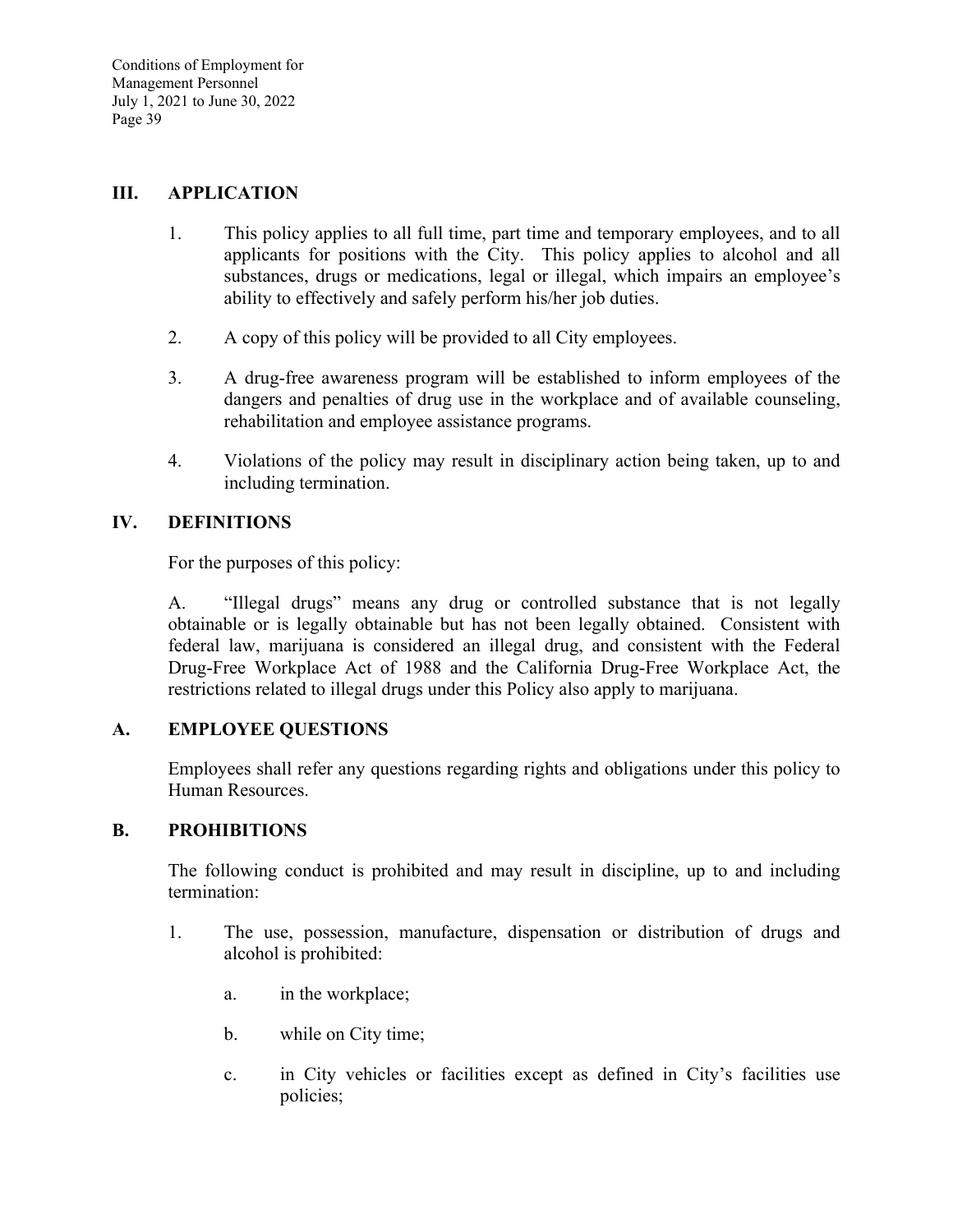## III. APPLICATION

1. This policy applies to all full time, part time and temporary employees, and to all applicants for positions with the City. This policy applies to alcohol and all substances, drugs or medications, legal or illegal, which impairs an employee's ability to effectively and safely perform his/her job duties.

2. A copy of this policy will be provided to all City employees.

3. A drug-free awareness program will be established to inform employees of the dangers and penalties of drug use in the workplace and of available counseling, rehabilitation and employee assistance programs.

4. Violations of the policy may result in disciplinary action being taken, up to and including termination.

## IV. DEFINITIONS

For the purposes of this policy:

A. "Illegal drugs" means any drug or controlled substance that is not legally obtainable or is legally obtainable but has not been legally obtained. Consistent with federal law, marijuana is considered an illegal drug, and consistent with the Federal Drug-Free Workplace Act of 1988 and the California Drug-Free Workplace Act, the restrictions related to illegal drugs under this Policy also apply to marijuana.

## A. EMPLOYEE QUESTIONS

Employees shall refer any questions regarding rights and obligations under this policy to Human Resources.

## B. PROHIBITIONS

The following conduct is prohibited and may result in discipline, up to and including termination:

1. The use, possession, manufacture, dispensation or distribution of drugs and alcohol is prohibited:

   a. in the workplace;

   b. while on City time;

   c. in City vehicles or facilities except as defined in City's facilities use policies;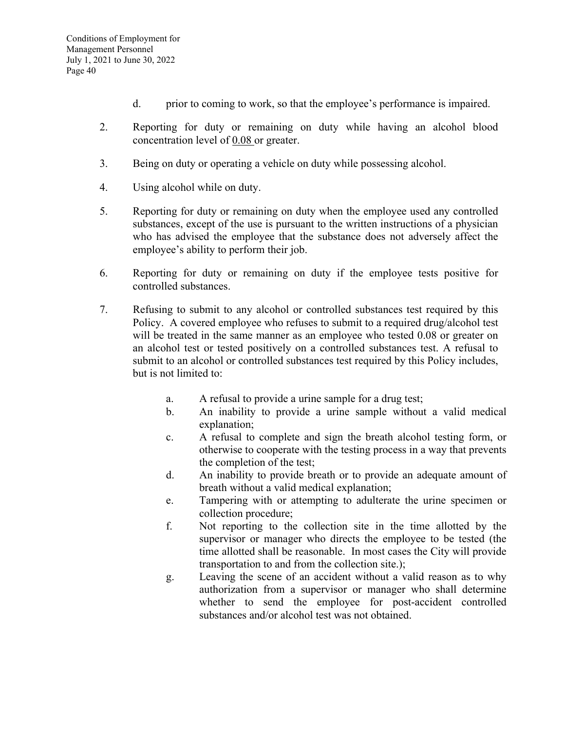d. prior to coming to work, so that the employee's performance is impaired.

2. Reporting for duty or remaining on duty while having an alcohol blood concentration level of <u>0.08</u> or greater.

3. Being on duty or operating a vehicle on duty while possessing alcohol.

4. Using alcohol while on duty.

5. Reporting for duty or remaining on duty when the employee used any controlled substances, except of the use is pursuant to the written instructions of a physician who has advised the employee that the substance does not adversely affect the employee's ability to perform their job.

6. Reporting for duty or remaining on duty if the employee tests positive for controlled substances.

7. Refusing to submit to any alcohol or controlled substances test required by this Policy. A covered employee who refuses to submit to a required drug/alcohol test will be treated in the same manner as an employee who tested 0.08 or greater on an alcohol test or tested positively on a controlled substances test. A refusal to submit to an alcohol or controlled substances test required by this Policy includes, but is not limited to:

   a. A refusal to provide a urine sample for a drug test;
   b. An inability to provide a urine sample without a valid medical explanation;
   c. A refusal to complete and sign the breath alcohol testing form, or otherwise to cooperate with the testing process in a way that prevents the completion of the test;
   d. An inability to provide breath or to provide an adequate amount of breath without a valid medical explanation;
   e. Tampering with or attempting to adulterate the urine specimen or collection procedure;
   f. Not reporting to the collection site in the time allotted by the supervisor or manager who directs the employee to be tested (the time allotted shall be reasonable. In most cases the City will provide transportation to and from the collection site.);
   g. Leaving the scene of an accident without a valid reason as to why authorization from a supervisor or manager who shall determine whether to send the employee for post-accident controlled substances and/or alcohol test was not obtained.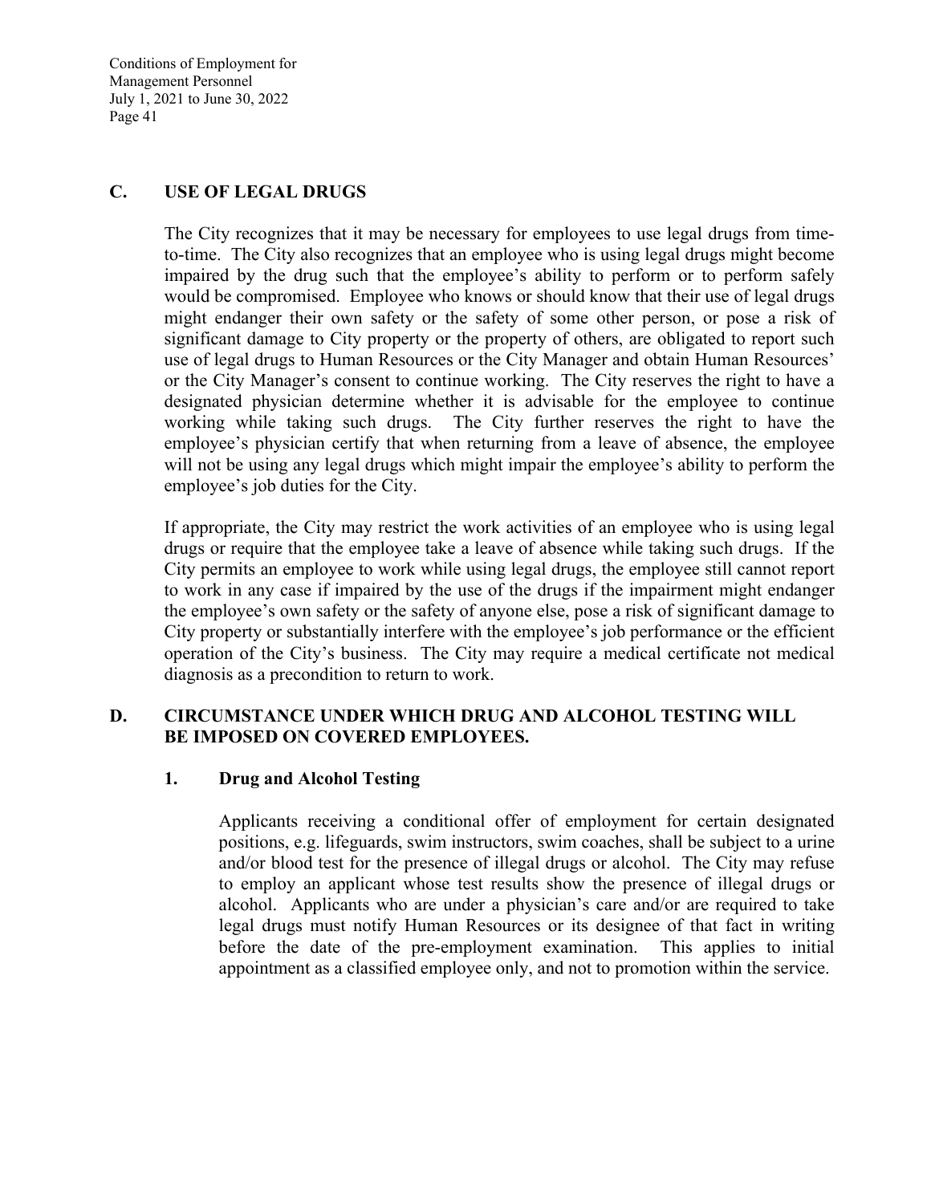## C. USE OF LEGAL DRUGS

The City recognizes that it may be necessary for employees to use legal drugs from time-to-time. The City also recognizes that an employee who is using legal drugs might become impaired by the drug such that the employee's ability to perform or to perform safely would be compromised. Employee who knows or should know that their use of legal drugs might endanger their own safety or the safety of some other person, or pose a risk of significant damage to City property or the property of others, are obligated to report such use of legal drugs to Human Resources or the City Manager and obtain Human Resources' or the City Manager's consent to continue working. The City reserves the right to have a designated physician determine whether it is advisable for the employee to continue working while taking such drugs. The City further reserves the right to have the employee's physician certify that when returning from a leave of absence, the employee will not be using any legal drugs which might impair the employee's ability to perform the employee's job duties for the City.

If appropriate, the City may restrict the work activities of an employee who is using legal drugs or require that the employee take a leave of absence while taking such drugs. If the City permits an employee to work while using legal drugs, the employee still cannot report to work in any case if impaired by the use of the drugs if the impairment might endanger the employee's own safety or the safety of anyone else, pose a risk of significant damage to City property or substantially interfere with the employee's job performance or the efficient operation of the City's business. The City may require a medical certificate not medical diagnosis as a precondition to return to work.

## D. CIRCUMSTANCE UNDER WHICH DRUG AND ALCOHOL TESTING WILL BE IMPOSED ON COVERED EMPLOYEES.

### 1. Drug and Alcohol Testing

Applicants receiving a conditional offer of employment for certain designated positions, e.g. lifeguards, swim instructors, swim coaches, shall be subject to a urine and/or blood test for the presence of illegal drugs or alcohol. The City may refuse to employ an applicant whose test results show the presence of illegal drugs or alcohol. Applicants who are under a physician's care and/or are required to take legal drugs must notify Human Resources or its designee of that fact in writing before the date of the pre-employment examination. This applies to initial appointment as a classified employee only, and not to promotion within the service.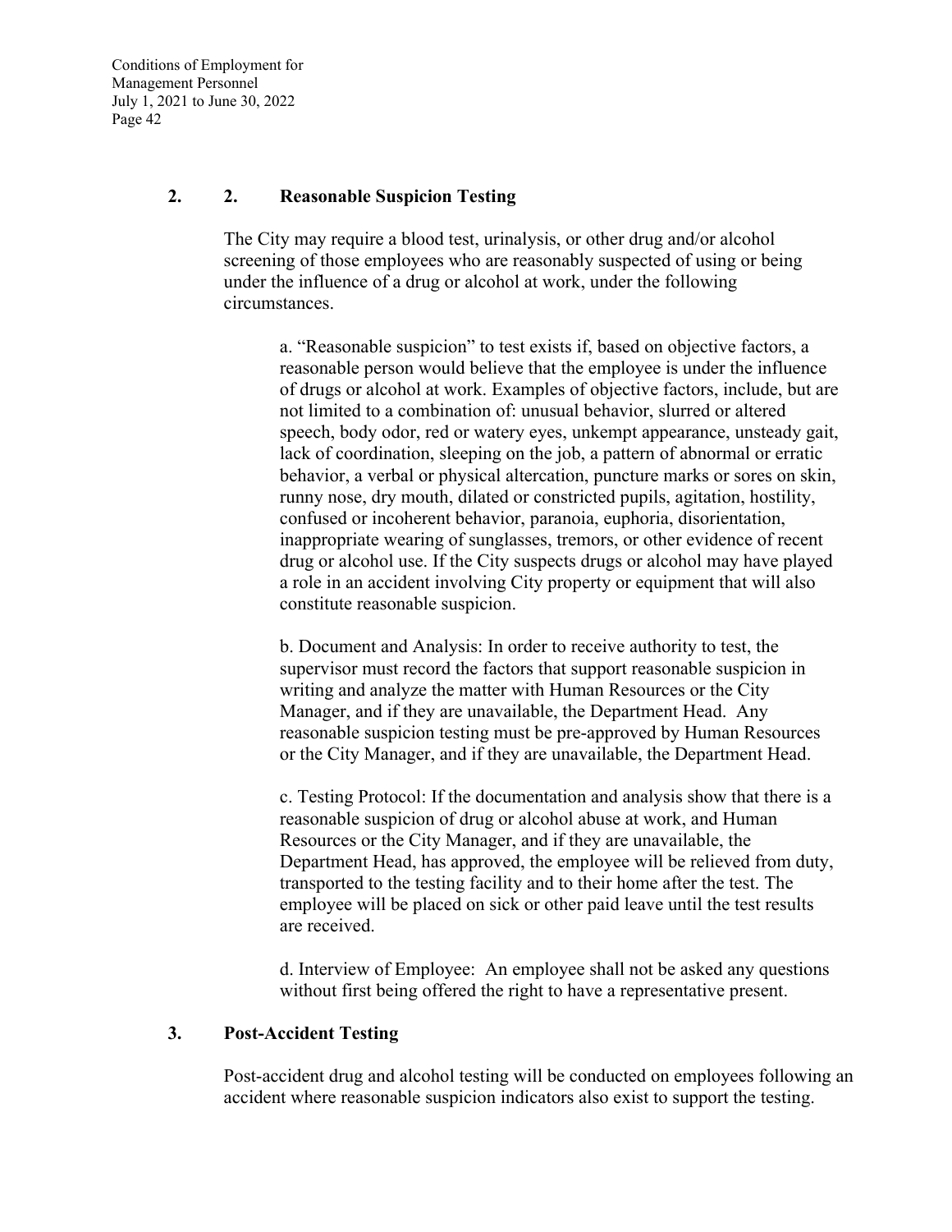### 2. 2. Reasonable Suspicion Testing

The City may require a blood test, urinalysis, or other drug and/or alcohol screening of those employees who are reasonably suspected of using or being under the influence of a drug or alcohol at work, under the following circumstances.

a. "Reasonable suspicion" to test exists if, based on objective factors, a reasonable person would believe that the employee is under the influence of drugs or alcohol at work. Examples of objective factors, include, but are not limited to a combination of: unusual behavior, slurred or altered speech, body odor, red or watery eyes, unkempt appearance, unsteady gait, lack of coordination, sleeping on the job, a pattern of abnormal or erratic behavior, a verbal or physical altercation, puncture marks or sores on skin, runny nose, dry mouth, dilated or constricted pupils, agitation, hostility, confused or incoherent behavior, paranoia, euphoria, disorientation, inappropriate wearing of sunglasses, tremors, or other evidence of recent drug or alcohol use. If the City suspects drugs or alcohol may have played a role in an accident involving City property or equipment that will also constitute reasonable suspicion.

b. Document and Analysis: In order to receive authority to test, the supervisor must record the factors that support reasonable suspicion in writing and analyze the matter with Human Resources or the City Manager, and if they are unavailable, the Department Head. Any reasonable suspicion testing must be pre-approved by Human Resources or the City Manager, and if they are unavailable, the Department Head.

c. Testing Protocol: If the documentation and analysis show that there is a reasonable suspicion of drug or alcohol abuse at work, and Human Resources or the City Manager, and if they are unavailable, the Department Head, has approved, the employee will be relieved from duty, transported to the testing facility and to their home after the test. The employee will be placed on sick or other paid leave until the test results are received.

d. Interview of Employee: An employee shall not be asked any questions without first being offered the right to have a representative present.

### 3. Post-Accident Testing

Post-accident drug and alcohol testing will be conducted on employees following an accident where reasonable suspicion indicators also exist to support the testing.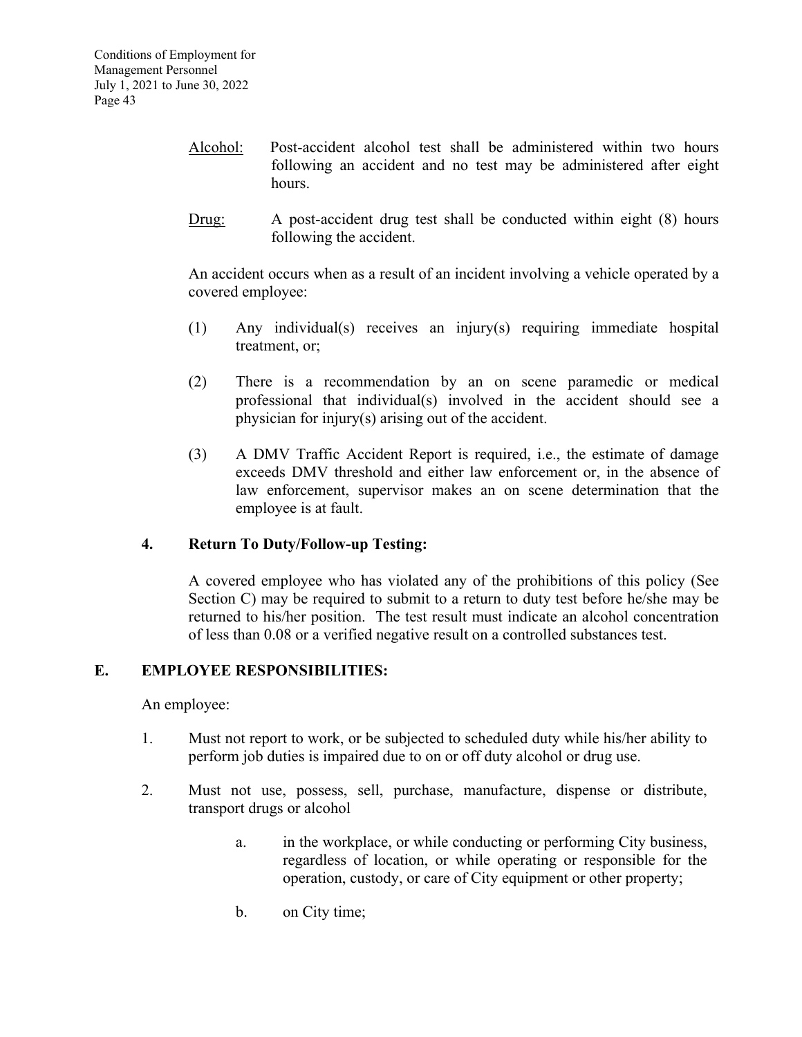<u>Alcohol:</u> Post-accident alcohol test shall be administered within two hours following an accident and no test may be administered after eight hours.

<u>Drug:</u> A post-accident drug test shall be conducted within eight (8) hours following the accident.

An accident occurs when as a result of an incident involving a vehicle operated by a covered employee:

(1) Any individual(s) receives an injury(s) requiring immediate hospital treatment, or;

(2) There is a recommendation by an on scene paramedic or medical professional that individual(s) involved in the accident should see a physician for injury(s) arising out of the accident.

(3) A DMV Traffic Accident Report is required, i.e., the estimate of damage exceeds DMV threshold and either law enforcement or, in the absence of law enforcement, supervisor makes an on scene determination that the employee is at fault.

**4. Return To Duty/Follow-up Testing:**

A covered employee who has violated any of the prohibitions of this policy (See Section C) may be required to submit to a return to duty test before he/she may be returned to his/her position. The test result must indicate an alcohol concentration of less than 0.08 or a verified negative result on a controlled substances test.

## E. EMPLOYEE RESPONSIBILITIES:

An employee:

1. Must not report to work, or be subjected to scheduled duty while his/her ability to perform job duties is impaired due to on or off duty alcohol or drug use.

2. Must not use, possess, sell, purchase, manufacture, dispense or distribute, transport drugs or alcohol

   a. in the workplace, or while conducting or performing City business, regardless of location, or while operating or responsible for the operation, custody, or care of City equipment or other property;

   b. on City time;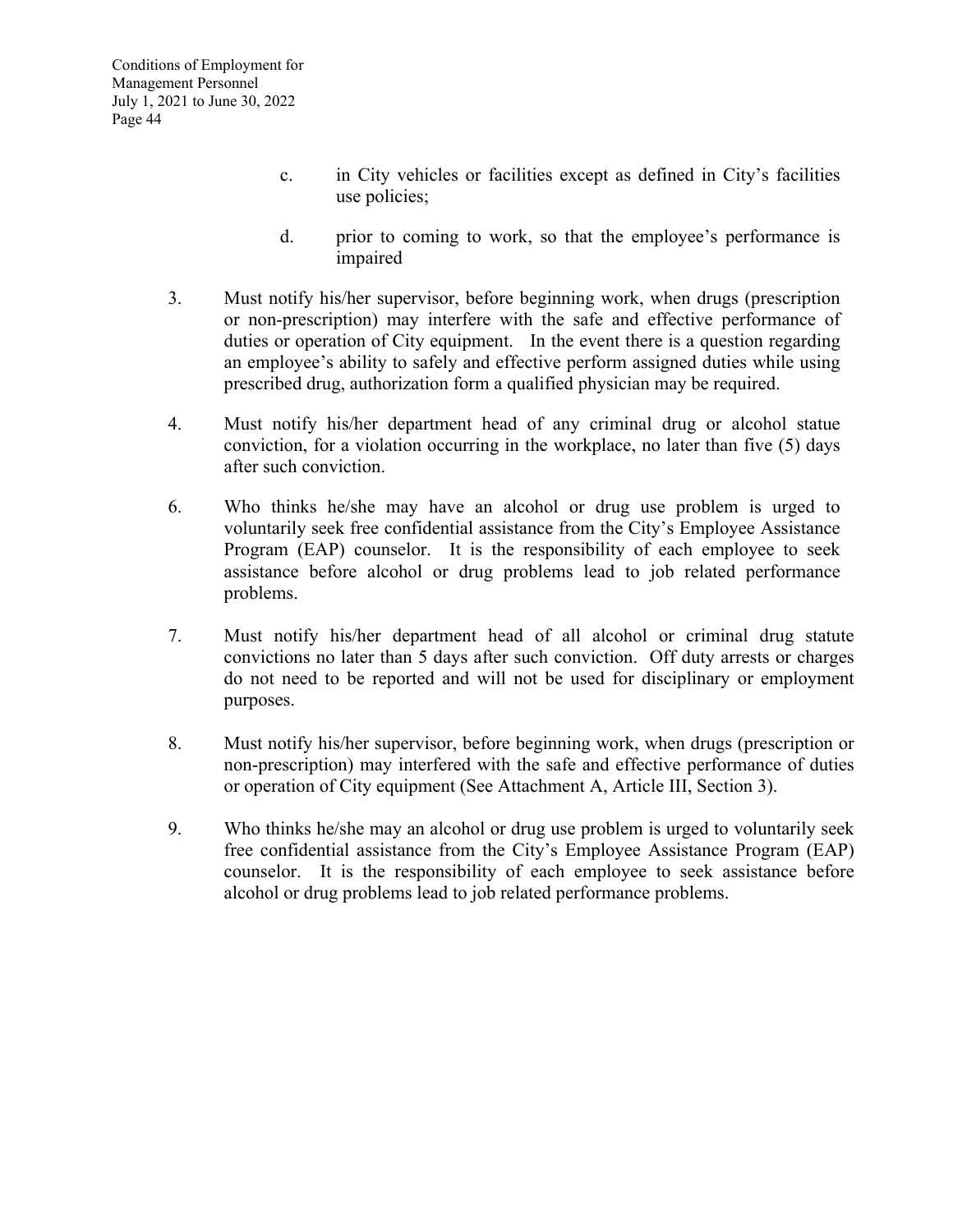c. in City vehicles or facilities except as defined in City's facilities use policies;

d. prior to coming to work, so that the employee's performance is impaired

3. Must notify his/her supervisor, before beginning work, when drugs (prescription or non-prescription) may interfere with the safe and effective performance of duties or operation of City equipment. In the event there is a question regarding an employee's ability to safely and effective perform assigned duties while using prescribed drug, authorization form a qualified physician may be required.

4. Must notify his/her department head of any criminal drug or alcohol statue conviction, for a violation occurring in the workplace, no later than five (5) days after such conviction.

6. Who thinks he/she may have an alcohol or drug use problem is urged to voluntarily seek free confidential assistance from the City's Employee Assistance Program (EAP) counselor. It is the responsibility of each employee to seek assistance before alcohol or drug problems lead to job related performance problems.

7. Must notify his/her department head of all alcohol or criminal drug statute convictions no later than 5 days after such conviction. Off duty arrests or charges do not need to be reported and will not be used for disciplinary or employment purposes.

8. Must notify his/her supervisor, before beginning work, when drugs (prescription or non-prescription) may interfered with the safe and effective performance of duties or operation of City equipment (See Attachment A, Article III, Section 3).

9. Who thinks he/she may an alcohol or drug use problem is urged to voluntarily seek free confidential assistance from the City's Employee Assistance Program (EAP) counselor. It is the responsibility of each employee to seek assistance before alcohol or drug problems lead to job related performance problems.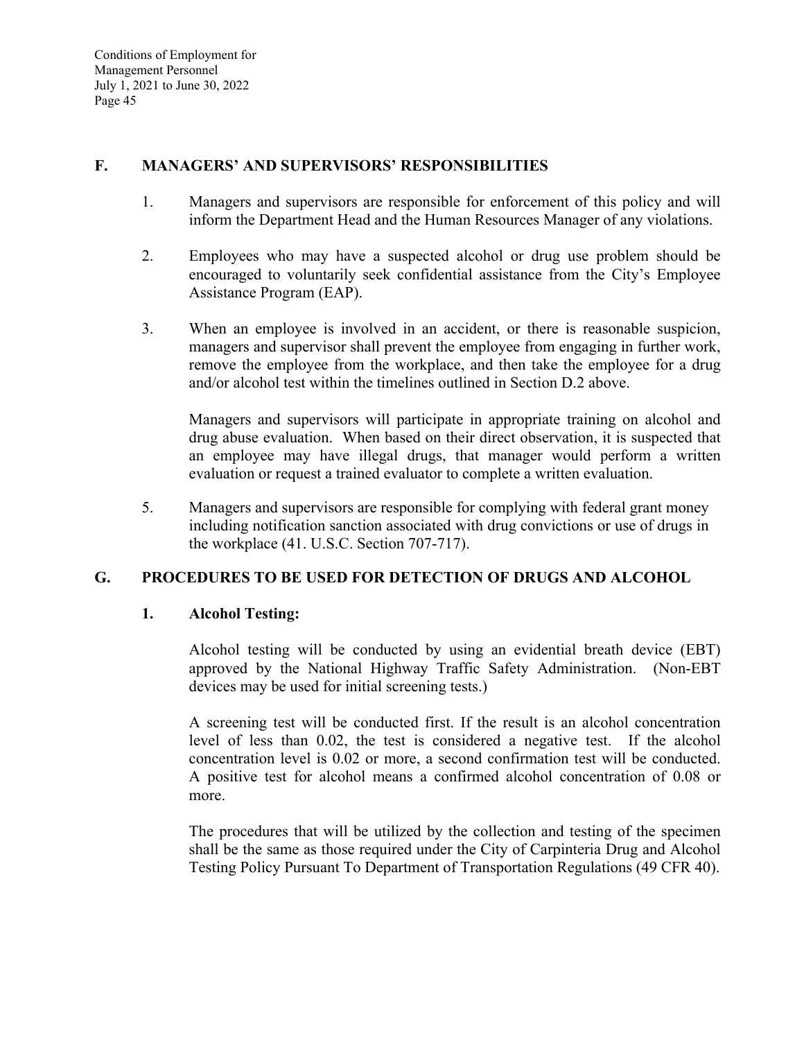## F. MANAGERS' AND SUPERVISORS' RESPONSIBILITIES

1. Managers and supervisors are responsible for enforcement of this policy and will inform the Department Head and the Human Resources Manager of any violations.

2. Employees who may have a suspected alcohol or drug use problem should be encouraged to voluntarily seek confidential assistance from the City's Employee Assistance Program (EAP).

3. When an employee is involved in an accident, or there is reasonable suspicion, managers and supervisor shall prevent the employee from engaging in further work, remove the employee from the workplace, and then take the employee for a drug and/or alcohol test within the timelines outlined in Section D.2 above.

   Managers and supervisors will participate in appropriate training on alcohol and drug abuse evaluation. When based on their direct observation, it is suspected that an employee may have illegal drugs, that manager would perform a written evaluation or request a trained evaluator to complete a written evaluation.

5. Managers and supervisors are responsible for complying with federal grant money including notification sanction associated with drug convictions or use of drugs in the workplace (41. U.S.C. Section 707-717).

## G. PROCEDURES TO BE USED FOR DETECTION OF DRUGS AND ALCOHOL

### 1. Alcohol Testing:

Alcohol testing will be conducted by using an evidential breath device (EBT) approved by the National Highway Traffic Safety Administration. (Non-EBT devices may be used for initial screening tests.)

A screening test will be conducted first. If the result is an alcohol concentration level of less than 0.02, the test is considered a negative test. If the alcohol concentration level is 0.02 or more, a second confirmation test will be conducted. A positive test for alcohol means a confirmed alcohol concentration of 0.08 or more.

The procedures that will be utilized by the collection and testing of the specimen shall be the same as those required under the City of Carpinteria Drug and Alcohol Testing Policy Pursuant To Department of Transportation Regulations (49 CFR 40).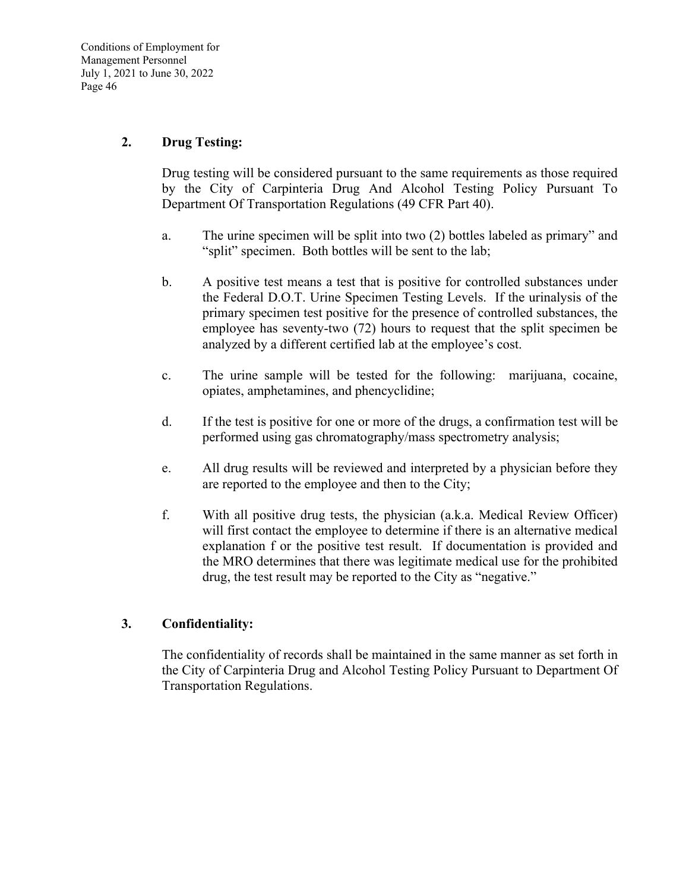### 2. Drug Testing:

Drug testing will be considered pursuant to the same requirements as those required by the City of Carpinteria Drug And Alcohol Testing Policy Pursuant To Department Of Transportation Regulations (49 CFR Part 40).

a. The urine specimen will be split into two (2) bottles labeled as primary" and "split" specimen. Both bottles will be sent to the lab;

b. A positive test means a test that is positive for controlled substances under the Federal D.O.T. Urine Specimen Testing Levels. If the urinalysis of the primary specimen test positive for the presence of controlled substances, the employee has seventy-two (72) hours to request that the split specimen be analyzed by a different certified lab at the employee's cost.

c. The urine sample will be tested for the following: marijuana, cocaine, opiates, amphetamines, and phencyclidine;

d. If the test is positive for one or more of the drugs, a confirmation test will be performed using gas chromatography/mass spectrometry analysis;

e. All drug results will be reviewed and interpreted by a physician before they are reported to the employee and then to the City;

f. With all positive drug tests, the physician (a.k.a. Medical Review Officer) will first contact the employee to determine if there is an alternative medical explanation f or the positive test result. If documentation is provided and the MRO determines that there was legitimate medical use for the prohibited drug, the test result may be reported to the City as "negative."

### 3. Confidentiality:

The confidentiality of records shall be maintained in the same manner as set forth in the City of Carpinteria Drug and Alcohol Testing Policy Pursuant to Department Of Transportation Regulations.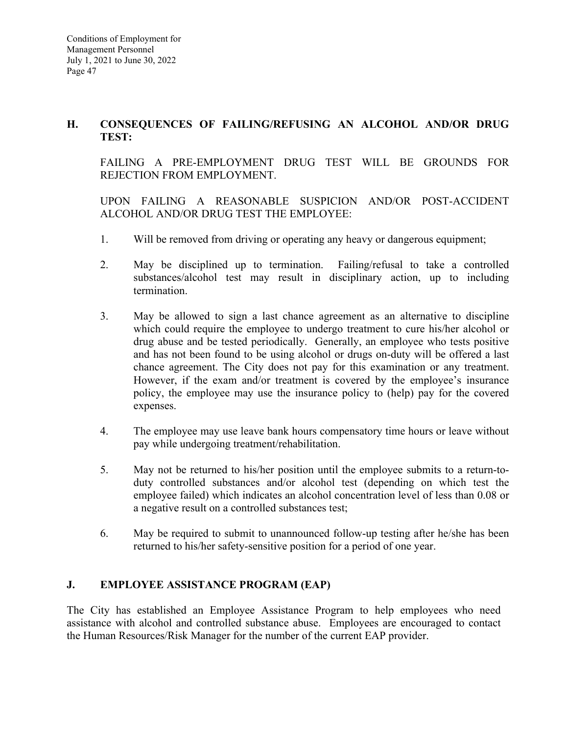## H. CONSEQUENCES OF FAILING/REFUSING AN ALCOHOL AND/OR DRUG TEST:

FAILING A PRE-EMPLOYMENT DRUG TEST WILL BE GROUNDS FOR REJECTION FROM EMPLOYMENT.

UPON FAILING A REASONABLE SUSPICION AND/OR POST-ACCIDENT ALCOHOL AND/OR DRUG TEST THE EMPLOYEE:

1. Will be removed from driving or operating any heavy or dangerous equipment;

2. May be disciplined up to termination. Failing/refusal to take a controlled substances/alcohol test may result in disciplinary action, up to including termination.

3. May be allowed to sign a last chance agreement as an alternative to discipline which could require the employee to undergo treatment to cure his/her alcohol or drug abuse and be tested periodically. Generally, an employee who tests positive and has not been found to be using alcohol or drugs on-duty will be offered a last chance agreement. The City does not pay for this examination or any treatment. However, if the exam and/or treatment is covered by the employee's insurance policy, the employee may use the insurance policy to (help) pay for the covered expenses.

4. The employee may use leave bank hours compensatory time hours or leave without pay while undergoing treatment/rehabilitation.

5. May not be returned to his/her position until the employee submits to a return-to-duty controlled substances and/or alcohol test (depending on which test the employee failed) which indicates an alcohol concentration level of less than 0.08 or a negative result on a controlled substances test;

6. May be required to submit to unannounced follow-up testing after he/she has been returned to his/her safety-sensitive position for a period of one year.

## J. EMPLOYEE ASSISTANCE PROGRAM (EAP)

The City has established an Employee Assistance Program to help employees who need assistance with alcohol and controlled substance abuse. Employees are encouraged to contact the Human Resources/Risk Manager for the number of the current EAP provider.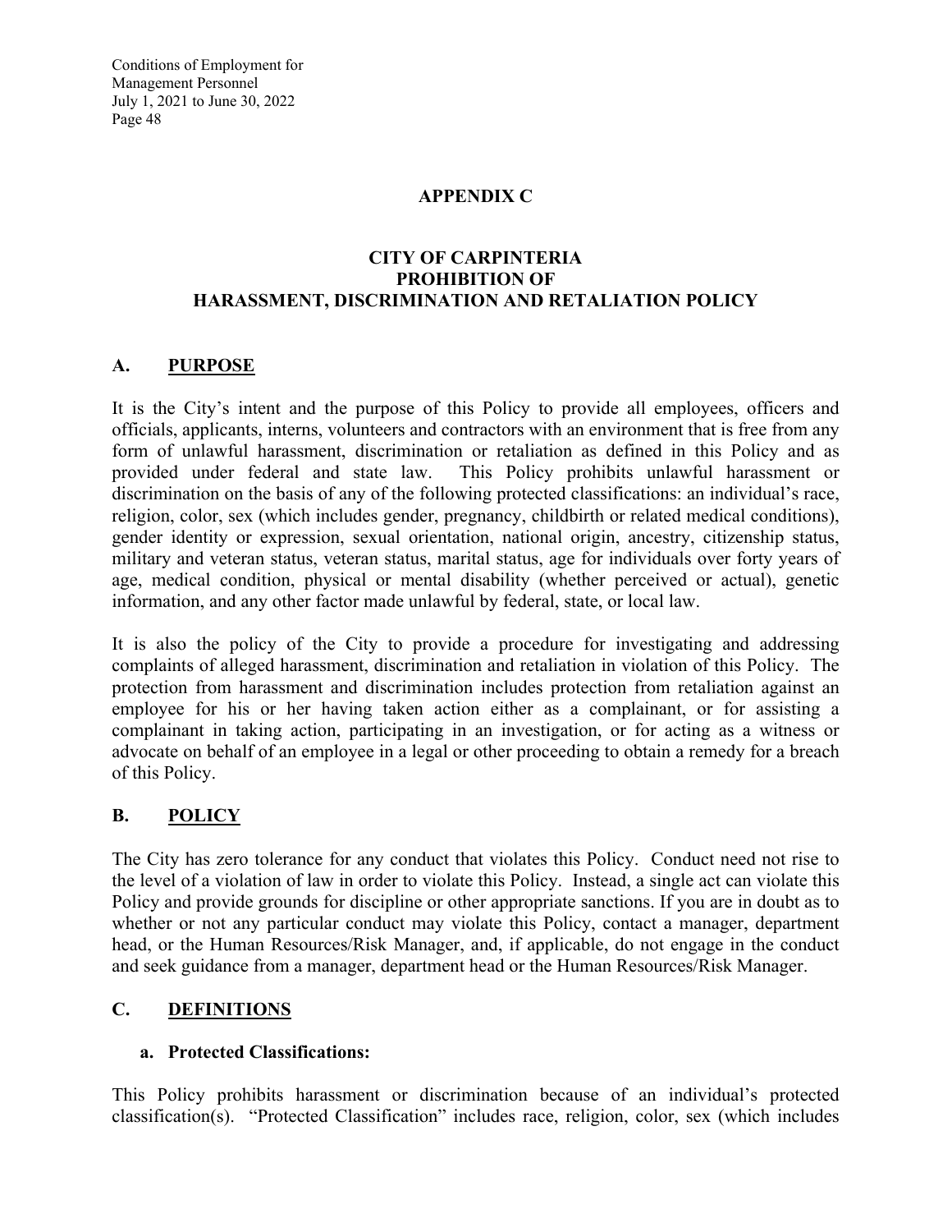## APPENDIX C

## CITY OF CARPINTERIA
## PROHIBITION OF
## HARASSMENT, DISCRIMINATION AND RETALIATION POLICY

### A. PURPOSE

It is the City's intent and the purpose of this Policy to provide all employees, officers and officials, applicants, interns, volunteers and contractors with an environment that is free from any form of unlawful harassment, discrimination or retaliation as defined in this Policy and as provided under federal and state law. This Policy prohibits unlawful harassment or discrimination on the basis of any of the following protected classifications: an individual's race, religion, color, sex (which includes gender, pregnancy, childbirth or related medical conditions), gender identity or expression, sexual orientation, national origin, ancestry, citizenship status, military and veteran status, veteran status, marital status, age for individuals over forty years of age, medical condition, physical or mental disability (whether perceived or actual), genetic information, and any other factor made unlawful by federal, state, or local law.

It is also the policy of the City to provide a procedure for investigating and addressing complaints of alleged harassment, discrimination and retaliation in violation of this Policy. The protection from harassment and discrimination includes protection from retaliation against an employee for his or her having taken action either as a complainant, or for assisting a complainant in taking action, participating in an investigation, or for acting as a witness or advocate on behalf of an employee in a legal or other proceeding to obtain a remedy for a breach of this Policy.

### B. POLICY

The City has zero tolerance for any conduct that violates this Policy. Conduct need not rise to the level of a violation of law in order to violate this Policy. Instead, a single act can violate this Policy and provide grounds for discipline or other appropriate sanctions. If you are in doubt as to whether or not any particular conduct may violate this Policy, contact a manager, department head, or the Human Resources/Risk Manager, and, if applicable, do not engage in the conduct and seek guidance from a manager, department head or the Human Resources/Risk Manager.

### C. DEFINITIONS

#### a. Protected Classifications:

This Policy prohibits harassment or discrimination because of an individual's protected classification(s). "Protected Classification" includes race, religion, color, sex (which includes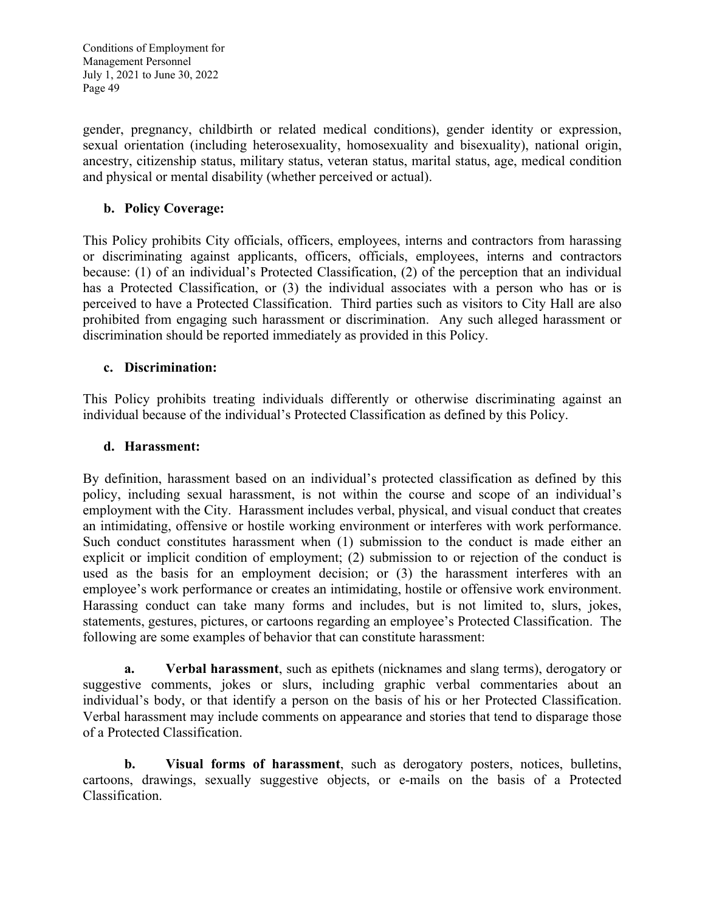gender, pregnancy, childbirth or related medical conditions), gender identity or expression, sexual orientation (including heterosexuality, homosexuality and bisexuality), national origin, ancestry, citizenship status, military status, veteran status, marital status, age, medical condition and physical or mental disability (whether perceived or actual).

**b. Policy Coverage:**

This Policy prohibits City officials, officers, employees, interns and contractors from harassing or discriminating against applicants, officers, officials, employees, interns and contractors because: (1) of an individual's Protected Classification, (2) of the perception that an individual has a Protected Classification, or (3) the individual associates with a person who has or is perceived to have a Protected Classification. Third parties such as visitors to City Hall are also prohibited from engaging such harassment or discrimination. Any such alleged harassment or discrimination should be reported immediately as provided in this Policy.

**c. Discrimination:**

This Policy prohibits treating individuals differently or otherwise discriminating against an individual because of the individual's Protected Classification as defined by this Policy.

**d. Harassment:**

By definition, harassment based on an individual's protected classification as defined by this policy, including sexual harassment, is not within the course and scope of an individual's employment with the City. Harassment includes verbal, physical, and visual conduct that creates an intimidating, offensive or hostile working environment or interferes with work performance. Such conduct constitutes harassment when (1) submission to the conduct is made either an explicit or implicit condition of employment; (2) submission to or rejection of the conduct is used as the basis for an employment decision; or (3) the harassment interferes with an employee's work performance or creates an intimidating, hostile or offensive work environment. Harassing conduct can take many forms and includes, but is not limited to, slurs, jokes, statements, gestures, pictures, or cartoons regarding an employee's Protected Classification. The following are some examples of behavior that can constitute harassment:

**a.** **Verbal harassment**, such as epithets (nicknames and slang terms), derogatory or suggestive comments, jokes or slurs, including graphic verbal commentaries about an individual's body, or that identify a person on the basis of his or her Protected Classification. Verbal harassment may include comments on appearance and stories that tend to disparage those of a Protected Classification.

**b.** **Visual forms of harassment**, such as derogatory posters, notices, bulletins, cartoons, drawings, sexually suggestive objects, or e-mails on the basis of a Protected Classification.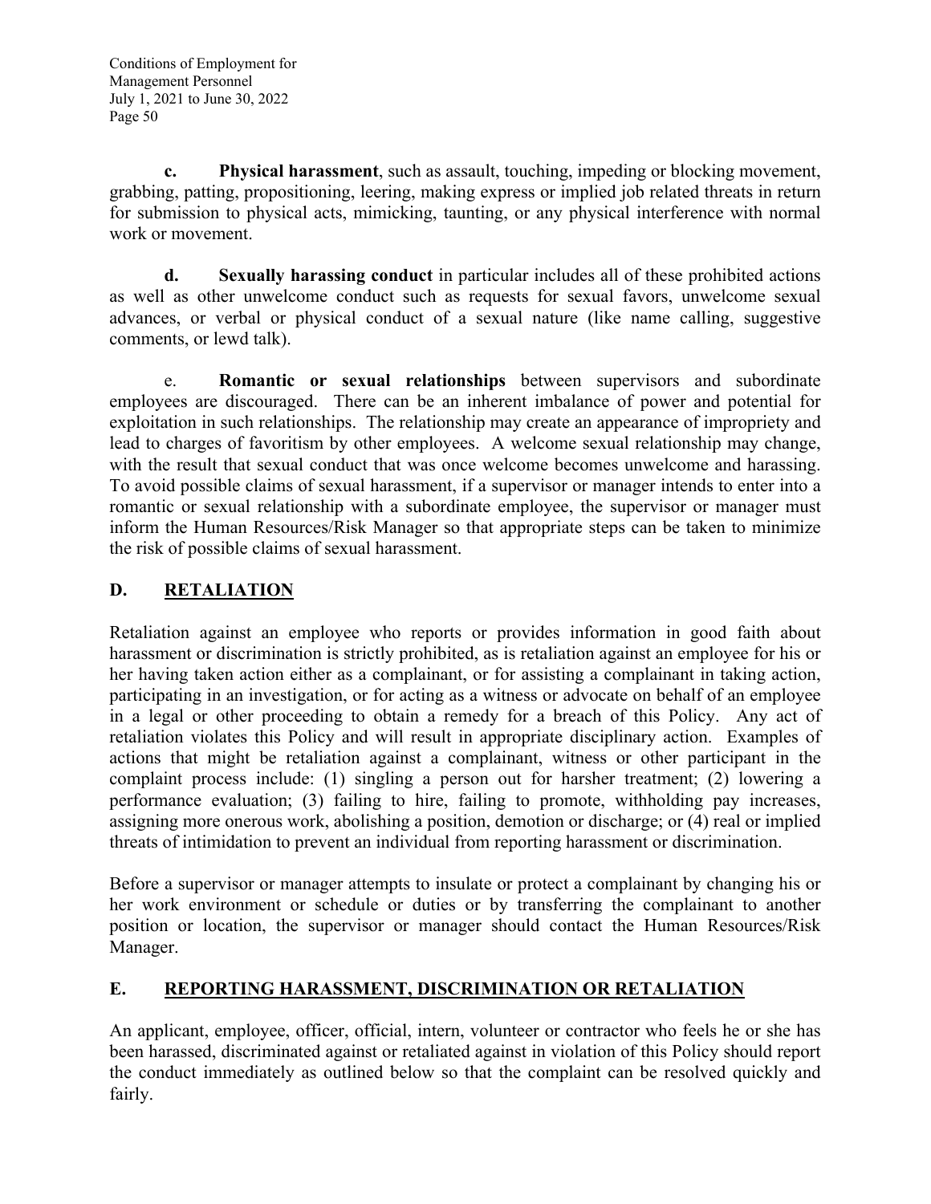**c. Physical harassment**, such as assault, touching, impeding or blocking movement, grabbing, patting, propositioning, leering, making express or implied job related threats in return for submission to physical acts, mimicking, taunting, or any physical interference with normal work or movement.

**d. Sexually harassing conduct** in particular includes all of these prohibited actions as well as other unwelcome conduct such as requests for sexual favors, unwelcome sexual advances, or verbal or physical conduct of a sexual nature (like name calling, suggestive comments, or lewd talk).

e. **Romantic or sexual relationships** between supervisors and subordinate employees are discouraged. There can be an inherent imbalance of power and potential for exploitation in such relationships. The relationship may create an appearance of impropriety and lead to charges of favoritism by other employees. A welcome sexual relationship may change, with the result that sexual conduct that was once welcome becomes unwelcome and harassing. To avoid possible claims of sexual harassment, if a supervisor or manager intends to enter into a romantic or sexual relationship with a subordinate employee, the supervisor or manager must inform the Human Resources/Risk Manager so that appropriate steps can be taken to minimize the risk of possible claims of sexual harassment.

## D. RETALIATION

Retaliation against an employee who reports or provides information in good faith about harassment or discrimination is strictly prohibited, as is retaliation against an employee for his or her having taken action either as a complainant, or for assisting a complainant in taking action, participating in an investigation, or for acting as a witness or advocate on behalf of an employee in a legal or other proceeding to obtain a remedy for a breach of this Policy. Any act of retaliation violates this Policy and will result in appropriate disciplinary action. Examples of actions that might be retaliation against a complainant, witness or other participant in the complaint process include: (1) singling a person out for harsher treatment; (2) lowering a performance evaluation; (3) failing to hire, failing to promote, withholding pay increases, assigning more onerous work, abolishing a position, demotion or discharge; or (4) real or implied threats of intimidation to prevent an individual from reporting harassment or discrimination.

Before a supervisor or manager attempts to insulate or protect a complainant by changing his or her work environment or schedule or duties or by transferring the complainant to another position or location, the supervisor or manager should contact the Human Resources/Risk Manager.

## E. REPORTING HARASSMENT, DISCRIMINATION OR RETALIATION

An applicant, employee, officer, official, intern, volunteer or contractor who feels he or she has been harassed, discriminated against or retaliated against in violation of this Policy should report the conduct immediately as outlined below so that the complaint can be resolved quickly and fairly.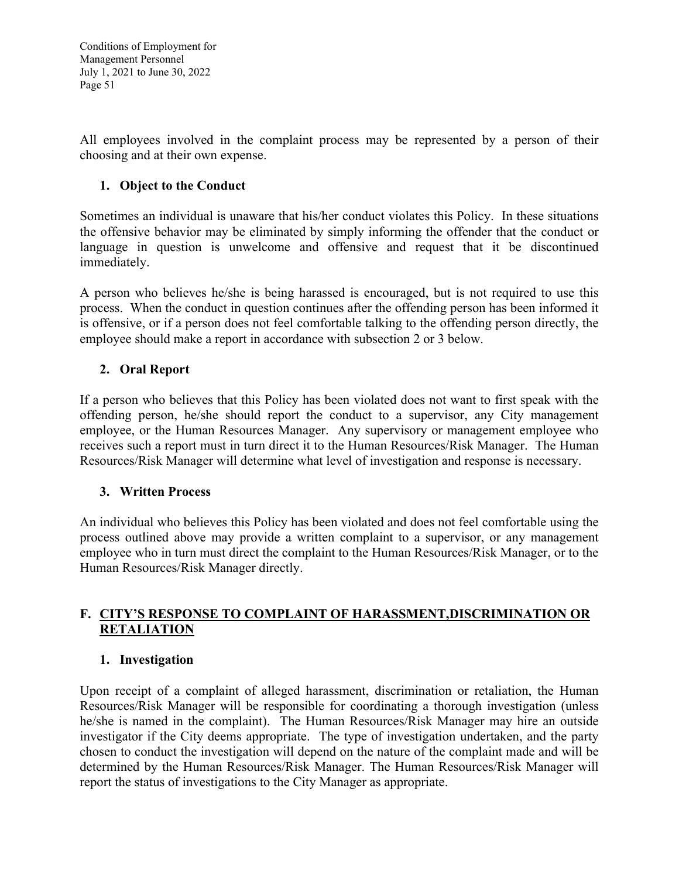All employees involved in the complaint process may be represented by a person of their choosing and at their own expense.

### 1. Object to the Conduct

Sometimes an individual is unaware that his/her conduct violates this Policy. In these situations the offensive behavior may be eliminated by simply informing the offender that the conduct or language in question is unwelcome and offensive and request that it be discontinued immediately.

A person who believes he/she is being harassed is encouraged, but is not required to use this process. When the conduct in question continues after the offending person has been informed it is offensive, or if a person does not feel comfortable talking to the offending person directly, the employee should make a report in accordance with subsection 2 or 3 below.

### 2. Oral Report

If a person who believes that this Policy has been violated does not want to first speak with the offending person, he/she should report the conduct to a supervisor, any City management employee, or the Human Resources Manager. Any supervisory or management employee who receives such a report must in turn direct it to the Human Resources/Risk Manager. The Human Resources/Risk Manager will determine what level of investigation and response is necessary.

### 3. Written Process

An individual who believes this Policy has been violated and does not feel comfortable using the process outlined above may provide a written complaint to a supervisor, or any management employee who in turn must direct the complaint to the Human Resources/Risk Manager, or to the Human Resources/Risk Manager directly.

## F. CITY'S RESPONSE TO COMPLAINT OF HARASSMENT,DISCRIMINATION OR RETALIATION

### 1. Investigation

Upon receipt of a complaint of alleged harassment, discrimination or retaliation, the Human Resources/Risk Manager will be responsible for coordinating a thorough investigation (unless he/she is named in the complaint). The Human Resources/Risk Manager may hire an outside investigator if the City deems appropriate. The type of investigation undertaken, and the party chosen to conduct the investigation will depend on the nature of the complaint made and will be determined by the Human Resources/Risk Manager. The Human Resources/Risk Manager will report the status of investigations to the City Manager as appropriate.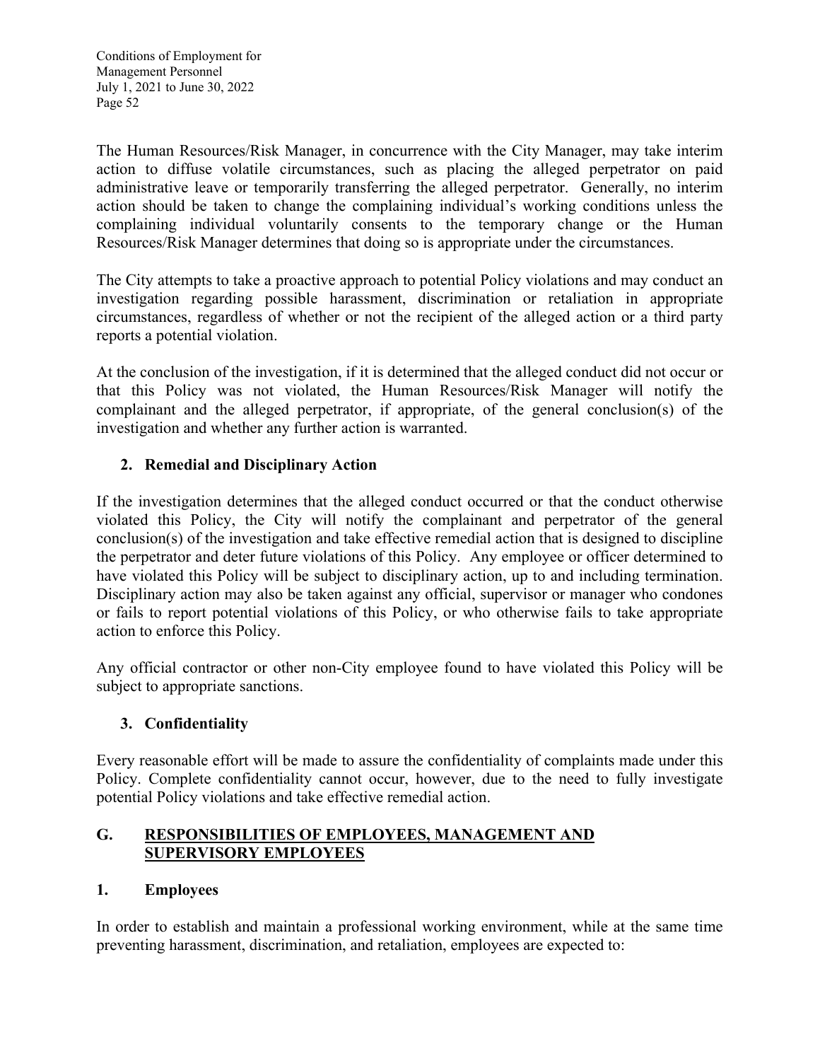The Human Resources/Risk Manager, in concurrence with the City Manager, may take interim action to diffuse volatile circumstances, such as placing the alleged perpetrator on paid administrative leave or temporarily transferring the alleged perpetrator. Generally, no interim action should be taken to change the complaining individual's working conditions unless the complaining individual voluntarily consents to the temporary change or the Human Resources/Risk Manager determines that doing so is appropriate under the circumstances.

The City attempts to take a proactive approach to potential Policy violations and may conduct an investigation regarding possible harassment, discrimination or retaliation in appropriate circumstances, regardless of whether or not the recipient of the alleged action or a third party reports a potential violation.

At the conclusion of the investigation, if it is determined that the alleged conduct did not occur or that this Policy was not violated, the Human Resources/Risk Manager will notify the complainant and the alleged perpetrator, if appropriate, of the general conclusion(s) of the investigation and whether any further action is warranted.

### 2. Remedial and Disciplinary Action

If the investigation determines that the alleged conduct occurred or that the conduct otherwise violated this Policy, the City will notify the complainant and perpetrator of the general conclusion(s) of the investigation and take effective remedial action that is designed to discipline the perpetrator and deter future violations of this Policy. Any employee or officer determined to have violated this Policy will be subject to disciplinary action, up to and including termination. Disciplinary action may also be taken against any official, supervisor or manager who condones or fails to report potential violations of this Policy, or who otherwise fails to take appropriate action to enforce this Policy.

Any official contractor or other non-City employee found to have violated this Policy will be subject to appropriate sanctions.

### 3. Confidentiality

Every reasonable effort will be made to assure the confidentiality of complaints made under this Policy. Complete confidentiality cannot occur, however, due to the need to fully investigate potential Policy violations and take effective remedial action.

## G. RESPONSIBILITIES OF EMPLOYEES, MANAGEMENT AND SUPERVISORY EMPLOYEES

### 1. Employees

In order to establish and maintain a professional working environment, while at the same time preventing harassment, discrimination, and retaliation, employees are expected to: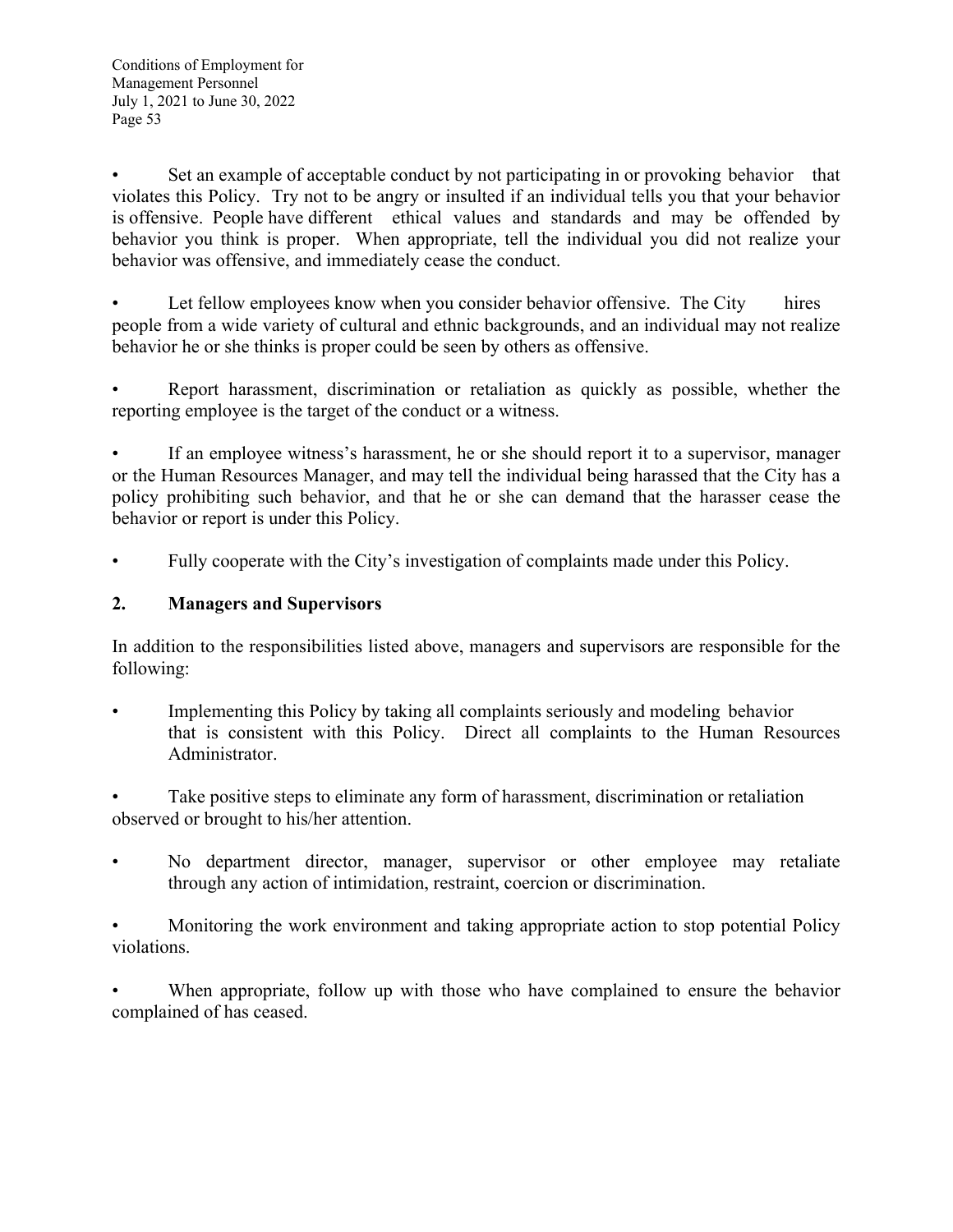- Set an example of acceptable conduct by not participating in or provoking behavior that violates this Policy. Try not to be angry or insulted if an individual tells you that your behavior is offensive. People have different ethical values and standards and may be offended by behavior you think is proper. When appropriate, tell the individual you did not realize your behavior was offensive, and immediately cease the conduct.

- Let fellow employees know when you consider behavior offensive. The City hires people from a wide variety of cultural and ethnic backgrounds, and an individual may not realize behavior he or she thinks is proper could be seen by others as offensive.

- Report harassment, discrimination or retaliation as quickly as possible, whether the reporting employee is the target of the conduct or a witness.

- If an employee witness's harassment, he or she should report it to a supervisor, manager or the Human Resources Manager, and may tell the individual being harassed that the City has a policy prohibiting such behavior, and that he or she can demand that the harasser cease the behavior or report is under this Policy.

- Fully cooperate with the City's investigation of complaints made under this Policy.

**2. Managers and Supervisors**

In addition to the responsibilities listed above, managers and supervisors are responsible for the following:

- Implementing this Policy by taking all complaints seriously and modeling behavior that is consistent with this Policy. Direct all complaints to the Human Resources Administrator.

- Take positive steps to eliminate any form of harassment, discrimination or retaliation observed or brought to his/her attention.

- No department director, manager, supervisor or other employee may retaliate through any action of intimidation, restraint, coercion or discrimination.

- Monitoring the work environment and taking appropriate action to stop potential Policy violations.

- When appropriate, follow up with those who have complained to ensure the behavior complained of has ceased.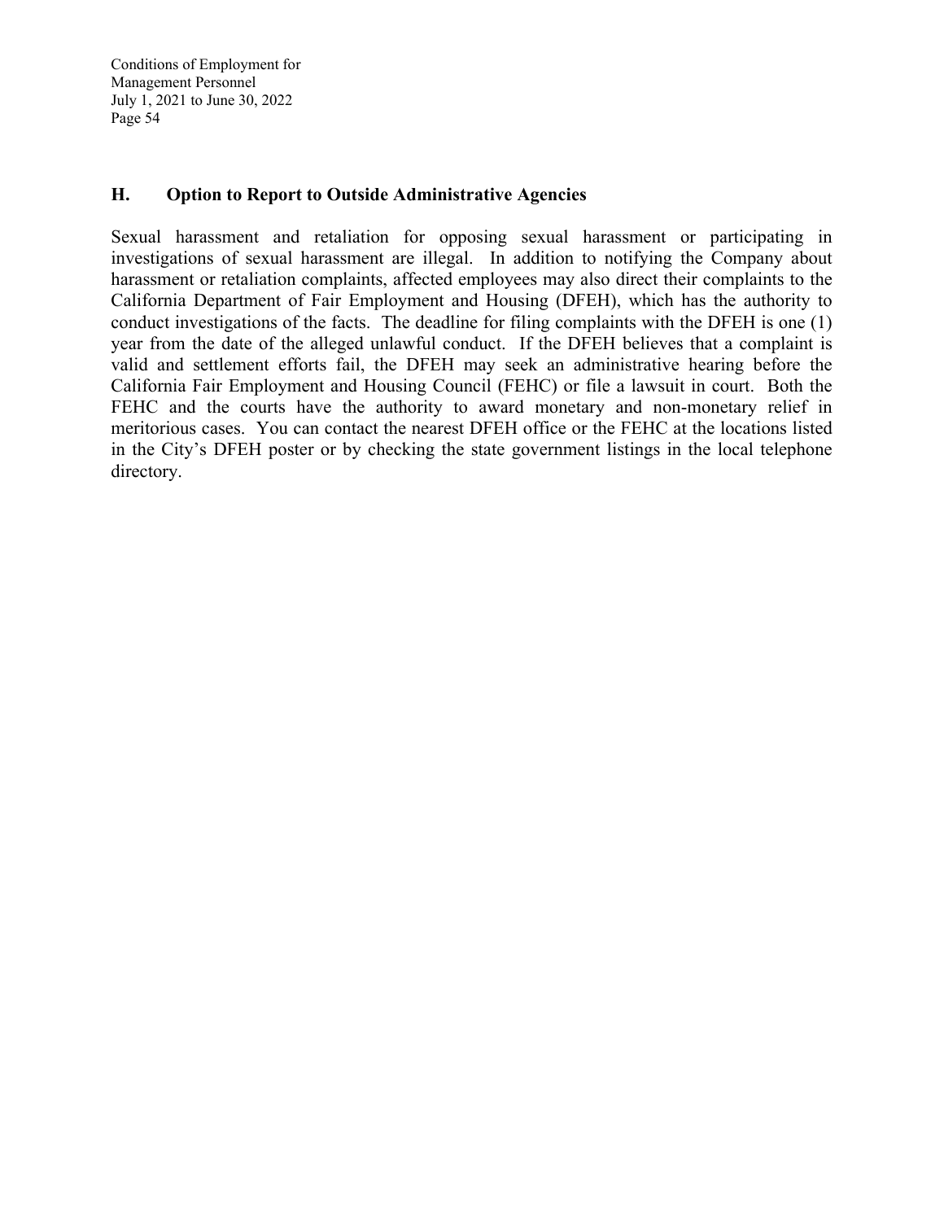## H. Option to Report to Outside Administrative Agencies

Sexual harassment and retaliation for opposing sexual harassment or participating in investigations of sexual harassment are illegal. In addition to notifying the Company about harassment or retaliation complaints, affected employees may also direct their complaints to the California Department of Fair Employment and Housing (DFEH), which has the authority to conduct investigations of the facts. The deadline for filing complaints with the DFEH is one (1) year from the date of the alleged unlawful conduct. If the DFEH believes that a complaint is valid and settlement efforts fail, the DFEH may seek an administrative hearing before the California Fair Employment and Housing Council (FEHC) or file a lawsuit in court. Both the FEHC and the courts have the authority to award monetary and non-monetary relief in meritorious cases. You can contact the nearest DFEH office or the FEHC at the locations listed in the City's DFEH poster or by checking the state government listings in the local telephone directory.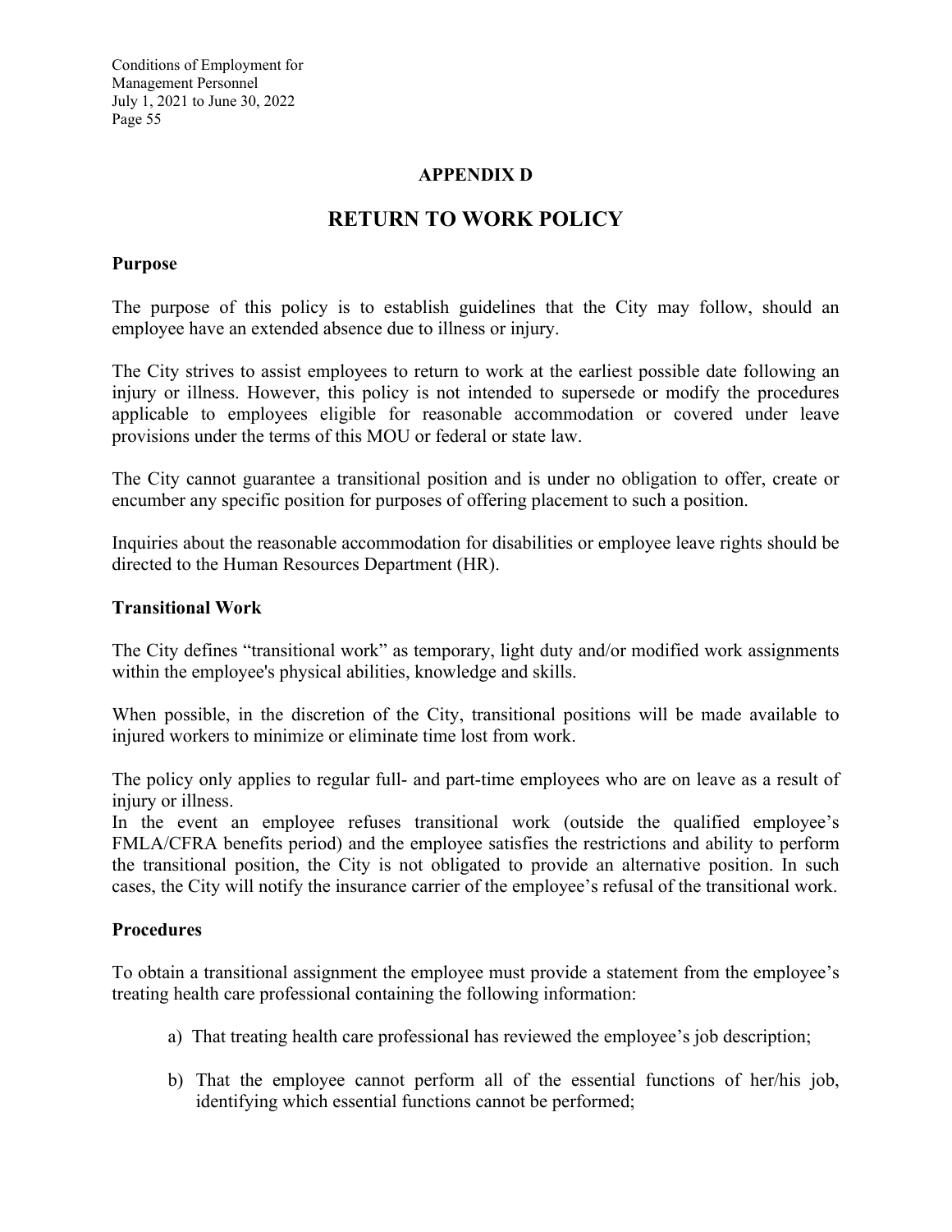## APPENDIX D

# RETURN TO WORK POLICY

**Purpose**

The purpose of this policy is to establish guidelines that the City may follow, should an employee have an extended absence due to illness or injury.

The City strives to assist employees to return to work at the earliest possible date following an injury or illness. However, this policy is not intended to supersede or modify the procedures applicable to employees eligible for reasonable accommodation or covered under leave provisions under the terms of this MOU or federal or state law.

The City cannot guarantee a transitional position and is under no obligation to offer, create or encumber any specific position for purposes of offering placement to such a position.

Inquiries about the reasonable accommodation for disabilities or employee leave rights should be directed to the Human Resources Department (HR).

**Transitional Work**

The City defines "transitional work" as temporary, light duty and/or modified work assignments within the employee's physical abilities, knowledge and skills.

When possible, in the discretion of the City, transitional positions will be made available to injured workers to minimize or eliminate time lost from work.

The policy only applies to regular full- and part-time employees who are on leave as a result of injury or illness.

In the event an employee refuses transitional work (outside the qualified employee's FMLA/CFRA benefits period) and the employee satisfies the restrictions and ability to perform the transitional position, the City is not obligated to provide an alternative position. In such cases, the City will notify the insurance carrier of the employee's refusal of the transitional work.

**Procedures**

To obtain a transitional assignment the employee must provide a statement from the employee's treating health care professional containing the following information:

a) That treating health care professional has reviewed the employee's job description;

b) That the employee cannot perform all of the essential functions of her/his job, identifying which essential functions cannot be performed;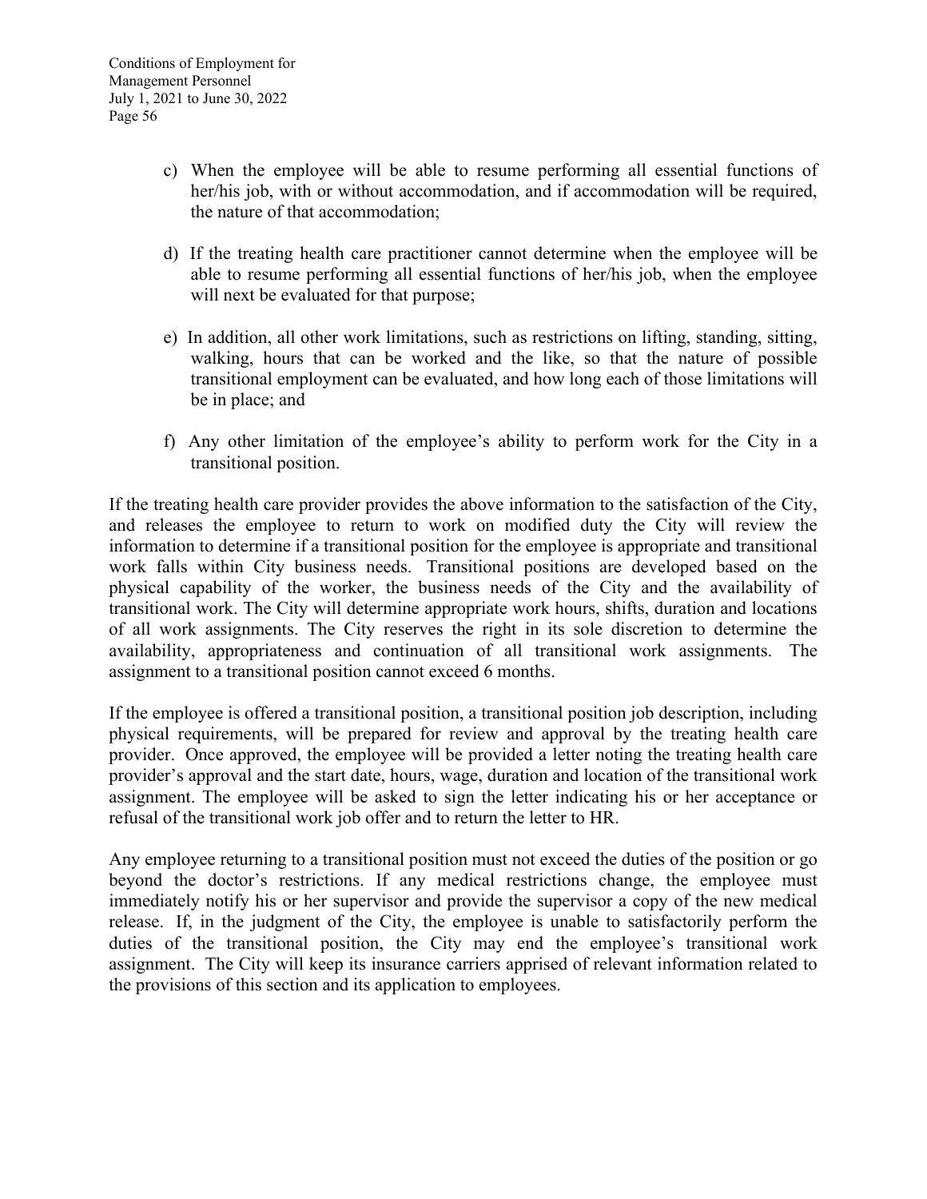c) When the employee will be able to resume performing all essential functions of her/his job, with or without accommodation, and if accommodation will be required, the nature of that accommodation;

d) If the treating health care practitioner cannot determine when the employee will be able to resume performing all essential functions of her/his job, when the employee will next be evaluated for that purpose;

e) In addition, all other work limitations, such as restrictions on lifting, standing, sitting, walking, hours that can be worked and the like, so that the nature of possible transitional employment can be evaluated, and how long each of those limitations will be in place; and

f) Any other limitation of the employee's ability to perform work for the City in a transitional position.

If the treating health care provider provides the above information to the satisfaction of the City, and releases the employee to return to work on modified duty the City will review the information to determine if a transitional position for the employee is appropriate and transitional work falls within City business needs. Transitional positions are developed based on the physical capability of the worker, the business needs of the City and the availability of transitional work. The City will determine appropriate work hours, shifts, duration and locations of all work assignments. The City reserves the right in its sole discretion to determine the availability, appropriateness and continuation of all transitional work assignments. The assignment to a transitional position cannot exceed 6 months.

If the employee is offered a transitional position, a transitional position job description, including physical requirements, will be prepared for review and approval by the treating health care provider. Once approved, the employee will be provided a letter noting the treating health care provider's approval and the start date, hours, wage, duration and location of the transitional work assignment. The employee will be asked to sign the letter indicating his or her acceptance or refusal of the transitional work job offer and to return the letter to HR.

Any employee returning to a transitional position must not exceed the duties of the position or go beyond the doctor's restrictions. If any medical restrictions change, the employee must immediately notify his or her supervisor and provide the supervisor a copy of the new medical release. If, in the judgment of the City, the employee is unable to satisfactorily perform the duties of the transitional position, the City may end the employee's transitional work assignment. The City will keep its insurance carriers may apprised of relevant information related to the provisions of this section and its application to employees.